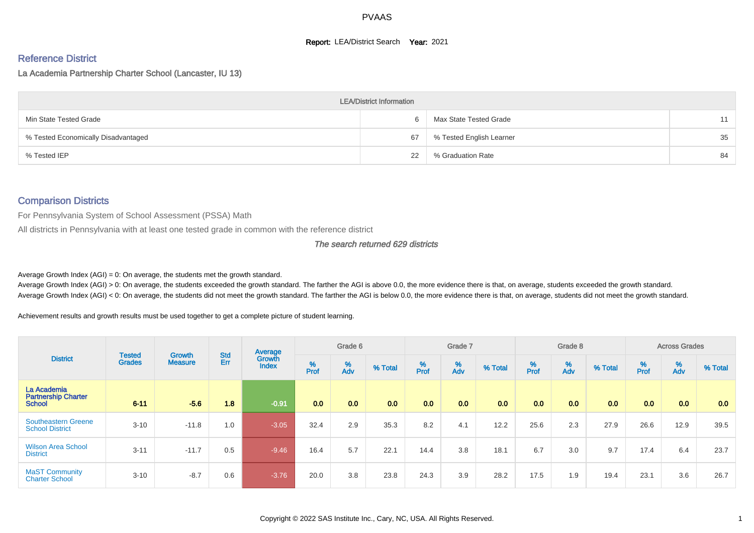# PVAAS

**Report:** LEA/District Search **Year:** 2021

## Reference District

La Academia Partnership Charter School (Lancaster, IU 13)

| LEA/District Information | | | |
|---|---|---|---|
| Min State Tested Grade | 6 | Max State Tested Grade | 11 |
| % Tested Economically Disadvantaged | 67 | % Tested English Learner | 35 |
| % Tested IEP | 22 | % Graduation Rate | 84 |

## Comparison Districts

For Pennsylvania System of School Assessment (PSSA) Math

All districts in Pennsylvania with at least one tested grade in common with the reference district

*The search returned 629 districts*

Average Growth Index (AGI) = 0: On average, the students met the growth standard.

Average Growth Index (AGI) > 0: On average, the students exceeded the growth standard. The farther the AGI is above 0.0, the more evidence there is that, on average, students exceeded the growth standard.

Average Growth Index (AGI) < 0: On average, the students did not meet the growth standard. The farther the AGI is below 0.0, the more evidence there is that, on average, students did not meet the growth standard.

Achievement results and growth results must be used together to get a complete picture of student learning.

| District | Tested Grades | Growth Measure | Std Err | Average Growth Index | Grade 6 | | | Grade 7 | | | Grade 8 | | | Across Grades | | |
|---|---|---|---|---|---|---|---|---|---|---|---|---|---|---|---|---|
| | | | | | % Prof | % Adv | % Total | % Prof | % Adv | % Total | % Prof | % Adv | % Total | % Prof | % Adv | % Total |
| **La Academia Partnership Charter School** | **6-11** | **-5.6** | **1.8** | **-0.91** | **0.0** | **0.0** | **0.0** | **0.0** | **0.0** | **0.0** | **0.0** | **0.0** | **0.0** | **0.0** | **0.0** | **0.0** |
| Southeastern Greene School District | 3-10 | -11.8 | 1.0 | -3.05 | 32.4 | 2.9 | 35.3 | 8.2 | 4.1 | 12.2 | 25.6 | 2.3 | 27.9 | 26.6 | 12.9 | 39.5 |
| Wilson Area School District | 3-11 | -11.7 | 0.5 | -9.46 | 16.4 | 5.7 | 22.1 | 14.4 | 3.8 | 18.1 | 6.7 | 3.0 | 9.7 | 17.4 | 6.4 | 23.7 |
| MaST Community Charter School | 3-10 | -8.7 | 0.6 | -3.76 | 20.0 | 3.8 | 23.8 | 24.3 | 3.9 | 28.2 | 17.5 | 1.9 | 19.4 | 23.1 | 3.6 | 26.7 |

Copyright © 2022 SAS Institute Inc., Cary, NC, USA. All Rights Reserved.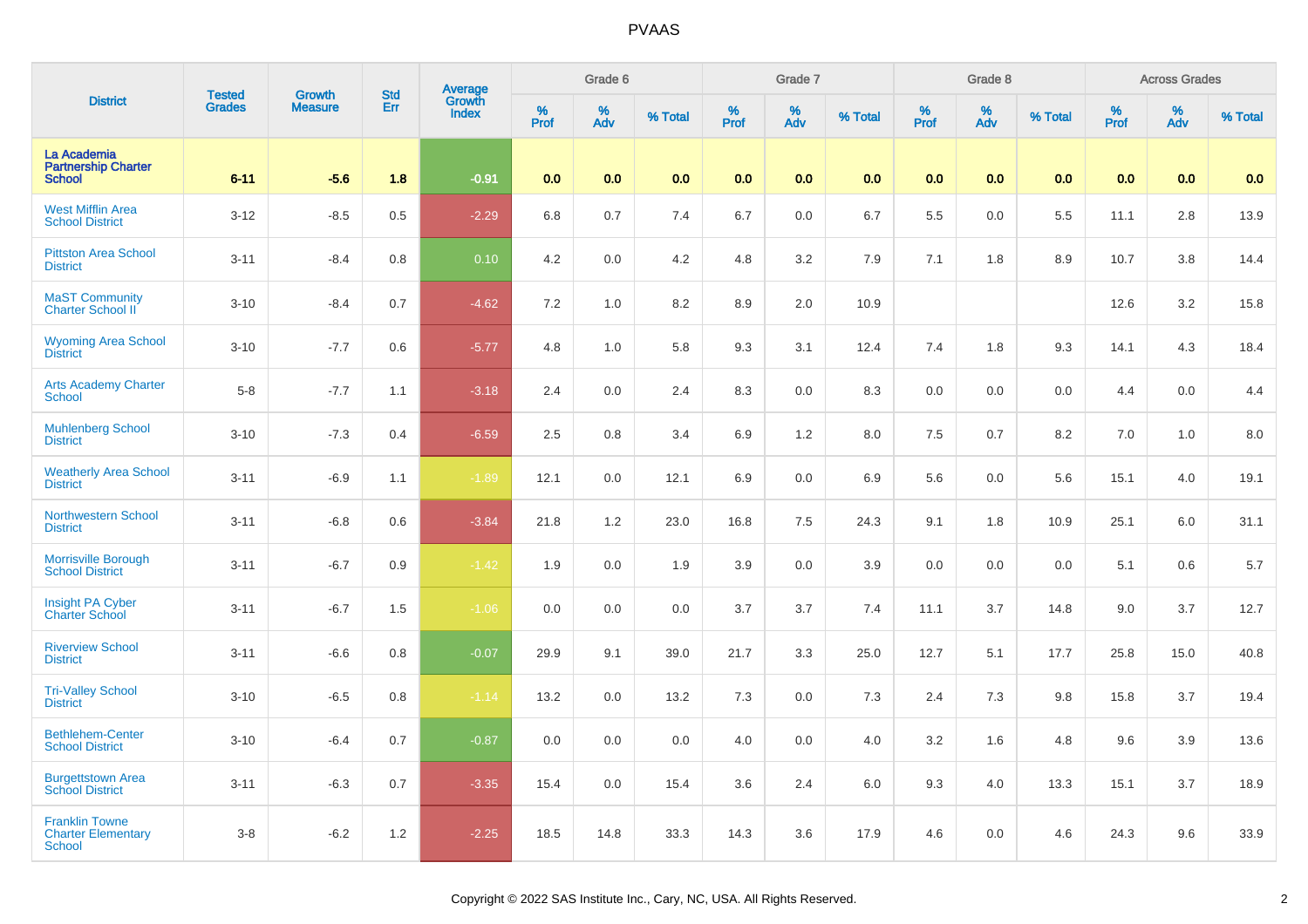# PVAAS

| District | Tested Grades | Growth Measure | Std Err | Average Growth Index | Grade 6 | | | Grade 7 | | | Grade 8 | | | Across Grades | | |
|---|---|---|---|---|---|---|---|---|---|---|---|---|---|---|---|---|
| | | | | | % Prof | % Adv | % Total | % Prof | % Adv | % Total | % Prof | % Adv | % Total | % Prof | % Adv | % Total |
| **La Academia Partnership Charter School** | **6-11** | **-5.6** | **1.8** | **-0.91** | **0.0** | **0.0** | **0.0** | **0.0** | **0.0** | **0.0** | **0.0** | **0.0** | **0.0** | **0.0** | **0.0** | **0.0** |
| West Mifflin Area School District | 3-12 | -8.5 | 0.5 | -2.29 | 6.8 | 0.7 | 7.4 | 6.7 | 0.0 | 6.7 | 5.5 | 0.0 | 5.5 | 11.1 | 2.8 | 13.9 |
| Pittston Area School District | 3-11 | -8.4 | 0.8 | 0.10 | 4.2 | 0.0 | 4.2 | 4.8 | 3.2 | 7.9 | 7.1 | 1.8 | 8.9 | 10.7 | 3.8 | 14.4 |
| MaST Community Charter School II | 3-10 | -8.4 | 0.7 | -4.62 | 7.2 | 1.0 | 8.2 | 8.9 | 2.0 | 10.9 | | | | 12.6 | 3.2 | 15.8 |
| Wyoming Area School District | 3-10 | -7.7 | 0.6 | -5.77 | 4.8 | 1.0 | 5.8 | 9.3 | 3.1 | 12.4 | 7.4 | 1.8 | 9.3 | 14.1 | 4.3 | 18.4 |
| Arts Academy Charter School | 5-8 | -7.7 | 1.1 | -3.18 | 2.4 | 0.0 | 2.4 | 8.3 | 0.0 | 8.3 | 0.0 | 0.0 | 0.0 | 4.4 | 0.0 | 4.4 |
| Muhlenberg School District | 3-10 | -7.3 | 0.4 | -6.59 | 2.5 | 0.8 | 3.4 | 6.9 | 1.2 | 8.0 | 7.5 | 0.7 | 8.2 | 7.0 | 1.0 | 8.0 |
| Weatherly Area School District | 3-11 | -6.9 | 1.1 | -1.89 | 12.1 | 0.0 | 12.1 | 6.9 | 0.0 | 6.9 | 5.6 | 0.0 | 5.6 | 15.1 | 4.0 | 19.1 |
| Northwestern School District | 3-11 | -6.8 | 0.6 | -3.84 | 21.8 | 1.2 | 23.0 | 16.8 | 7.5 | 24.3 | 9.1 | 1.8 | 10.9 | 25.1 | 6.0 | 31.1 |
| Morrisville Borough School District | 3-11 | -6.7 | 0.9 | -1.42 | 1.9 | 0.0 | 1.9 | 3.9 | 0.0 | 3.9 | 0.0 | 0.0 | 0.0 | 5.1 | 0.6 | 5.7 |
| Insight PA Cyber Charter School | 3-11 | -6.7 | 1.5 | -1.06 | 0.0 | 0.0 | 0.0 | 3.7 | 3.7 | 7.4 | 11.1 | 3.7 | 14.8 | 9.0 | 3.7 | 12.7 |
| Riverview School District | 3-11 | -6.6 | 0.8 | -0.07 | 29.9 | 9.1 | 39.0 | 21.7 | 3.3 | 25.0 | 12.7 | 5.1 | 17.7 | 25.8 | 15.0 | 40.8 |
| Tri-Valley School District | 3-10 | -6.5 | 0.8 | -1.14 | 13.2 | 0.0 | 13.2 | 7.3 | 0.0 | 7.3 | 2.4 | 7.3 | 9.8 | 15.8 | 3.7 | 19.4 |
| Bethlehem-Center School District | 3-10 | -6.4 | 0.7 | -0.87 | 0.0 | 0.0 | 0.0 | 4.0 | 0.0 | 4.0 | 3.2 | 1.6 | 4.8 | 9.6 | 3.9 | 13.6 |
| Burgettstown Area School District | 3-11 | -6.3 | 0.7 | -3.35 | 15.4 | 0.0 | 15.4 | 3.6 | 2.4 | 6.0 | 9.3 | 4.0 | 13.3 | 15.1 | 3.7 | 18.9 |
| Franklin Towne Charter Elementary School | 3-8 | -6.2 | 1.2 | -2.25 | 18.5 | 14.8 | 33.3 | 14.3 | 3.6 | 17.9 | 4.6 | 0.0 | 4.6 | 24.3 | 9.6 | 33.9 |

Copyright © 2022 SAS Institute Inc., Cary, NC, USA. All Rights Reserved.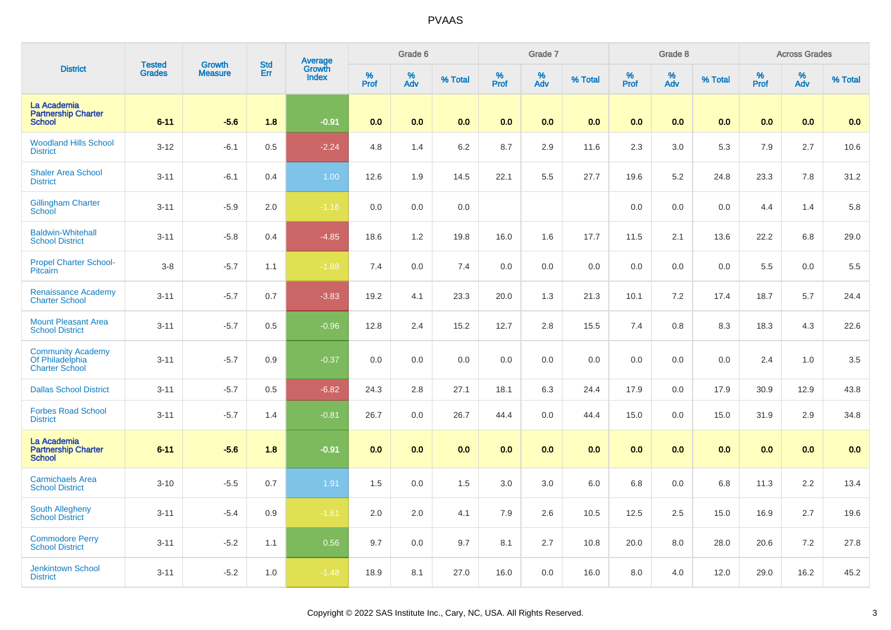# PVAAS

| District | Tested Grades | Growth Measure | Std Err | Average Growth Index | Grade 6 | | | Grade 7 | | | Grade 8 | | | Across Grades | | |
|---|---|---|---|---|---|---|---|---|---|---|---|---|---|---|---|---|
| | | | | | % Prof | % Adv | % Total | % Prof | % Adv | % Total | % Prof | % Adv | % Total | % Prof | % Adv | % Total |
| **La Academia Partnership Charter School** | **6-11** | **-5.6** | **1.8** | **-0.91** | **0.0** | **0.0** | **0.0** | **0.0** | **0.0** | **0.0** | **0.0** | **0.0** | **0.0** | **0.0** | **0.0** | **0.0** |
| Woodland Hills School District | 3-12 | -6.1 | 0.5 | -2.24 | 4.8 | 1.4 | 6.2 | 8.7 | 2.9 | 11.6 | 2.3 | 3.0 | 5.3 | 7.9 | 2.7 | 10.6 |
| Shaler Area School District | 3-11 | -6.1 | 0.4 | 1.00 | 12.6 | 1.9 | 14.5 | 22.1 | 5.5 | 27.7 | 19.6 | 5.2 | 24.8 | 23.3 | 7.8 | 31.2 |
| Gillingham Charter School | 3-11 | -5.9 | 2.0 | -1.16 | 0.0 | 0.0 | 0.0 | | | | 0.0 | 0.0 | 0.0 | 4.4 | 1.4 | 5.8 |
| Baldwin-Whitehall School District | 3-11 | -5.8 | 0.4 | -4.85 | 18.6 | 1.2 | 19.8 | 16.0 | 1.6 | 17.7 | 11.5 | 2.1 | 13.6 | 22.2 | 6.8 | 29.0 |
| Propel Charter School-Pitcairn | 3-8 | -5.7 | 1.1 | -1.88 | 7.4 | 0.0 | 7.4 | 0.0 | 0.0 | 0.0 | 0.0 | 0.0 | 0.0 | 5.5 | 0.0 | 5.5 |
| Renaissance Academy Charter School | 3-11 | -5.7 | 0.7 | -3.83 | 19.2 | 4.1 | 23.3 | 20.0 | 1.3 | 21.3 | 10.1 | 7.2 | 17.4 | 18.7 | 5.7 | 24.4 |
| Mount Pleasant Area School District | 3-11 | -5.7 | 0.5 | -0.96 | 12.8 | 2.4 | 15.2 | 12.7 | 2.8 | 15.5 | 7.4 | 0.8 | 8.3 | 18.3 | 4.3 | 22.6 |
| Community Academy Of Philadelphia Charter School | 3-11 | -5.7 | 0.9 | -0.37 | 0.0 | 0.0 | 0.0 | 0.0 | 0.0 | 0.0 | 0.0 | 0.0 | 0.0 | 2.4 | 1.0 | 3.5 |
| Dallas School District | 3-11 | -5.7 | 0.5 | -6.82 | 24.3 | 2.8 | 27.1 | 18.1 | 6.3 | 24.4 | 17.9 | 0.0 | 17.9 | 30.9 | 12.9 | 43.8 |
| Forbes Road School District | 3-11 | -5.7 | 1.4 | -0.81 | 26.7 | 0.0 | 26.7 | 44.4 | 0.0 | 44.4 | 15.0 | 0.0 | 15.0 | 31.9 | 2.9 | 34.8 |
| **La Academia Partnership Charter School** | **6-11** | **-5.6** | **1.8** | **-0.91** | **0.0** | **0.0** | **0.0** | **0.0** | **0.0** | **0.0** | **0.0** | **0.0** | **0.0** | **0.0** | **0.0** | **0.0** |
| Carmichaels Area School District | 3-10 | -5.5 | 0.7 | 1.91 | 1.5 | 0.0 | 1.5 | 3.0 | 3.0 | 6.0 | 6.8 | 0.0 | 6.8 | 11.3 | 2.2 | 13.4 |
| South Allegheny School District | 3-11 | -5.4 | 0.9 | -1.61 | 2.0 | 2.0 | 4.1 | 7.9 | 2.6 | 10.5 | 12.5 | 2.5 | 15.0 | 16.9 | 2.7 | 19.6 |
| Commodore Perry School District | 3-11 | -5.2 | 1.1 | 0.56 | 9.7 | 0.0 | 9.7 | 8.1 | 2.7 | 10.8 | 20.0 | 8.0 | 28.0 | 20.6 | 7.2 | 27.8 |
| Jenkintown School District | 3-11 | -5.2 | 1.0 | -1.48 | 18.9 | 8.1 | 27.0 | 16.0 | 0.0 | 16.0 | 8.0 | 4.0 | 12.0 | 29.0 | 16.2 | 45.2 |

Copyright © 2022 SAS Institute Inc., Cary, NC, USA. All Rights Reserved.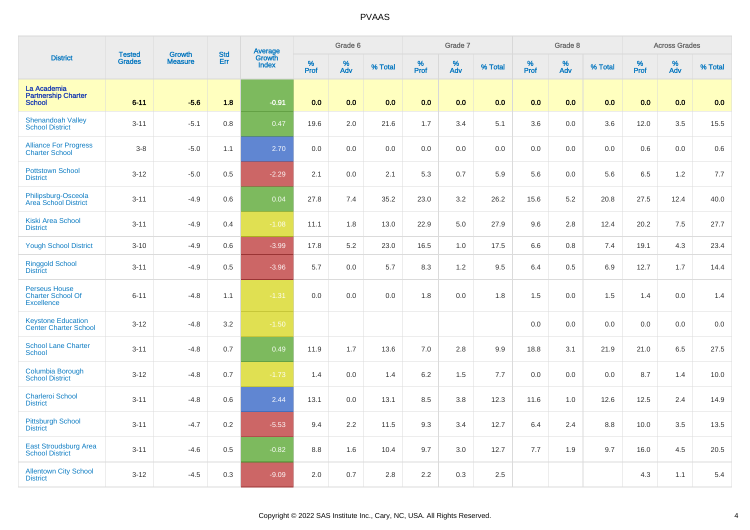| District | Tested Grades | Growth Measure | Std Err | Average Growth Index | Grade 6 | | | Grade 7 | | | Grade 8 | | | Across Grades | | |
|---|---|---|---|---|---|---|---|---|---|---|---|---|---|---|---|---|
| | | | | | % Prof | % Adv | % Total | % Prof | % Adv | % Total | % Prof | % Adv | % Total | % Prof | % Adv | % Total |
| **La Academia Partnership Charter School** | **6-11** | **-5.6** | **1.8** | **-0.91** | **0.0** | **0.0** | **0.0** | **0.0** | **0.0** | **0.0** | **0.0** | **0.0** | **0.0** | **0.0** | **0.0** | **0.0** |
| Shenandoah Valley School District | 3-11 | -5.1 | 0.8 | 0.47 | 19.6 | 2.0 | 21.6 | 1.7 | 3.4 | 5.1 | 3.6 | 0.0 | 3.6 | 12.0 | 3.5 | 15.5 |
| Alliance For Progress Charter School | 3-8 | -5.0 | 1.1 | 2.70 | 0.0 | 0.0 | 0.0 | 0.0 | 0.0 | 0.0 | 0.0 | 0.0 | 0.0 | 0.6 | 0.0 | 0.6 |
| Pottstown School District | 3-12 | -5.0 | 0.5 | -2.29 | 2.1 | 0.0 | 2.1 | 5.3 | 0.7 | 5.9 | 5.6 | 0.0 | 5.6 | 6.5 | 1.2 | 7.7 |
| Philipsburg-Osceola Area School District | 3-11 | -4.9 | 0.6 | 0.04 | 27.8 | 7.4 | 35.2 | 23.0 | 3.2 | 26.2 | 15.6 | 5.2 | 20.8 | 27.5 | 12.4 | 40.0 |
| Kiski Area School District | 3-11 | -4.9 | 0.4 | -1.08 | 11.1 | 1.8 | 13.0 | 22.9 | 5.0 | 27.9 | 9.6 | 2.8 | 12.4 | 20.2 | 7.5 | 27.7 |
| Yough School District | 3-10 | -4.9 | 0.6 | -3.99 | 17.8 | 5.2 | 23.0 | 16.5 | 1.0 | 17.5 | 6.6 | 0.8 | 7.4 | 19.1 | 4.3 | 23.4 |
| Ringgold School District | 3-11 | -4.9 | 0.5 | -3.96 | 5.7 | 0.0 | 5.7 | 8.3 | 1.2 | 9.5 | 6.4 | 0.5 | 6.9 | 12.7 | 1.7 | 14.4 |
| Perseus House Charter School Of Excellence | 6-11 | -4.8 | 1.1 | -1.31 | 0.0 | 0.0 | 0.0 | 1.8 | 0.0 | 1.8 | 1.5 | 0.0 | 1.5 | 1.4 | 0.0 | 1.4 |
| Keystone Education Center Charter School | 3-12 | -4.8 | 3.2 | -1.50 | | | | | | | 0.0 | 0.0 | 0.0 | 0.0 | 0.0 | 0.0 |
| School Lane Charter School | 3-11 | -4.8 | 0.7 | 0.49 | 11.9 | 1.7 | 13.6 | 7.0 | 2.8 | 9.9 | 18.8 | 3.1 | 21.9 | 21.0 | 6.5 | 27.5 |
| Columbia Borough School District | 3-12 | -4.8 | 0.7 | -1.73 | 1.4 | 0.0 | 1.4 | 6.2 | 1.5 | 7.7 | 0.0 | 0.0 | 0.0 | 8.7 | 1.4 | 10.0 |
| Charleroi School District | 3-11 | -4.8 | 0.6 | 2.44 | 13.1 | 0.0 | 13.1 | 8.5 | 3.8 | 12.3 | 11.6 | 1.0 | 12.6 | 12.5 | 2.4 | 14.9 |
| Pittsburgh School District | 3-11 | -4.7 | 0.2 | -5.53 | 9.4 | 2.2 | 11.5 | 9.3 | 3.4 | 12.7 | 6.4 | 2.4 | 8.8 | 10.0 | 3.5 | 13.5 |
| East Stroudsburg Area School District | 3-11 | -4.6 | 0.5 | -0.82 | 8.8 | 1.6 | 10.4 | 9.7 | 3.0 | 12.7 | 7.7 | 1.9 | 9.7 | 16.0 | 4.5 | 20.5 |
| Allentown City School District | 3-12 | -4.5 | 0.3 | -9.09 | 2.0 | 0.7 | 2.8 | 2.2 | 0.3 | 2.5 | | | | 4.3 | 1.1 | 5.4 |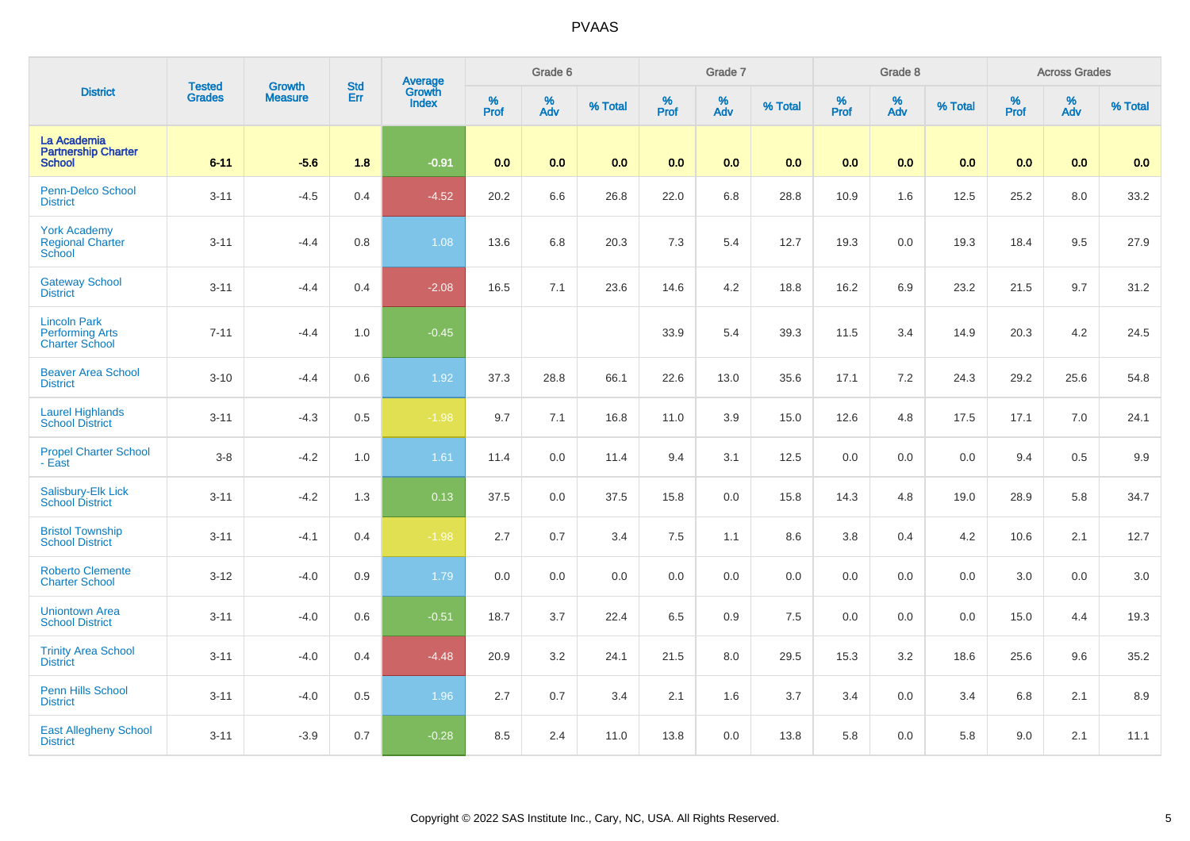# PVAAS

| District | Tested Grades | Growth Measure | Std Err | Average Growth Index | Grade 6 | | | Grade 7 | | | Grade 8 | | | Across Grades | | |
|---|---|---|---|---|---|---|---|---|---|---|---|---|---|---|---|---|
| | | | | | % Prof | % Adv | % Total | % Prof | % Adv | % Total | % Prof | % Adv | % Total | % Prof | % Adv | % Total |
| **La Academia Partnership Charter School** | **6-11** | **-5.6** | **1.8** | **-0.91** | **0.0** | **0.0** | **0.0** | **0.0** | **0.0** | **0.0** | **0.0** | **0.0** | **0.0** | **0.0** | **0.0** | **0.0** |
| Penn-Delco School District | 3-11 | -4.5 | 0.4 | -4.52 | 20.2 | 6.6 | 26.8 | 22.0 | 6.8 | 28.8 | 10.9 | 1.6 | 12.5 | 25.2 | 8.0 | 33.2 |
| York Academy Regional Charter School | 3-11 | -4.4 | 0.8 | 1.08 | 13.6 | 6.8 | 20.3 | 7.3 | 5.4 | 12.7 | 19.3 | 0.0 | 19.3 | 18.4 | 9.5 | 27.9 |
| Gateway School District | 3-11 | -4.4 | 0.4 | -2.08 | 16.5 | 7.1 | 23.6 | 14.6 | 4.2 | 18.8 | 16.2 | 6.9 | 23.2 | 21.5 | 9.7 | 31.2 |
| Lincoln Park Performing Arts Charter School | 7-11 | -4.4 | 1.0 | -0.45 | | | | 33.9 | 5.4 | 39.3 | 11.5 | 3.4 | 14.9 | 20.3 | 4.2 | 24.5 |
| Beaver Area School District | 3-10 | -4.4 | 0.6 | 1.92 | 37.3 | 28.8 | 66.1 | 22.6 | 13.0 | 35.6 | 17.1 | 7.2 | 24.3 | 29.2 | 25.6 | 54.8 |
| Laurel Highlands School District | 3-11 | -4.3 | 0.5 | -1.98 | 9.7 | 7.1 | 16.8 | 11.0 | 3.9 | 15.0 | 12.6 | 4.8 | 17.5 | 17.1 | 7.0 | 24.1 |
| Propel Charter School - East | 3-8 | -4.2 | 1.0 | 1.61 | 11.4 | 0.0 | 11.4 | 9.4 | 3.1 | 12.5 | 0.0 | 0.0 | 0.0 | 9.4 | 0.5 | 9.9 |
| Salisbury-Elk Lick School District | 3-11 | -4.2 | 1.3 | 0.13 | 37.5 | 0.0 | 37.5 | 15.8 | 0.0 | 15.8 | 14.3 | 4.8 | 19.0 | 28.9 | 5.8 | 34.7 |
| Bristol Township School District | 3-11 | -4.1 | 0.4 | -1.98 | 2.7 | 0.7 | 3.4 | 7.5 | 1.1 | 8.6 | 3.8 | 0.4 | 4.2 | 10.6 | 2.1 | 12.7 |
| Roberto Clemente Charter School | 3-12 | -4.0 | 0.9 | 1.79 | 0.0 | 0.0 | 0.0 | 0.0 | 0.0 | 0.0 | 0.0 | 0.0 | 0.0 | 3.0 | 0.0 | 3.0 |
| Uniontown Area School District | 3-11 | -4.0 | 0.6 | -0.51 | 18.7 | 3.7 | 22.4 | 6.5 | 0.9 | 7.5 | 0.0 | 0.0 | 0.0 | 15.0 | 4.4 | 19.3 |
| Trinity Area School District | 3-11 | -4.0 | 0.4 | -4.48 | 20.9 | 3.2 | 24.1 | 21.5 | 8.0 | 29.5 | 15.3 | 3.2 | 18.6 | 25.6 | 9.6 | 35.2 |
| Penn Hills School District | 3-11 | -4.0 | 0.5 | 1.96 | 2.7 | 0.7 | 3.4 | 2.1 | 1.6 | 3.7 | 3.4 | 0.0 | 3.4 | 6.8 | 2.1 | 8.9 |
| East Allegheny School District | 3-11 | -3.9 | 0.7 | -0.28 | 8.5 | 2.4 | 11.0 | 13.8 | 0.0 | 13.8 | 5.8 | 0.0 | 5.8 | 9.0 | 2.1 | 11.1 |

Copyright © 2022 SAS Institute Inc., Cary, NC, USA. All Rights Reserved.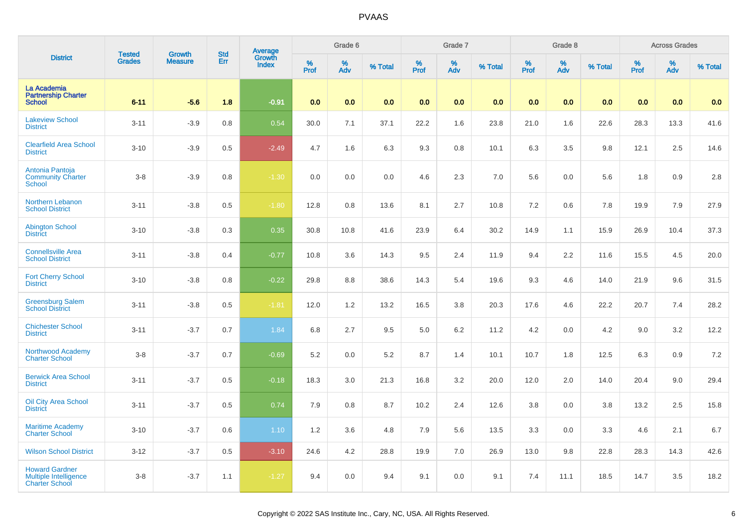# PVAAS

| District | Tested Grades | Growth Measure | Std Err | Average Growth Index | Grade 6 | | | Grade 7 | | | Grade 8 | | | Across Grades | | |
|---|---|---|---|---|---|---|---|---|---|---|---|---|---|---|---|---|
| | | | | | % Prof | % Adv | % Total | % Prof | % Adv | % Total | % Prof | % Adv | % Total | % Prof | % Adv | % Total |
| **La Academia Partnership Charter School** | **6-11** | **-5.6** | **1.8** | **-0.91** | **0.0** | **0.0** | **0.0** | **0.0** | **0.0** | **0.0** | **0.0** | **0.0** | **0.0** | **0.0** | **0.0** | **0.0** |
| Lakeview School District | 3-11 | -3.9 | 0.8 | 0.54 | 30.0 | 7.1 | 37.1 | 22.2 | 1.6 | 23.8 | 21.0 | 1.6 | 22.6 | 28.3 | 13.3 | 41.6 |
| Clearfield Area School District | 3-10 | -3.9 | 0.5 | -2.49 | 4.7 | 1.6 | 6.3 | 9.3 | 0.8 | 10.1 | 6.3 | 3.5 | 9.8 | 12.1 | 2.5 | 14.6 |
| Antonia Pantoja Community Charter School | 3-8 | -3.9 | 0.8 | -1.30 | 0.0 | 0.0 | 0.0 | 4.6 | 2.3 | 7.0 | 5.6 | 0.0 | 5.6 | 1.8 | 0.9 | 2.8 |
| Northern Lebanon School District | 3-11 | -3.8 | 0.5 | -1.80 | 12.8 | 0.8 | 13.6 | 8.1 | 2.7 | 10.8 | 7.2 | 0.6 | 7.8 | 19.9 | 7.9 | 27.9 |
| Abington School District | 3-10 | -3.8 | 0.3 | 0.35 | 30.8 | 10.8 | 41.6 | 23.9 | 6.4 | 30.2 | 14.9 | 1.1 | 15.9 | 26.9 | 10.4 | 37.3 |
| Connellsville Area School District | 3-11 | -3.8 | 0.4 | -0.77 | 10.8 | 3.6 | 14.3 | 9.5 | 2.4 | 11.9 | 9.4 | 2.2 | 11.6 | 15.5 | 4.5 | 20.0 |
| Fort Cherry School District | 3-10 | -3.8 | 0.8 | -0.22 | 29.8 | 8.8 | 38.6 | 14.3 | 5.4 | 19.6 | 9.3 | 4.6 | 14.0 | 21.9 | 9.6 | 31.5 |
| Greensburg Salem School District | 3-11 | -3.8 | 0.5 | -1.81 | 12.0 | 1.2 | 13.2 | 16.5 | 3.8 | 20.3 | 17.6 | 4.6 | 22.2 | 20.7 | 7.4 | 28.2 |
| Chichester School District | 3-11 | -3.7 | 0.7 | 1.84 | 6.8 | 2.7 | 9.5 | 5.0 | 6.2 | 11.2 | 4.2 | 0.0 | 4.2 | 9.0 | 3.2 | 12.2 |
| Northwood Academy Charter School | 3-8 | -3.7 | 0.7 | -0.69 | 5.2 | 0.0 | 5.2 | 8.7 | 1.4 | 10.1 | 10.7 | 1.8 | 12.5 | 6.3 | 0.9 | 7.2 |
| Berwick Area School District | 3-11 | -3.7 | 0.5 | -0.18 | 18.3 | 3.0 | 21.3 | 16.8 | 3.2 | 20.0 | 12.0 | 2.0 | 14.0 | 20.4 | 9.0 | 29.4 |
| Oil City Area School District | 3-11 | -3.7 | 0.5 | 0.74 | 7.9 | 0.8 | 8.7 | 10.2 | 2.4 | 12.6 | 3.8 | 0.0 | 3.8 | 13.2 | 2.5 | 15.8 |
| Maritime Academy Charter School | 3-10 | -3.7 | 0.6 | 1.10 | 1.2 | 3.6 | 4.8 | 7.9 | 5.6 | 13.5 | 3.3 | 0.0 | 3.3 | 4.6 | 2.1 | 6.7 |
| Wilson School District | 3-12 | -3.7 | 0.5 | -3.10 | 24.6 | 4.2 | 28.8 | 19.9 | 7.0 | 26.9 | 13.0 | 9.8 | 22.8 | 28.3 | 14.3 | 42.6 |
| Howard Gardner Multiple Intelligence Charter School | 3-8 | -3.7 | 1.1 | -1.27 | 9.4 | 0.0 | 9.4 | 9.1 | 0.0 | 9.1 | 7.4 | 11.1 | 18.5 | 14.7 | 3.5 | 18.2 |

Copyright © 2022 SAS Institute Inc., Cary, NC, USA. All Rights Reserved.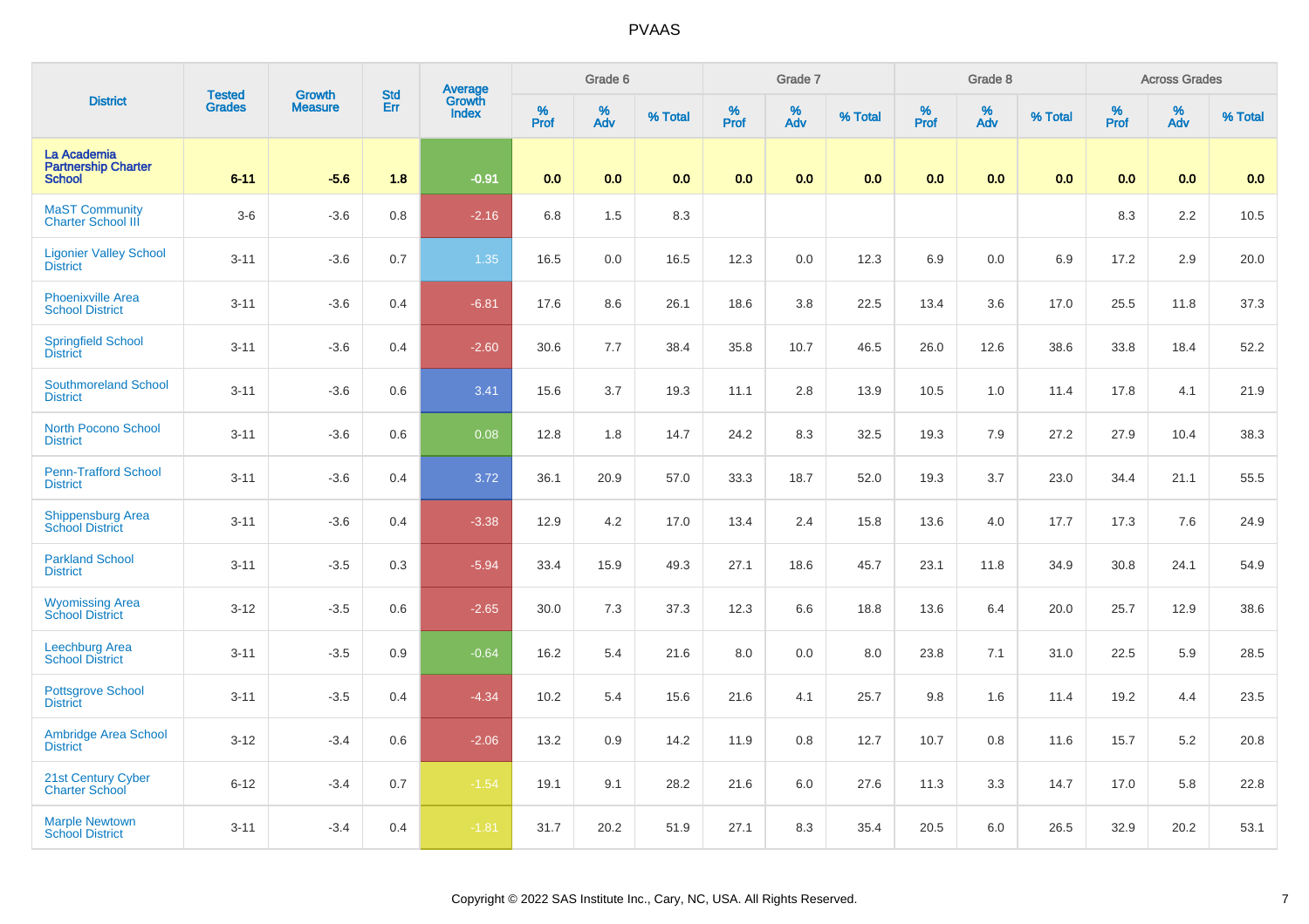| District | Tested Grades | Growth Measure | Std Err | Average Growth Index | Grade 6 | | | Grade 7 | | | Grade 8 | | | Across Grades | | |
|---|---|---|---|---|---|---|---|---|---|---|---|---|---|---|---|---|
| | | | | | % Prof | % Adv | % Total | % Prof | % Adv | % Total | % Prof | % Adv | % Total | % Prof | % Adv | % Total |
| **La Academia Partnership Charter School** | **6-11** | **-5.6** | **1.8** | **-0.91** | **0.0** | **0.0** | **0.0** | **0.0** | **0.0** | **0.0** | **0.0** | **0.0** | **0.0** | **0.0** | **0.0** | **0.0** |
| MaST Community Charter School III | 3-6 | -3.6 | 0.8 | -2.16 | 6.8 | 1.5 | 8.3 | | | | | | | 8.3 | 2.2 | 10.5 |
| Ligonier Valley School District | 3-11 | -3.6 | 0.7 | 1.35 | 16.5 | 0.0 | 16.5 | 12.3 | 0.0 | 12.3 | 6.9 | 0.0 | 6.9 | 17.2 | 2.9 | 20.0 |
| Phoenixville Area School District | 3-11 | -3.6 | 0.4 | -6.81 | 17.6 | 8.6 | 26.1 | 18.6 | 3.8 | 22.5 | 13.4 | 3.6 | 17.0 | 25.5 | 11.8 | 37.3 |
| Springfield School District | 3-11 | -3.6 | 0.4 | -2.60 | 30.6 | 7.7 | 38.4 | 35.8 | 10.7 | 46.5 | 26.0 | 12.6 | 38.6 | 33.8 | 18.4 | 52.2 |
| Southmoreland School District | 3-11 | -3.6 | 0.6 | 3.41 | 15.6 | 3.7 | 19.3 | 11.1 | 2.8 | 13.9 | 10.5 | 1.0 | 11.4 | 17.8 | 4.1 | 21.9 |
| North Pocono School District | 3-11 | -3.6 | 0.6 | 0.08 | 12.8 | 1.8 | 14.7 | 24.2 | 8.3 | 32.5 | 19.3 | 7.9 | 27.2 | 27.9 | 10.4 | 38.3 |
| Penn-Trafford School District | 3-11 | -3.6 | 0.4 | 3.72 | 36.1 | 20.9 | 57.0 | 33.3 | 18.7 | 52.0 | 19.3 | 3.7 | 23.0 | 34.4 | 21.1 | 55.5 |
| Shippensburg Area School District | 3-11 | -3.6 | 0.4 | -3.38 | 12.9 | 4.2 | 17.0 | 13.4 | 2.4 | 15.8 | 13.6 | 4.0 | 17.7 | 17.3 | 7.6 | 24.9 |
| Parkland School District | 3-11 | -3.5 | 0.3 | -5.94 | 33.4 | 15.9 | 49.3 | 27.1 | 18.6 | 45.7 | 23.1 | 11.8 | 34.9 | 30.8 | 24.1 | 54.9 |
| Wyomissing Area School District | 3-12 | -3.5 | 0.6 | -2.65 | 30.0 | 7.3 | 37.3 | 12.3 | 6.6 | 18.8 | 13.6 | 6.4 | 20.0 | 25.7 | 12.9 | 38.6 |
| Leechburg Area School District | 3-11 | -3.5 | 0.9 | -0.64 | 16.2 | 5.4 | 21.6 | 8.0 | 0.0 | 8.0 | 23.8 | 7.1 | 31.0 | 22.5 | 5.9 | 28.5 |
| Pottsgrove School District | 3-11 | -3.5 | 0.4 | -4.34 | 10.2 | 5.4 | 15.6 | 21.6 | 4.1 | 25.7 | 9.8 | 1.6 | 11.4 | 19.2 | 4.4 | 23.5 |
| Ambridge Area School District | 3-12 | -3.4 | 0.6 | -2.06 | 13.2 | 0.9 | 14.2 | 11.9 | 0.8 | 12.7 | 10.7 | 0.8 | 11.6 | 15.7 | 5.2 | 20.8 |
| 21st Century Cyber Charter School | 6-12 | -3.4 | 0.7 | -1.54 | 19.1 | 9.1 | 28.2 | 21.6 | 6.0 | 27.6 | 11.3 | 3.3 | 14.7 | 17.0 | 5.8 | 22.8 |
| Marple Newtown School District | 3-11 | -3.4 | 0.4 | -1.81 | 31.7 | 20.2 | 51.9 | 27.1 | 8.3 | 35.4 | 20.5 | 6.0 | 26.5 | 32.9 | 20.2 | 53.1 |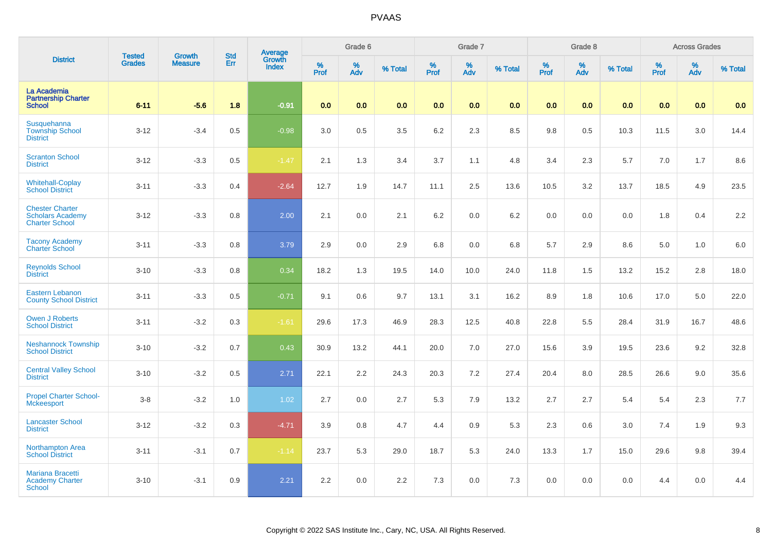# PVAAS

| District | Tested Grades | Growth Measure | Std Err | Average Growth Index | Grade 6 | | | Grade 7 | | | Grade 8 | | | Across Grades | | |
|---|---|---|---|---|---|---|---|---|---|---|---|---|---|---|---|---|
| | | | | | % Prof | % Adv | % Total | % Prof | % Adv | % Total | % Prof | % Adv | % Total | % Prof | % Adv | % Total |
| **La Academia Partnership Charter School** | **6-11** | **-5.6** | **1.8** | **-0.91** | **0.0** | **0.0** | **0.0** | **0.0** | **0.0** | **0.0** | **0.0** | **0.0** | **0.0** | **0.0** | **0.0** | **0.0** |
| Susquehanna Township School District | 3-12 | -3.4 | 0.5 | -0.98 | 3.0 | 0.5 | 3.5 | 6.2 | 2.3 | 8.5 | 9.8 | 0.5 | 10.3 | 11.5 | 3.0 | 14.4 |
| Scranton School District | 3-12 | -3.3 | 0.5 | -1.47 | 2.1 | 1.3 | 3.4 | 3.7 | 1.1 | 4.8 | 3.4 | 2.3 | 5.7 | 7.0 | 1.7 | 8.6 |
| Whitehall-Coplay School District | 3-11 | -3.3 | 0.4 | -2.64 | 12.7 | 1.9 | 14.7 | 11.1 | 2.5 | 13.6 | 10.5 | 3.2 | 13.7 | 18.5 | 4.9 | 23.5 |
| Chester Charter Scholars Academy Charter School | 3-12 | -3.3 | 0.8 | 2.00 | 2.1 | 0.0 | 2.1 | 6.2 | 0.0 | 6.2 | 0.0 | 0.0 | 0.0 | 1.8 | 0.4 | 2.2 |
| Tacony Academy Charter School | 3-11 | -3.3 | 0.8 | 3.79 | 2.9 | 0.0 | 2.9 | 6.8 | 0.0 | 6.8 | 5.7 | 2.9 | 8.6 | 5.0 | 1.0 | 6.0 |
| Reynolds School District | 3-10 | -3.3 | 0.8 | 0.34 | 18.2 | 1.3 | 19.5 | 14.0 | 10.0 | 24.0 | 11.8 | 1.5 | 13.2 | 15.2 | 2.8 | 18.0 |
| Eastern Lebanon County School District | 3-11 | -3.3 | 0.5 | -0.71 | 9.1 | 0.6 | 9.7 | 13.1 | 3.1 | 16.2 | 8.9 | 1.8 | 10.6 | 17.0 | 5.0 | 22.0 |
| Owen J Roberts School District | 3-11 | -3.2 | 0.3 | -1.61 | 29.6 | 17.3 | 46.9 | 28.3 | 12.5 | 40.8 | 22.8 | 5.5 | 28.4 | 31.9 | 16.7 | 48.6 |
| Neshannock Township School District | 3-10 | -3.2 | 0.7 | 0.43 | 30.9 | 13.2 | 44.1 | 20.0 | 7.0 | 27.0 | 15.6 | 3.9 | 19.5 | 23.6 | 9.2 | 32.8 |
| Central Valley School District | 3-10 | -3.2 | 0.5 | 2.71 | 22.1 | 2.2 | 24.3 | 20.3 | 7.2 | 27.4 | 20.4 | 8.0 | 28.5 | 26.6 | 9.0 | 35.6 |
| Propel Charter School-Mckeesport | 3-8 | -3.2 | 1.0 | 1.02 | 2.7 | 0.0 | 2.7 | 5.3 | 7.9 | 13.2 | 2.7 | 2.7 | 5.4 | 5.4 | 2.3 | 7.7 |
| Lancaster School District | 3-12 | -3.2 | 0.3 | -4.71 | 3.9 | 0.8 | 4.7 | 4.4 | 0.9 | 5.3 | 2.3 | 0.6 | 3.0 | 7.4 | 1.9 | 9.3 |
| Northampton Area School District | 3-11 | -3.1 | 0.7 | -1.14 | 23.7 | 5.3 | 29.0 | 18.7 | 5.3 | 24.0 | 13.3 | 1.7 | 15.0 | 29.6 | 9.8 | 39.4 |
| Mariana Bracetti Academy Charter School | 3-10 | -3.1 | 0.9 | 2.21 | 2.2 | 0.0 | 2.2 | 7.3 | 0.0 | 7.3 | 0.0 | 0.0 | 0.0 | 4.4 | 0.0 | 4.4 |

Copyright © 2022 SAS Institute Inc., Cary, NC, USA. All Rights Reserved.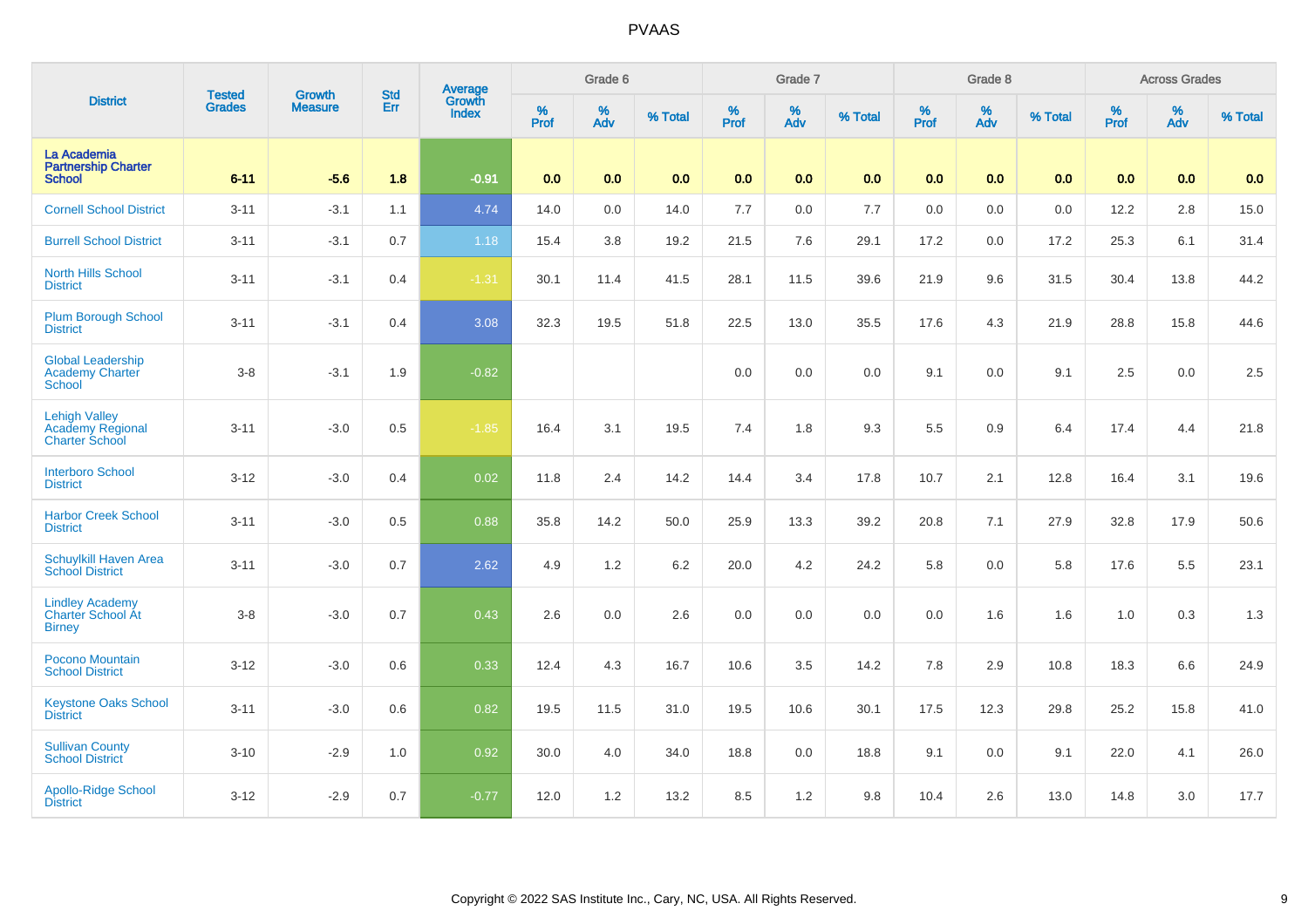# PVAAS

| District | Tested Grades | Growth Measure | Std Err | Average Growth Index | Grade 6 | | | Grade 7 | | | Grade 8 | | | Across Grades | | |
|---|---|---|---|---|---|---|---|---|---|---|---|---|---|---|---|---|
| | | | | | % Prof | % Adv | % Total | % Prof | % Adv | % Total | % Prof | % Adv | % Total | % Prof | % Adv | % Total |
| La Academia Partnership Charter School | 6-11 | -5.6 | 1.8 | -0.91 | 0.0 | 0.0 | 0.0 | 0.0 | 0.0 | 0.0 | 0.0 | 0.0 | 0.0 | 0.0 | 0.0 | 0.0 |
| Cornell School District | 3-11 | -3.1 | 1.1 | 4.74 | 14.0 | 0.0 | 14.0 | 7.7 | 0.0 | 7.7 | 0.0 | 0.0 | 0.0 | 12.2 | 2.8 | 15.0 |
| Burrell School District | 3-11 | -3.1 | 0.7 | 1.18 | 15.4 | 3.8 | 19.2 | 21.5 | 7.6 | 29.1 | 17.2 | 0.0 | 17.2 | 25.3 | 6.1 | 31.4 |
| North Hills School District | 3-11 | -3.1 | 0.4 | -1.31 | 30.1 | 11.4 | 41.5 | 28.1 | 11.5 | 39.6 | 21.9 | 9.6 | 31.5 | 30.4 | 13.8 | 44.2 |
| Plum Borough School District | 3-11 | -3.1 | 0.4 | 3.08 | 32.3 | 19.5 | 51.8 | 22.5 | 13.0 | 35.5 | 17.6 | 4.3 | 21.9 | 28.8 | 15.8 | 44.6 |
| Global Leadership Academy Charter School | 3-8 | -3.1 | 1.9 | -0.82 | | | | 0.0 | 0.0 | 0.0 | 9.1 | 0.0 | 9.1 | 2.5 | 0.0 | 2.5 |
| Lehigh Valley Academy Regional Charter School | 3-11 | -3.0 | 0.5 | -1.85 | 16.4 | 3.1 | 19.5 | 7.4 | 1.8 | 9.3 | 5.5 | 0.9 | 6.4 | 17.4 | 4.4 | 21.8 |
| Interboro School District | 3-12 | -3.0 | 0.4 | 0.02 | 11.8 | 2.4 | 14.2 | 14.4 | 3.4 | 17.8 | 10.7 | 2.1 | 12.8 | 16.4 | 3.1 | 19.6 |
| Harbor Creek School District | 3-11 | -3.0 | 0.5 | 0.88 | 35.8 | 14.2 | 50.0 | 25.9 | 13.3 | 39.2 | 20.8 | 7.1 | 27.9 | 32.8 | 17.9 | 50.6 |
| Schuylkill Haven Area School District | 3-11 | -3.0 | 0.7 | 2.62 | 4.9 | 1.2 | 6.2 | 20.0 | 4.2 | 24.2 | 5.8 | 0.0 | 5.8 | 17.6 | 5.5 | 23.1 |
| Lindley Academy Charter School At Birney | 3-8 | -3.0 | 0.7 | 0.43 | 2.6 | 0.0 | 2.6 | 0.0 | 0.0 | 0.0 | 0.0 | 1.6 | 1.6 | 1.0 | 0.3 | 1.3 |
| Pocono Mountain School District | 3-12 | -3.0 | 0.6 | 0.33 | 12.4 | 4.3 | 16.7 | 10.6 | 3.5 | 14.2 | 7.8 | 2.9 | 10.8 | 18.3 | 6.6 | 24.9 |
| Keystone Oaks School District | 3-11 | -3.0 | 0.6 | 0.82 | 19.5 | 11.5 | 31.0 | 19.5 | 10.6 | 30.1 | 17.5 | 12.3 | 29.8 | 25.2 | 15.8 | 41.0 |
| Sullivan County School District | 3-10 | -2.9 | 1.0 | 0.92 | 30.0 | 4.0 | 34.0 | 18.8 | 0.0 | 18.8 | 9.1 | 0.0 | 9.1 | 22.0 | 4.1 | 26.0 |
| Apollo-Ridge School District | 3-12 | -2.9 | 0.7 | -0.77 | 12.0 | 1.2 | 13.2 | 8.5 | 1.2 | 9.8 | 10.4 | 2.6 | 13.0 | 14.8 | 3.0 | 17.7 |

Copyright © 2022 SAS Institute Inc., Cary, NC, USA. All Rights Reserved.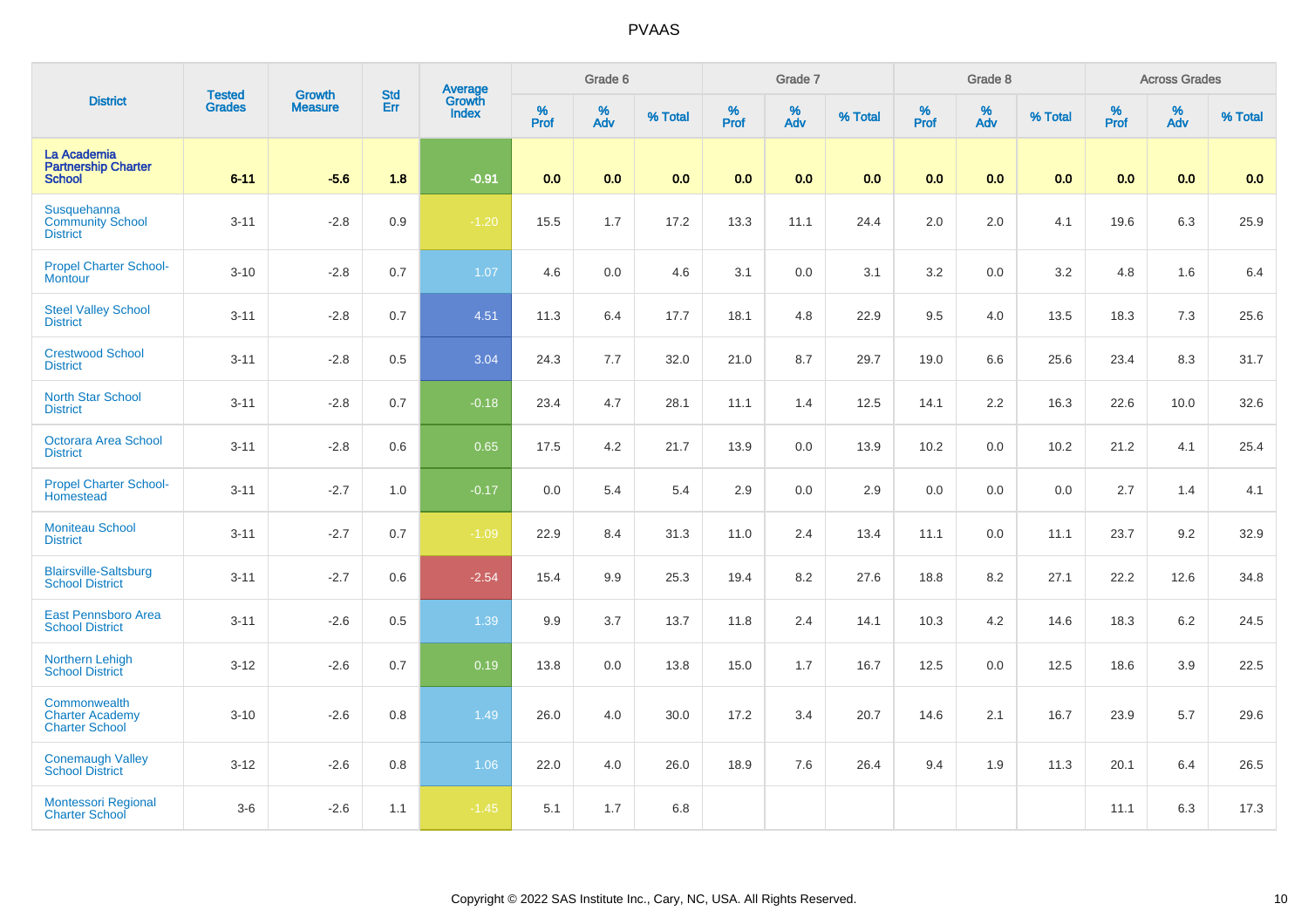# PVAAS

| District | Tested Grades | Growth Measure | Std Err | Average Growth Index | Grade 6 | | | Grade 7 | | | Grade 8 | | | Across Grades | | |
|---|---|---|---|---|---|---|---|---|---|---|---|---|---|---|---|---|
| | | | | | % Prof | % Adv | % Total | % Prof | % Adv | % Total | % Prof | % Adv | % Total | % Prof | % Adv | % Total |
| **La Academia Partnership Charter School** | **6-11** | **-5.6** | **1.8** | **-0.91** | **0.0** | **0.0** | **0.0** | **0.0** | **0.0** | **0.0** | **0.0** | **0.0** | **0.0** | **0.0** | **0.0** | **0.0** |
| Susquehanna Community School District | 3-11 | -2.8 | 0.9 | -1.20 | 15.5 | 1.7 | 17.2 | 13.3 | 11.1 | 24.4 | 2.0 | 2.0 | 4.1 | 19.6 | 6.3 | 25.9 |
| Propel Charter School-Montour | 3-10 | -2.8 | 0.7 | 1.07 | 4.6 | 0.0 | 4.6 | 3.1 | 0.0 | 3.1 | 3.2 | 0.0 | 3.2 | 4.8 | 1.6 | 6.4 |
| Steel Valley School District | 3-11 | -2.8 | 0.7 | 4.51 | 11.3 | 6.4 | 17.7 | 18.1 | 4.8 | 22.9 | 9.5 | 4.0 | 13.5 | 18.3 | 7.3 | 25.6 |
| Crestwood School District | 3-11 | -2.8 | 0.5 | 3.04 | 24.3 | 7.7 | 32.0 | 21.0 | 8.7 | 29.7 | 19.0 | 6.6 | 25.6 | 23.4 | 8.3 | 31.7 |
| North Star School District | 3-11 | -2.8 | 0.7 | -0.18 | 23.4 | 4.7 | 28.1 | 11.1 | 1.4 | 12.5 | 14.1 | 2.2 | 16.3 | 22.6 | 10.0 | 32.6 |
| Octorara Area School District | 3-11 | -2.8 | 0.6 | 0.65 | 17.5 | 4.2 | 21.7 | 13.9 | 0.0 | 13.9 | 10.2 | 0.0 | 10.2 | 21.2 | 4.1 | 25.4 |
| Propel Charter School-Homestead | 3-11 | -2.7 | 1.0 | -0.17 | 0.0 | 5.4 | 5.4 | 2.9 | 0.0 | 2.9 | 0.0 | 0.0 | 0.0 | 2.7 | 1.4 | 4.1 |
| Moniteau School District | 3-11 | -2.7 | 0.7 | -1.09 | 22.9 | 8.4 | 31.3 | 11.0 | 2.4 | 13.4 | 11.1 | 0.0 | 11.1 | 23.7 | 9.2 | 32.9 |
| Blairsville-Saltsburg School District | 3-11 | -2.7 | 0.6 | -2.54 | 15.4 | 9.9 | 25.3 | 19.4 | 8.2 | 27.6 | 18.8 | 8.2 | 27.1 | 22.2 | 12.6 | 34.8 |
| East Pennsboro Area School District | 3-11 | -2.6 | 0.5 | 1.39 | 9.9 | 3.7 | 13.7 | 11.8 | 2.4 | 14.1 | 10.3 | 4.2 | 14.6 | 18.3 | 6.2 | 24.5 |
| Northern Lehigh School District | 3-12 | -2.6 | 0.7 | 0.19 | 13.8 | 0.0 | 13.8 | 15.0 | 1.7 | 16.7 | 12.5 | 0.0 | 12.5 | 18.6 | 3.9 | 22.5 |
| Commonwealth Charter Academy Charter School | 3-10 | -2.6 | 0.8 | 1.49 | 26.0 | 4.0 | 30.0 | 17.2 | 3.4 | 20.7 | 14.6 | 2.1 | 16.7 | 23.9 | 5.7 | 29.6 |
| Conemaugh Valley School District | 3-12 | -2.6 | 0.8 | 1.06 | 22.0 | 4.0 | 26.0 | 18.9 | 7.6 | 26.4 | 9.4 | 1.9 | 11.3 | 20.1 | 6.4 | 26.5 |
| Montessori Regional Charter School | 3-6 | -2.6 | 1.1 | -1.45 | 5.1 | 1.7 | 6.8 | | | | | | | 11.1 | 6.3 | 17.3 |

Copyright © 2022 SAS Institute Inc., Cary, NC, USA. All Rights Reserved.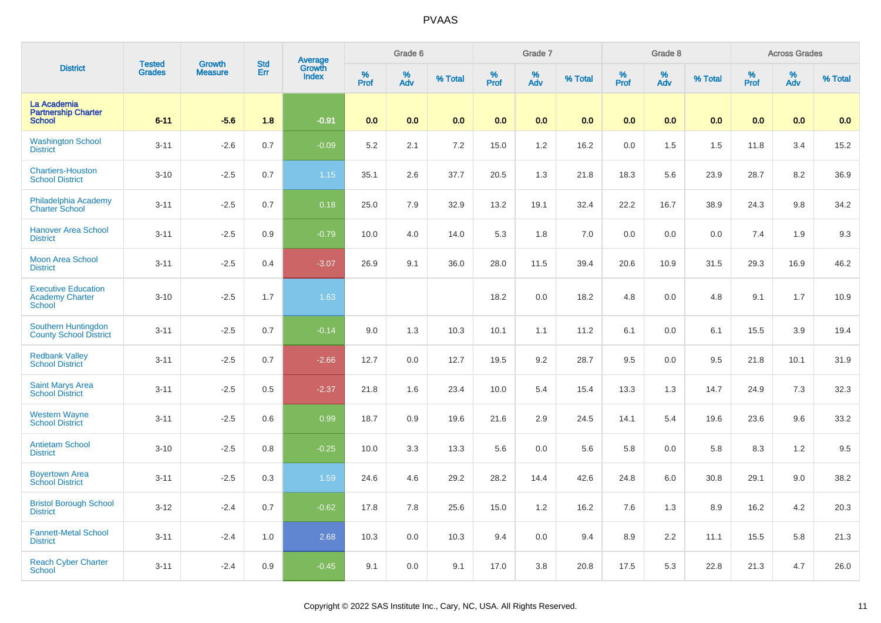# PVAAS

| District | Tested Grades | Growth Measure | Std Err | Average Growth Index | Grade 6 | | | Grade 7 | | | Grade 8 | | | Across Grades | | |
|---|---|---|---|---|---|---|---|---|---|---|---|---|---|---|---|---|
| | | | | | % Prof | % Adv | % Total | % Prof | % Adv | % Total | % Prof | % Adv | % Total | % Prof | % Adv | % Total |
| **La Academia Partnership Charter School** | **6-11** | **-5.6** | **1.8** | **-0.91** | **0.0** | **0.0** | **0.0** | **0.0** | **0.0** | **0.0** | **0.0** | **0.0** | **0.0** | **0.0** | **0.0** | **0.0** |
| Washington School District | 3-11 | -2.6 | 0.7 | -0.09 | 5.2 | 2.1 | 7.2 | 15.0 | 1.2 | 16.2 | 0.0 | 1.5 | 1.5 | 11.8 | 3.4 | 15.2 |
| Chartiers-Houston School District | 3-10 | -2.5 | 0.7 | 1.15 | 35.1 | 2.6 | 37.7 | 20.5 | 1.3 | 21.8 | 18.3 | 5.6 | 23.9 | 28.7 | 8.2 | 36.9 |
| Philadelphia Academy Charter School | 3-11 | -2.5 | 0.7 | 0.18 | 25.0 | 7.9 | 32.9 | 13.2 | 19.1 | 32.4 | 22.2 | 16.7 | 38.9 | 24.3 | 9.8 | 34.2 |
| Hanover Area School District | 3-11 | -2.5 | 0.9 | -0.79 | 10.0 | 4.0 | 14.0 | 5.3 | 1.8 | 7.0 | 0.0 | 0.0 | 0.0 | 7.4 | 1.9 | 9.3 |
| Moon Area School District | 3-11 | -2.5 | 0.4 | -3.07 | 26.9 | 9.1 | 36.0 | 28.0 | 11.5 | 39.4 | 20.6 | 10.9 | 31.5 | 29.3 | 16.9 | 46.2 |
| Executive Education Academy Charter School | 3-10 | -2.5 | 1.7 | 1.63 | | | | 18.2 | 0.0 | 18.2 | 4.8 | 0.0 | 4.8 | 9.1 | 1.7 | 10.9 |
| Southern Huntingdon County School District | 3-11 | -2.5 | 0.7 | -0.14 | 9.0 | 1.3 | 10.3 | 10.1 | 1.1 | 11.2 | 6.1 | 0.0 | 6.1 | 15.5 | 3.9 | 19.4 |
| Redbank Valley School District | 3-11 | -2.5 | 0.7 | -2.66 | 12.7 | 0.0 | 12.7 | 19.5 | 9.2 | 28.7 | 9.5 | 0.0 | 9.5 | 21.8 | 10.1 | 31.9 |
| Saint Marys Area School District | 3-11 | -2.5 | 0.5 | -2.37 | 21.8 | 1.6 | 23.4 | 10.0 | 5.4 | 15.4 | 13.3 | 1.3 | 14.7 | 24.9 | 7.3 | 32.3 |
| Western Wayne School District | 3-11 | -2.5 | 0.6 | 0.99 | 18.7 | 0.9 | 19.6 | 21.6 | 2.9 | 24.5 | 14.1 | 5.4 | 19.6 | 23.6 | 9.6 | 33.2 |
| Antietam School District | 3-10 | -2.5 | 0.8 | -0.25 | 10.0 | 3.3 | 13.3 | 5.6 | 0.0 | 5.6 | 5.8 | 0.0 | 5.8 | 8.3 | 1.2 | 9.5 |
| Boyertown Area School District | 3-11 | -2.5 | 0.3 | 1.59 | 24.6 | 4.6 | 29.2 | 28.2 | 14.4 | 42.6 | 24.8 | 6.0 | 30.8 | 29.1 | 9.0 | 38.2 |
| Bristol Borough School District | 3-12 | -2.4 | 0.7 | -0.62 | 17.8 | 7.8 | 25.6 | 15.0 | 1.2 | 16.2 | 7.6 | 1.3 | 8.9 | 16.2 | 4.2 | 20.3 |
| Fannett-Metal School District | 3-11 | -2.4 | 1.0 | 2.68 | 10.3 | 0.0 | 10.3 | 9.4 | 0.0 | 9.4 | 8.9 | 2.2 | 11.1 | 15.5 | 5.8 | 21.3 |
| Reach Cyber Charter School | 3-11 | -2.4 | 0.9 | -0.45 | 9.1 | 0.0 | 9.1 | 17.0 | 3.8 | 20.8 | 17.5 | 5.3 | 22.8 | 21.3 | 4.7 | 26.0 |

Copyright © 2022 SAS Institute Inc., Cary, NC, USA. All Rights Reserved.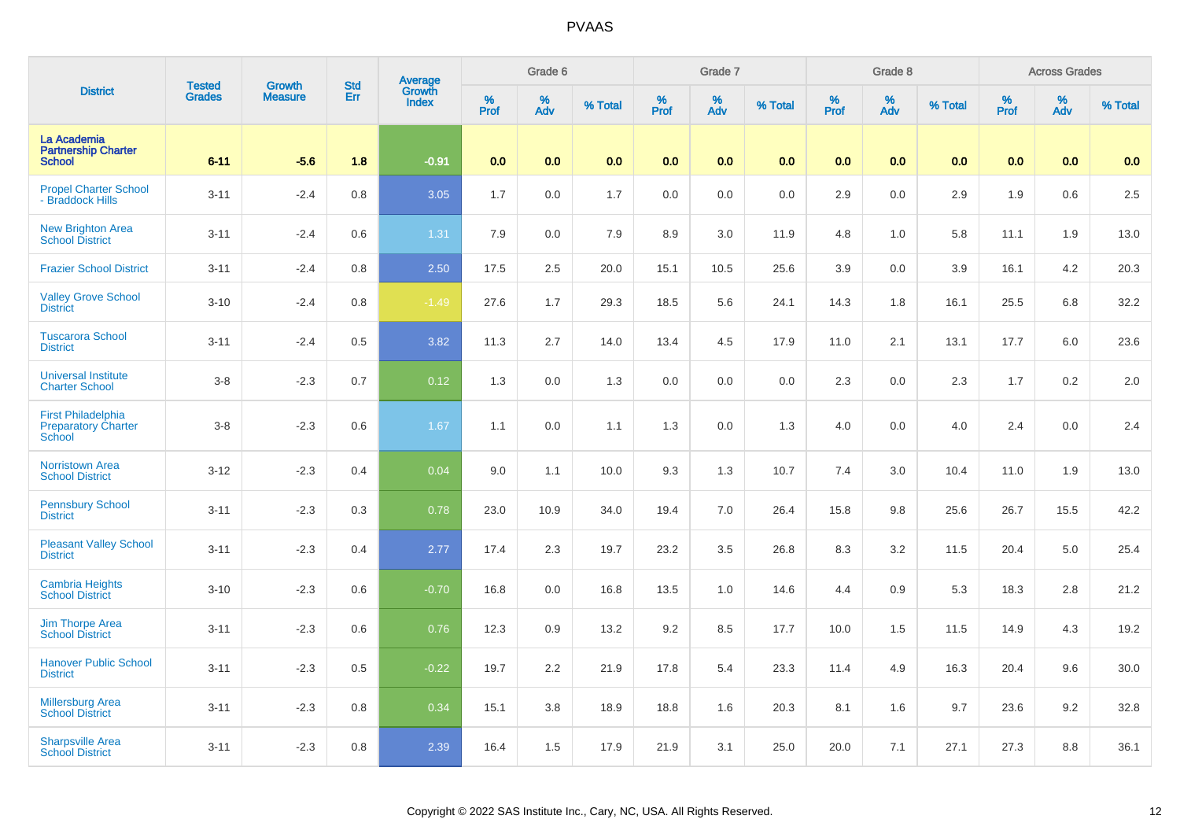| District | Tested Grades | Growth Measure | Std Err | Average Growth Index | Grade 6 | | | Grade 7 | | | Grade 8 | | | Across Grades | | |
|---|---|---|---|---|---|---|---|---|---|---|---|---|---|---|---|---|
| | | | | | % Prof | % Adv | % Total | % Prof | % Adv | % Total | % Prof | % Adv | % Total | % Prof | % Adv | % Total |
| La Academia Partnership Charter School | 6-11 | -5.6 | 1.8 | -0.91 | 0.0 | 0.0 | 0.0 | 0.0 | 0.0 | 0.0 | 0.0 | 0.0 | 0.0 | 0.0 | 0.0 | 0.0 |
| Propel Charter School - Braddock Hills | 3-11 | -2.4 | 0.8 | 3.05 | 1.7 | 0.0 | 1.7 | 0.0 | 0.0 | 0.0 | 2.9 | 0.0 | 2.9 | 1.9 | 0.6 | 2.5 |
| New Brighton Area School District | 3-11 | -2.4 | 0.6 | 1.31 | 7.9 | 0.0 | 7.9 | 8.9 | 3.0 | 11.9 | 4.8 | 1.0 | 5.8 | 11.1 | 1.9 | 13.0 |
| Frazier School District | 3-11 | -2.4 | 0.8 | 2.50 | 17.5 | 2.5 | 20.0 | 15.1 | 10.5 | 25.6 | 3.9 | 0.0 | 3.9 | 16.1 | 4.2 | 20.3 |
| Valley Grove School District | 3-10 | -2.4 | 0.8 | -1.49 | 27.6 | 1.7 | 29.3 | 18.5 | 5.6 | 24.1 | 14.3 | 1.8 | 16.1 | 25.5 | 6.8 | 32.2 |
| Tuscarora School District | 3-11 | -2.4 | 0.5 | 3.82 | 11.3 | 2.7 | 14.0 | 13.4 | 4.5 | 17.9 | 11.0 | 2.1 | 13.1 | 17.7 | 6.0 | 23.6 |
| Universal Institute Charter School | 3-8 | -2.3 | 0.7 | 0.12 | 1.3 | 0.0 | 1.3 | 0.0 | 0.0 | 0.0 | 2.3 | 0.0 | 2.3 | 1.7 | 0.2 | 2.0 |
| First Philadelphia Preparatory Charter School | 3-8 | -2.3 | 0.6 | 1.67 | 1.1 | 0.0 | 1.1 | 1.3 | 0.0 | 1.3 | 4.0 | 0.0 | 4.0 | 2.4 | 0.0 | 2.4 |
| Norristown Area School District | 3-12 | -2.3 | 0.4 | 0.04 | 9.0 | 1.1 | 10.0 | 9.3 | 1.3 | 10.7 | 7.4 | 3.0 | 10.4 | 11.0 | 1.9 | 13.0 |
| Pennsbury School District | 3-11 | -2.3 | 0.3 | 0.78 | 23.0 | 10.9 | 34.0 | 19.4 | 7.0 | 26.4 | 15.8 | 9.8 | 25.6 | 26.7 | 15.5 | 42.2 |
| Pleasant Valley School District | 3-11 | -2.3 | 0.4 | 2.77 | 17.4 | 2.3 | 19.7 | 23.2 | 3.5 | 26.8 | 8.3 | 3.2 | 11.5 | 20.4 | 5.0 | 25.4 |
| Cambria Heights School District | 3-10 | -2.3 | 0.6 | -0.70 | 16.8 | 0.0 | 16.8 | 13.5 | 1.0 | 14.6 | 4.4 | 0.9 | 5.3 | 18.3 | 2.8 | 21.2 |
| Jim Thorpe Area School District | 3-11 | -2.3 | 0.6 | 0.76 | 12.3 | 0.9 | 13.2 | 9.2 | 8.5 | 17.7 | 10.0 | 1.5 | 11.5 | 14.9 | 4.3 | 19.2 |
| Hanover Public School District | 3-11 | -2.3 | 0.5 | -0.22 | 19.7 | 2.2 | 21.9 | 17.8 | 5.4 | 23.3 | 11.4 | 4.9 | 16.3 | 20.4 | 9.6 | 30.0 |
| Millersburg Area School District | 3-11 | -2.3 | 0.8 | 0.34 | 15.1 | 3.8 | 18.9 | 18.8 | 1.6 | 20.3 | 8.1 | 1.6 | 9.7 | 23.6 | 9.2 | 32.8 |
| Sharpsville Area School District | 3-11 | -2.3 | 0.8 | 2.39 | 16.4 | 1.5 | 17.9 | 21.9 | 3.1 | 25.0 | 20.0 | 7.1 | 27.1 | 27.3 | 8.8 | 36.1 |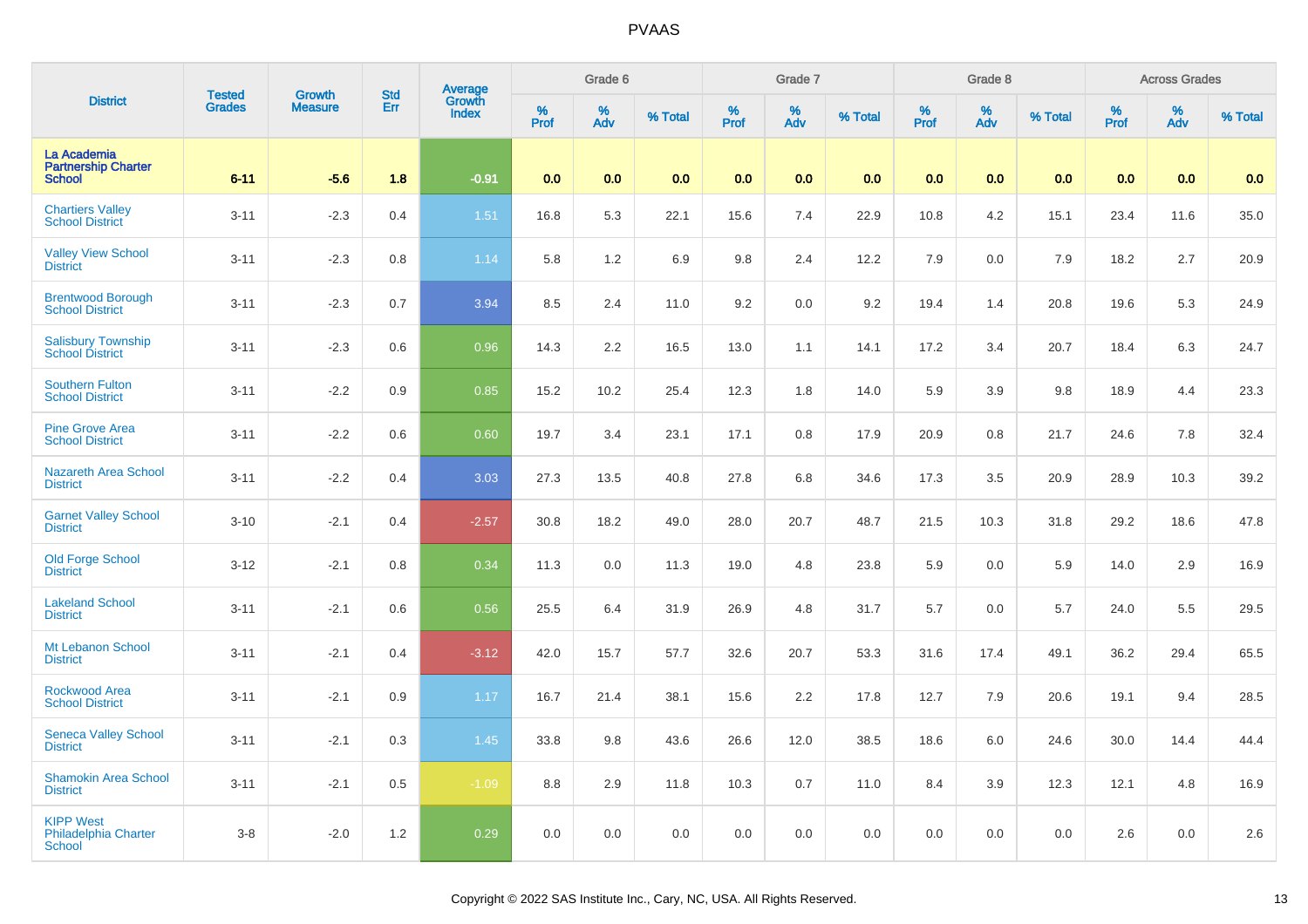| District | Tested Grades | Growth Measure | Std Err | Average Growth Index | Grade 6 | | | Grade 7 | | | Grade 8 | | | Across Grades | | |
|---|---|---|---|---|---|---|---|---|---|---|---|---|---|---|---|---|
| | | | | | % Prof | % Adv | % Total | % Prof | % Adv | % Total | % Prof | % Adv | % Total | % Prof | % Adv | % Total |
| La Academia Partnership Charter School | 6-11 | -5.6 | 1.8 | -0.91 | 0.0 | 0.0 | 0.0 | 0.0 | 0.0 | 0.0 | 0.0 | 0.0 | 0.0 | 0.0 | 0.0 | 0.0 |
| Chartiers Valley School District | 3-11 | -2.3 | 0.4 | 1.51 | 16.8 | 5.3 | 22.1 | 15.6 | 7.4 | 22.9 | 10.8 | 4.2 | 15.1 | 23.4 | 11.6 | 35.0 |
| Valley View School District | 3-11 | -2.3 | 0.8 | 1.14 | 5.8 | 1.2 | 6.9 | 9.8 | 2.4 | 12.2 | 7.9 | 0.0 | 7.9 | 18.2 | 2.7 | 20.9 |
| Brentwood Borough School District | 3-11 | -2.3 | 0.7 | 3.94 | 8.5 | 2.4 | 11.0 | 9.2 | 0.0 | 9.2 | 19.4 | 1.4 | 20.8 | 19.6 | 5.3 | 24.9 |
| Salisbury Township School District | 3-11 | -2.3 | 0.6 | 0.96 | 14.3 | 2.2 | 16.5 | 13.0 | 1.1 | 14.1 | 17.2 | 3.4 | 20.7 | 18.4 | 6.3 | 24.7 |
| Southern Fulton School District | 3-11 | -2.2 | 0.9 | 0.85 | 15.2 | 10.2 | 25.4 | 12.3 | 1.8 | 14.0 | 5.9 | 3.9 | 9.8 | 18.9 | 4.4 | 23.3 |
| Pine Grove Area School District | 3-11 | -2.2 | 0.6 | 0.60 | 19.7 | 3.4 | 23.1 | 17.1 | 0.8 | 17.9 | 20.9 | 0.8 | 21.7 | 24.6 | 7.8 | 32.4 |
| Nazareth Area School District | 3-11 | -2.2 | 0.4 | 3.03 | 27.3 | 13.5 | 40.8 | 27.8 | 6.8 | 34.6 | 17.3 | 3.5 | 20.9 | 28.9 | 10.3 | 39.2 |
| Garnet Valley School District | 3-10 | -2.1 | 0.4 | -2.57 | 30.8 | 18.2 | 49.0 | 28.0 | 20.7 | 48.7 | 21.5 | 10.3 | 31.8 | 29.2 | 18.6 | 47.8 |
| Old Forge School District | 3-12 | -2.1 | 0.8 | 0.34 | 11.3 | 0.0 | 11.3 | 19.0 | 4.8 | 23.8 | 5.9 | 0.0 | 5.9 | 14.0 | 2.9 | 16.9 |
| Lakeland School District | 3-11 | -2.1 | 0.6 | 0.56 | 25.5 | 6.4 | 31.9 | 26.9 | 4.8 | 31.7 | 5.7 | 0.0 | 5.7 | 24.0 | 5.5 | 29.5 |
| Mt Lebanon School District | 3-11 | -2.1 | 0.4 | -3.12 | 42.0 | 15.7 | 57.7 | 32.6 | 20.7 | 53.3 | 31.6 | 17.4 | 49.1 | 36.2 | 29.4 | 65.5 |
| Rockwood Area School District | 3-11 | -2.1 | 0.9 | 1.17 | 16.7 | 21.4 | 38.1 | 15.6 | 2.2 | 17.8 | 12.7 | 7.9 | 20.6 | 19.1 | 9.4 | 28.5 |
| Seneca Valley School District | 3-11 | -2.1 | 0.3 | 1.45 | 33.8 | 9.8 | 43.6 | 26.6 | 12.0 | 38.5 | 18.6 | 6.0 | 24.6 | 30.0 | 14.4 | 44.4 |
| Shamokin Area School District | 3-11 | -2.1 | 0.5 | -1.09 | 8.8 | 2.9 | 11.8 | 10.3 | 0.7 | 11.0 | 8.4 | 3.9 | 12.3 | 12.1 | 4.8 | 16.9 |
| KIPP West Philadelphia Charter School | 3-8 | -2.0 | 1.2 | 0.29 | 0.0 | 0.0 | 0.0 | 0.0 | 0.0 | 0.0 | 0.0 | 0.0 | 0.0 | 2.6 | 0.0 | 2.6 |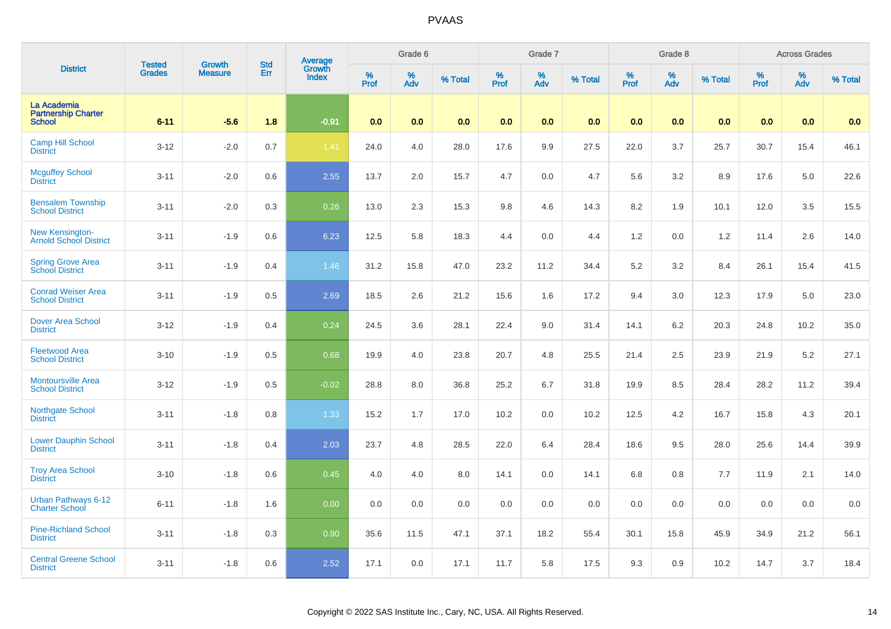| District | Tested Grades | Growth Measure | Std Err | Average Growth Index | Grade 6 | | | Grade 7 | | | Grade 8 | | | Across Grades | | |
|---|---|---|---|---|---|---|---|---|---|---|---|---|---|---|---|---|
| | | | | | % Prof | % Adv | % Total | % Prof | % Adv | % Total | % Prof | % Adv | % Total | % Prof | % Adv | % Total |
| **La Academia Partnership Charter School** | **6-11** | **-5.6** | **1.8** | **-0.91** | **0.0** | **0.0** | **0.0** | **0.0** | **0.0** | **0.0** | **0.0** | **0.0** | **0.0** | **0.0** | **0.0** | **0.0** |
| Camp Hill School District | 3-12 | -2.0 | 0.7 | -1.41 | 24.0 | 4.0 | 28.0 | 17.6 | 9.9 | 27.5 | 22.0 | 3.7 | 25.7 | 30.7 | 15.4 | 46.1 |
| Mcguffey School District | 3-11 | -2.0 | 0.6 | 2.55 | 13.7 | 2.0 | 15.7 | 4.7 | 0.0 | 4.7 | 5.6 | 3.2 | 8.9 | 17.6 | 5.0 | 22.6 |
| Bensalem Township School District | 3-11 | -2.0 | 0.3 | 0.26 | 13.0 | 2.3 | 15.3 | 9.8 | 4.6 | 14.3 | 8.2 | 1.9 | 10.1 | 12.0 | 3.5 | 15.5 |
| New Kensington-Arnold School District | 3-11 | -1.9 | 0.6 | 6.23 | 12.5 | 5.8 | 18.3 | 4.4 | 0.0 | 4.4 | 1.2 | 0.0 | 1.2 | 11.4 | 2.6 | 14.0 |
| Spring Grove Area School District | 3-11 | -1.9 | 0.4 | 1.46 | 31.2 | 15.8 | 47.0 | 23.2 | 11.2 | 34.4 | 5.2 | 3.2 | 8.4 | 26.1 | 15.4 | 41.5 |
| Conrad Weiser Area School District | 3-11 | -1.9 | 0.5 | 2.69 | 18.5 | 2.6 | 21.2 | 15.6 | 1.6 | 17.2 | 9.4 | 3.0 | 12.3 | 17.9 | 5.0 | 23.0 |
| Dover Area School District | 3-12 | -1.9 | 0.4 | 0.24 | 24.5 | 3.6 | 28.1 | 22.4 | 9.0 | 31.4 | 14.1 | 6.2 | 20.3 | 24.8 | 10.2 | 35.0 |
| Fleetwood Area School District | 3-10 | -1.9 | 0.5 | 0.68 | 19.9 | 4.0 | 23.8 | 20.7 | 4.8 | 25.5 | 21.4 | 2.5 | 23.9 | 21.9 | 5.2 | 27.1 |
| Montoursville Area School District | 3-12 | -1.9 | 0.5 | -0.02 | 28.8 | 8.0 | 36.8 | 25.2 | 6.7 | 31.8 | 19.9 | 8.5 | 28.4 | 28.2 | 11.2 | 39.4 |
| Northgate School District | 3-11 | -1.8 | 0.8 | 1.33 | 15.2 | 1.7 | 17.0 | 10.2 | 0.0 | 10.2 | 12.5 | 4.2 | 16.7 | 15.8 | 4.3 | 20.1 |
| Lower Dauphin School District | 3-11 | -1.8 | 0.4 | 2.03 | 23.7 | 4.8 | 28.5 | 22.0 | 6.4 | 28.4 | 18.6 | 9.5 | 28.0 | 25.6 | 14.4 | 39.9 |
| Troy Area School District | 3-10 | -1.8 | 0.6 | 0.45 | 4.0 | 4.0 | 8.0 | 14.1 | 0.0 | 14.1 | 6.8 | 0.8 | 7.7 | 11.9 | 2.1 | 14.0 |
| Urban Pathways 6-12 Charter School | 6-11 | -1.8 | 1.6 | 0.00 | 0.0 | 0.0 | 0.0 | 0.0 | 0.0 | 0.0 | 0.0 | 0.0 | 0.0 | 0.0 | 0.0 | 0.0 |
| Pine-Richland School District | 3-11 | -1.8 | 0.3 | 0.90 | 35.6 | 11.5 | 47.1 | 37.1 | 18.2 | 55.4 | 30.1 | 15.8 | 45.9 | 34.9 | 21.2 | 56.1 |
| Central Greene School District | 3-11 | -1.8 | 0.6 | 2.52 | 17.1 | 0.0 | 17.1 | 11.7 | 5.8 | 17.5 | 9.3 | 0.9 | 10.2 | 14.7 | 3.7 | 18.4 |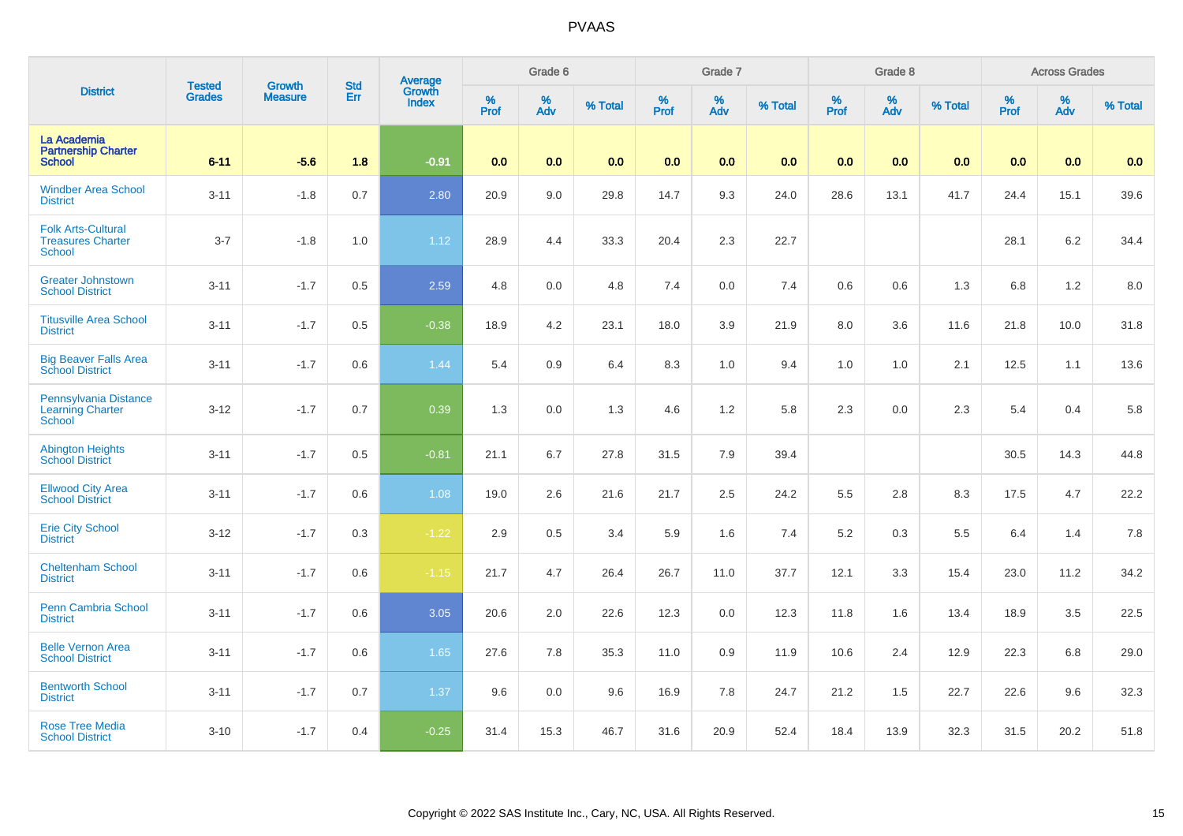# PVAAS

| District | Tested Grades | Growth Measure | Std Err | Average Growth Index | Grade 6 | | | Grade 7 | | | Grade 8 | | | Across Grades | | |
|---|---|---|---|---|---|---|---|---|---|---|---|---|---|---|---|---|
| | | | | | % Prof | % Adv | % Total | % Prof | % Adv | % Total | % Prof | % Adv | % Total | % Prof | % Adv | % Total |
| La Academia Partnership Charter School | 6-11 | -5.6 | 1.8 | -0.91 | 0.0 | 0.0 | 0.0 | 0.0 | 0.0 | 0.0 | 0.0 | 0.0 | 0.0 | 0.0 | 0.0 | 0.0 |
| Windber Area School District | 3-11 | -1.8 | 0.7 | 2.80 | 20.9 | 9.0 | 29.8 | 14.7 | 9.3 | 24.0 | 28.6 | 13.1 | 41.7 | 24.4 | 15.1 | 39.6 |
| Folk Arts-Cultural Treasures Charter School | 3-7 | -1.8 | 1.0 | 1.12 | 28.9 | 4.4 | 33.3 | 20.4 | 2.3 | 22.7 | | | | 28.1 | 6.2 | 34.4 |
| Greater Johnstown School District | 3-11 | -1.7 | 0.5 | 2.59 | 4.8 | 0.0 | 4.8 | 7.4 | 0.0 | 7.4 | 0.6 | 0.6 | 1.3 | 6.8 | 1.2 | 8.0 |
| Titusville Area School District | 3-11 | -1.7 | 0.5 | -0.38 | 18.9 | 4.2 | 23.1 | 18.0 | 3.9 | 21.9 | 8.0 | 3.6 | 11.6 | 21.8 | 10.0 | 31.8 |
| Big Beaver Falls Area School District | 3-11 | -1.7 | 0.6 | 1.44 | 5.4 | 0.9 | 6.4 | 8.3 | 1.0 | 9.4 | 1.0 | 1.0 | 2.1 | 12.5 | 1.1 | 13.6 |
| Pennsylvania Distance Learning Charter School | 3-12 | -1.7 | 0.7 | 0.39 | 1.3 | 0.0 | 1.3 | 4.6 | 1.2 | 5.8 | 2.3 | 0.0 | 2.3 | 5.4 | 0.4 | 5.8 |
| Abington Heights School District | 3-11 | -1.7 | 0.5 | -0.81 | 21.1 | 6.7 | 27.8 | 31.5 | 7.9 | 39.4 | | | | 30.5 | 14.3 | 44.8 |
| Ellwood City Area School District | 3-11 | -1.7 | 0.6 | 1.08 | 19.0 | 2.6 | 21.6 | 21.7 | 2.5 | 24.2 | 5.5 | 2.8 | 8.3 | 17.5 | 4.7 | 22.2 |
| Erie City School District | 3-12 | -1.7 | 0.3 | -1.22 | 2.9 | 0.5 | 3.4 | 5.9 | 1.6 | 7.4 | 5.2 | 0.3 | 5.5 | 6.4 | 1.4 | 7.8 |
| Cheltenham School District | 3-11 | -1.7 | 0.6 | -1.15 | 21.7 | 4.7 | 26.4 | 26.7 | 11.0 | 37.7 | 12.1 | 3.3 | 15.4 | 23.0 | 11.2 | 34.2 |
| Penn Cambria School District | 3-11 | -1.7 | 0.6 | 3.05 | 20.6 | 2.0 | 22.6 | 12.3 | 0.0 | 12.3 | 11.8 | 1.6 | 13.4 | 18.9 | 3.5 | 22.5 |
| Belle Vernon Area School District | 3-11 | -1.7 | 0.6 | 1.65 | 27.6 | 7.8 | 35.3 | 11.0 | 0.9 | 11.9 | 10.6 | 2.4 | 12.9 | 22.3 | 6.8 | 29.0 |
| Bentworth School District | 3-11 | -1.7 | 0.7 | 1.37 | 9.6 | 0.0 | 9.6 | 16.9 | 7.8 | 24.7 | 21.2 | 1.5 | 22.7 | 22.6 | 9.6 | 32.3 |
| Rose Tree Media School District | 3-10 | -1.7 | 0.4 | -0.25 | 31.4 | 15.3 | 46.7 | 31.6 | 20.9 | 52.4 | 18.4 | 13.9 | 32.3 | 31.5 | 20.2 | 51.8 |

Copyright © 2022 SAS Institute Inc., Cary, NC, USA. All Rights Reserved.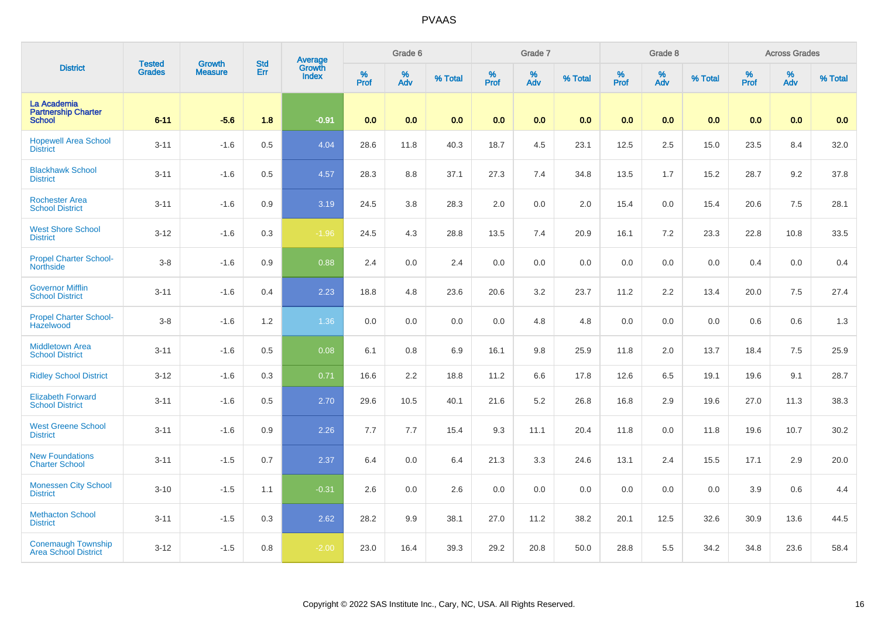# PVAAS

| District | Tested Grades | Growth Measure | Std Err | Average Growth Index | Grade 6 | | | Grade 7 | | | Grade 8 | | | Across Grades | | |
|---|---|---|---|---|---|---|---|---|---|---|---|---|---|---|---|---|
| | | | | | % Prof | % Adv | % Total | % Prof | % Adv | % Total | % Prof | % Adv | % Total | % Prof | % Adv | % Total |
| La Academia Partnership Charter School | 6-11 | -5.6 | 1.8 | -0.91 | 0.0 | 0.0 | 0.0 | 0.0 | 0.0 | 0.0 | 0.0 | 0.0 | 0.0 | 0.0 | 0.0 | 0.0 |
| Hopewell Area School District | 3-11 | -1.6 | 0.5 | 4.04 | 28.6 | 11.8 | 40.3 | 18.7 | 4.5 | 23.1 | 12.5 | 2.5 | 15.0 | 23.5 | 8.4 | 32.0 |
| Blackhawk School District | 3-11 | -1.6 | 0.5 | 4.57 | 28.3 | 8.8 | 37.1 | 27.3 | 7.4 | 34.8 | 13.5 | 1.7 | 15.2 | 28.7 | 9.2 | 37.8 |
| Rochester Area School District | 3-11 | -1.6 | 0.9 | 3.19 | 24.5 | 3.8 | 28.3 | 2.0 | 0.0 | 2.0 | 15.4 | 0.0 | 15.4 | 20.6 | 7.5 | 28.1 |
| West Shore School District | 3-12 | -1.6 | 0.3 | -1.96 | 24.5 | 4.3 | 28.8 | 13.5 | 7.4 | 20.9 | 16.1 | 7.2 | 23.3 | 22.8 | 10.8 | 33.5 |
| Propel Charter School-Northside | 3-8 | -1.6 | 0.9 | 0.88 | 2.4 | 0.0 | 2.4 | 0.0 | 0.0 | 0.0 | 0.0 | 0.0 | 0.0 | 0.4 | 0.0 | 0.4 |
| Governor Mifflin School District | 3-11 | -1.6 | 0.4 | 2.23 | 18.8 | 4.8 | 23.6 | 20.6 | 3.2 | 23.7 | 11.2 | 2.2 | 13.4 | 20.0 | 7.5 | 27.4 |
| Propel Charter School-Hazelwood | 3-8 | -1.6 | 1.2 | 1.36 | 0.0 | 0.0 | 0.0 | 0.0 | 4.8 | 4.8 | 0.0 | 0.0 | 0.0 | 0.6 | 0.6 | 1.3 |
| Middletown Area School District | 3-11 | -1.6 | 0.5 | 0.08 | 6.1 | 0.8 | 6.9 | 16.1 | 9.8 | 25.9 | 11.8 | 2.0 | 13.7 | 18.4 | 7.5 | 25.9 |
| Ridley School District | 3-12 | -1.6 | 0.3 | 0.71 | 16.6 | 2.2 | 18.8 | 11.2 | 6.6 | 17.8 | 12.6 | 6.5 | 19.1 | 19.6 | 9.1 | 28.7 |
| Elizabeth Forward School District | 3-11 | -1.6 | 0.5 | 2.70 | 29.6 | 10.5 | 40.1 | 21.6 | 5.2 | 26.8 | 16.8 | 2.9 | 19.6 | 27.0 | 11.3 | 38.3 |
| West Greene School District | 3-11 | -1.6 | 0.9 | 2.26 | 7.7 | 7.7 | 15.4 | 9.3 | 11.1 | 20.4 | 11.8 | 0.0 | 11.8 | 19.6 | 10.7 | 30.2 |
| New Foundations Charter School | 3-11 | -1.5 | 0.7 | 2.37 | 6.4 | 0.0 | 6.4 | 21.3 | 3.3 | 24.6 | 13.1 | 2.4 | 15.5 | 17.1 | 2.9 | 20.0 |
| Monessen City School District | 3-10 | -1.5 | 1.1 | -0.31 | 2.6 | 0.0 | 2.6 | 0.0 | 0.0 | 0.0 | 0.0 | 0.0 | 0.0 | 3.9 | 0.6 | 4.4 |
| Methacton School District | 3-11 | -1.5 | 0.3 | 2.62 | 28.2 | 9.9 | 38.1 | 27.0 | 11.2 | 38.2 | 20.1 | 12.5 | 32.6 | 30.9 | 13.6 | 44.5 |
| Conemaugh Township Area School District | 3-12 | -1.5 | 0.8 | -2.00 | 23.0 | 16.4 | 39.3 | 29.2 | 20.8 | 50.0 | 28.8 | 5.5 | 34.2 | 34.8 | 23.6 | 58.4 |

Copyright © 2022 SAS Institute Inc., Cary, NC, USA. All Rights Reserved.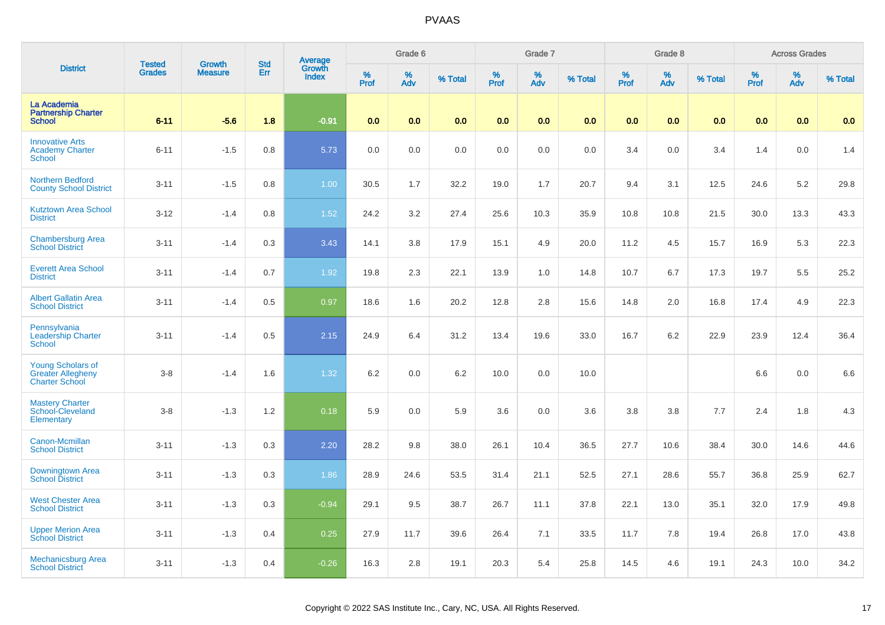# PVAAS

| District | Tested Grades | Growth Measure | Std Err | Average Growth Index | Grade 6 | | | Grade 7 | | | Grade 8 | | | Across Grades | | |
|---|---|---|---|---|---|---|---|---|---|---|---|---|---|---|---|---|
| | | | | | % Prof | % Adv | % Total | % Prof | % Adv | % Total | % Prof | % Adv | % Total | % Prof | % Adv | % Total |
| **La Academia Partnership Charter School** | **6-11** | **-5.6** | **1.8** | **-0.91** | **0.0** | **0.0** | **0.0** | **0.0** | **0.0** | **0.0** | **0.0** | **0.0** | **0.0** | **0.0** | **0.0** | **0.0** |
| Innovative Arts Academy Charter School | 6-11 | -1.5 | 0.8 | 5.73 | 0.0 | 0.0 | 0.0 | 0.0 | 0.0 | 0.0 | 3.4 | 0.0 | 3.4 | 1.4 | 0.0 | 1.4 |
| Northern Bedford County School District | 3-11 | -1.5 | 0.8 | 1.00 | 30.5 | 1.7 | 32.2 | 19.0 | 1.7 | 20.7 | 9.4 | 3.1 | 12.5 | 24.6 | 5.2 | 29.8 |
| Kutztown Area School District | 3-12 | -1.4 | 0.8 | 1.52 | 24.2 | 3.2 | 27.4 | 25.6 | 10.3 | 35.9 | 10.8 | 10.8 | 21.5 | 30.0 | 13.3 | 43.3 |
| Chambersburg Area School District | 3-11 | -1.4 | 0.3 | 3.43 | 14.1 | 3.8 | 17.9 | 15.1 | 4.9 | 20.0 | 11.2 | 4.5 | 15.7 | 16.9 | 5.3 | 22.3 |
| Everett Area School District | 3-11 | -1.4 | 0.7 | 1.92 | 19.8 | 2.3 | 22.1 | 13.9 | 1.0 | 14.8 | 10.7 | 6.7 | 17.3 | 19.7 | 5.5 | 25.2 |
| Albert Gallatin Area School District | 3-11 | -1.4 | 0.5 | 0.97 | 18.6 | 1.6 | 20.2 | 12.8 | 2.8 | 15.6 | 14.8 | 2.0 | 16.8 | 17.4 | 4.9 | 22.3 |
| Pennsylvania Leadership Charter School | 3-11 | -1.4 | 0.5 | 2.15 | 24.9 | 6.4 | 31.2 | 13.4 | 19.6 | 33.0 | 16.7 | 6.2 | 22.9 | 23.9 | 12.4 | 36.4 |
| Young Scholars of Greater Allegheny Charter School | 3-8 | -1.4 | 1.6 | 1.32 | 6.2 | 0.0 | 6.2 | 10.0 | 0.0 | 10.0 | | | | 6.6 | 0.0 | 6.6 |
| Mastery Charter School-Cleveland Elementary | 3-8 | -1.3 | 1.2 | 0.18 | 5.9 | 0.0 | 5.9 | 3.6 | 0.0 | 3.6 | 3.8 | 3.8 | 7.7 | 2.4 | 1.8 | 4.3 |
| Canon-Mcmillan School District | 3-11 | -1.3 | 0.3 | 2.20 | 28.2 | 9.8 | 38.0 | 26.1 | 10.4 | 36.5 | 27.7 | 10.6 | 38.4 | 30.0 | 14.6 | 44.6 |
| Downingtown Area School District | 3-11 | -1.3 | 0.3 | 1.86 | 28.9 | 24.6 | 53.5 | 31.4 | 21.1 | 52.5 | 27.1 | 28.6 | 55.7 | 36.8 | 25.9 | 62.7 |
| West Chester Area School District | 3-11 | -1.3 | 0.3 | -0.94 | 29.1 | 9.5 | 38.7 | 26.7 | 11.1 | 37.8 | 22.1 | 13.0 | 35.1 | 32.0 | 17.9 | 49.8 |
| Upper Merion Area School District | 3-11 | -1.3 | 0.4 | 0.25 | 27.9 | 11.7 | 39.6 | 26.4 | 7.1 | 33.5 | 11.7 | 7.8 | 19.4 | 26.8 | 17.0 | 43.8 |
| Mechanicsburg Area School District | 3-11 | -1.3 | 0.4 | -0.26 | 16.3 | 2.8 | 19.1 | 20.3 | 5.4 | 25.8 | 14.5 | 4.6 | 19.1 | 24.3 | 10.0 | 34.2 |

Copyright © 2022 SAS Institute Inc., Cary, NC, USA. All Rights Reserved.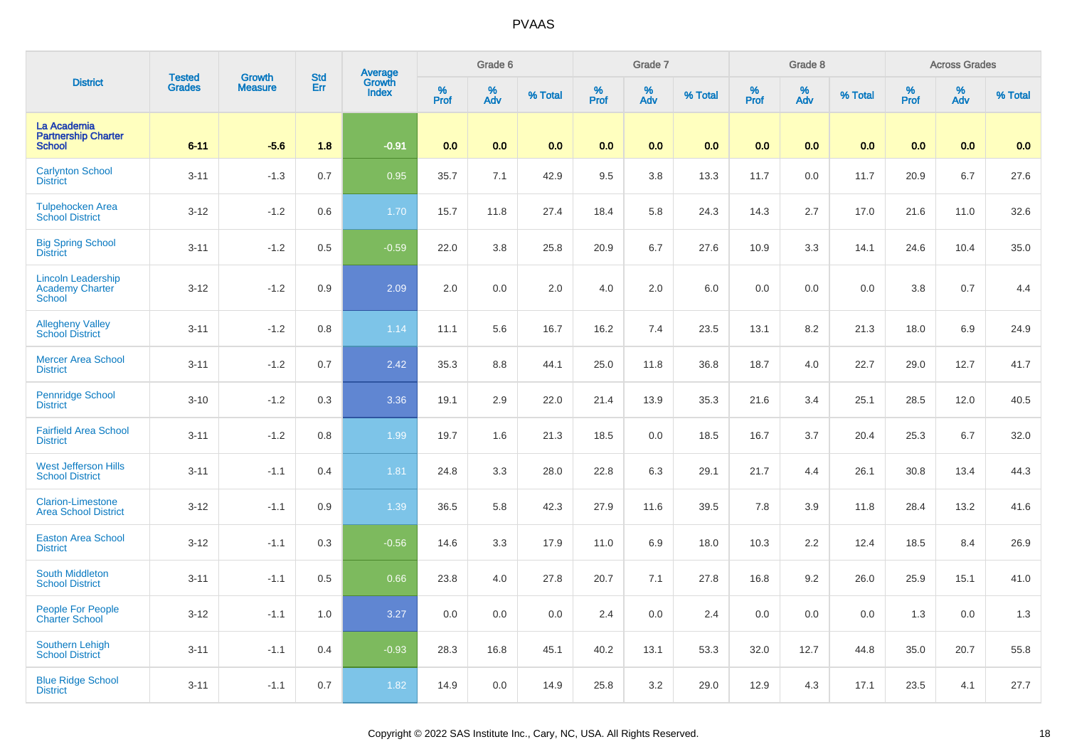| District | Tested Grades | Growth Measure | Std Err | Average Growth Index | Grade 6 | | | Grade 7 | | | Grade 8 | | | Across Grades | | |
|---|---|---|---|---|---|---|---|---|---|---|---|---|---|---|---|---|
| | | | | | % Prof | % Adv | % Total | % Prof | % Adv | % Total | % Prof | % Adv | % Total | % Prof | % Adv | % Total |
| **La Academia Partnership Charter School** | **6-11** | **-5.6** | **1.8** | **-0.91** | **0.0** | **0.0** | **0.0** | **0.0** | **0.0** | **0.0** | **0.0** | **0.0** | **0.0** | **0.0** | **0.0** | **0.0** |
| Carlynton School District | 3-11 | -1.3 | 0.7 | 0.95 | 35.7 | 7.1 | 42.9 | 9.5 | 3.8 | 13.3 | 11.7 | 0.0 | 11.7 | 20.9 | 6.7 | 27.6 |
| Tulpehocken Area School District | 3-12 | -1.2 | 0.6 | 1.70 | 15.7 | 11.8 | 27.4 | 18.4 | 5.8 | 24.3 | 14.3 | 2.7 | 17.0 | 21.6 | 11.0 | 32.6 |
| Big Spring School District | 3-11 | -1.2 | 0.5 | -0.59 | 22.0 | 3.8 | 25.8 | 20.9 | 6.7 | 27.6 | 10.9 | 3.3 | 14.1 | 24.6 | 10.4 | 35.0 |
| Lincoln Leadership Academy Charter School | 3-12 | -1.2 | 0.9 | 2.09 | 2.0 | 0.0 | 2.0 | 4.0 | 2.0 | 6.0 | 0.0 | 0.0 | 0.0 | 3.8 | 0.7 | 4.4 |
| Allegheny Valley School District | 3-11 | -1.2 | 0.8 | 1.14 | 11.1 | 5.6 | 16.7 | 16.2 | 7.4 | 23.5 | 13.1 | 8.2 | 21.3 | 18.0 | 6.9 | 24.9 |
| Mercer Area School District | 3-11 | -1.2 | 0.7 | 2.42 | 35.3 | 8.8 | 44.1 | 25.0 | 11.8 | 36.8 | 18.7 | 4.0 | 22.7 | 29.0 | 12.7 | 41.7 |
| Pennridge School District | 3-10 | -1.2 | 0.3 | 3.36 | 19.1 | 2.9 | 22.0 | 21.4 | 13.9 | 35.3 | 21.6 | 3.4 | 25.1 | 28.5 | 12.0 | 40.5 |
| Fairfield Area School District | 3-11 | -1.2 | 0.8 | 1.99 | 19.7 | 1.6 | 21.3 | 18.5 | 0.0 | 18.5 | 16.7 | 3.7 | 20.4 | 25.3 | 6.7 | 32.0 |
| West Jefferson Hills School District | 3-11 | -1.1 | 0.4 | 1.81 | 24.8 | 3.3 | 28.0 | 22.8 | 6.3 | 29.1 | 21.7 | 4.4 | 26.1 | 30.8 | 13.4 | 44.3 |
| Clarion-Limestone Area School District | 3-12 | -1.1 | 0.9 | 1.39 | 36.5 | 5.8 | 42.3 | 27.9 | 11.6 | 39.5 | 7.8 | 3.9 | 11.8 | 28.4 | 13.2 | 41.6 |
| Easton Area School District | 3-12 | -1.1 | 0.3 | -0.56 | 14.6 | 3.3 | 17.9 | 11.0 | 6.9 | 18.0 | 10.3 | 2.2 | 12.4 | 18.5 | 8.4 | 26.9 |
| South Middleton School District | 3-11 | -1.1 | 0.5 | 0.66 | 23.8 | 4.0 | 27.8 | 20.7 | 7.1 | 27.8 | 16.8 | 9.2 | 26.0 | 25.9 | 15.1 | 41.0 |
| People For People Charter School | 3-12 | -1.1 | 1.0 | 3.27 | 0.0 | 0.0 | 0.0 | 2.4 | 0.0 | 2.4 | 0.0 | 0.0 | 0.0 | 1.3 | 0.0 | 1.3 |
| Southern Lehigh School District | 3-11 | -1.1 | 0.4 | -0.93 | 28.3 | 16.8 | 45.1 | 40.2 | 13.1 | 53.3 | 32.0 | 12.7 | 44.8 | 35.0 | 20.7 | 55.8 |
| Blue Ridge School District | 3-11 | -1.1 | 0.7 | 1.82 | 14.9 | 0.0 | 14.9 | 25.8 | 3.2 | 29.0 | 12.9 | 4.3 | 17.1 | 23.5 | 4.1 | 27.7 |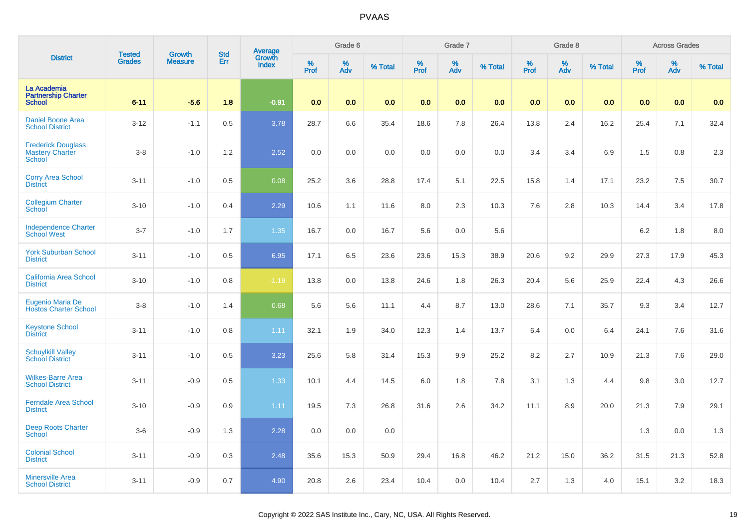# PVAAS

| District | Tested Grades | Growth Measure | Std Err | Average Growth Index | Grade 6 | | | Grade 7 | | | Grade 8 | | | Across Grades | | |
|---|---|---|---|---|---|---|---|---|---|---|---|---|---|---|---|---|
| | | | | | % Prof | % Adv | % Total | % Prof | % Adv | % Total | % Prof | % Adv | % Total | % Prof | % Adv | % Total |
| **La Academia Partnership Charter School** | **6-11** | **-5.6** | **1.8** | **-0.91** | **0.0** | **0.0** | **0.0** | **0.0** | **0.0** | **0.0** | **0.0** | **0.0** | **0.0** | **0.0** | **0.0** | **0.0** |
| Daniel Boone Area School District | 3-12 | -1.1 | 0.5 | 3.78 | 28.7 | 6.6 | 35.4 | 18.6 | 7.8 | 26.4 | 13.8 | 2.4 | 16.2 | 25.4 | 7.1 | 32.4 |
| Frederick Douglass Mastery Charter School | 3-8 | -1.0 | 1.2 | 2.52 | 0.0 | 0.0 | 0.0 | 0.0 | 0.0 | 0.0 | 3.4 | 3.4 | 6.9 | 1.5 | 0.8 | 2.3 |
| Corry Area School District | 3-11 | -1.0 | 0.5 | 0.08 | 25.2 | 3.6 | 28.8 | 17.4 | 5.1 | 22.5 | 15.8 | 1.4 | 17.1 | 23.2 | 7.5 | 30.7 |
| Collegium Charter School | 3-10 | -1.0 | 0.4 | 2.29 | 10.6 | 1.1 | 11.6 | 8.0 | 2.3 | 10.3 | 7.6 | 2.8 | 10.3 | 14.4 | 3.4 | 17.8 |
| Independence Charter School West | 3-7 | -1.0 | 1.7 | 1.35 | 16.7 | 0.0 | 16.7 | 5.6 | 0.0 | 5.6 | | | | 6.2 | 1.8 | 8.0 |
| York Suburban School District | 3-11 | -1.0 | 0.5 | 6.95 | 17.1 | 6.5 | 23.6 | 23.6 | 15.3 | 38.9 | 20.6 | 9.2 | 29.9 | 27.3 | 17.9 | 45.3 |
| California Area School District | 3-10 | -1.0 | 0.8 | -1.19 | 13.8 | 0.0 | 13.8 | 24.6 | 1.8 | 26.3 | 20.4 | 5.6 | 25.9 | 22.4 | 4.3 | 26.6 |
| Eugenio Maria De Hostos Charter School | 3-8 | -1.0 | 1.4 | 0.68 | 5.6 | 5.6 | 11.1 | 4.4 | 8.7 | 13.0 | 28.6 | 7.1 | 35.7 | 9.3 | 3.4 | 12.7 |
| Keystone School District | 3-11 | -1.0 | 0.8 | 1.11 | 32.1 | 1.9 | 34.0 | 12.3 | 1.4 | 13.7 | 6.4 | 0.0 | 6.4 | 24.1 | 7.6 | 31.6 |
| Schuylkill Valley School District | 3-11 | -1.0 | 0.5 | 3.23 | 25.6 | 5.8 | 31.4 | 15.3 | 9.9 | 25.2 | 8.2 | 2.7 | 10.9 | 21.3 | 7.6 | 29.0 |
| Wilkes-Barre Area School District | 3-11 | -0.9 | 0.5 | 1.33 | 10.1 | 4.4 | 14.5 | 6.0 | 1.8 | 7.8 | 3.1 | 1.3 | 4.4 | 9.8 | 3.0 | 12.7 |
| Ferndale Area School District | 3-10 | -0.9 | 0.9 | 1.11 | 19.5 | 7.3 | 26.8 | 31.6 | 2.6 | 34.2 | 11.1 | 8.9 | 20.0 | 21.3 | 7.9 | 29.1 |
| Deep Roots Charter School | 3-6 | -0.9 | 1.3 | 2.28 | 0.0 | 0.0 | 0.0 | | | | | | | 1.3 | 0.0 | 1.3 |
| Colonial School District | 3-11 | -0.9 | 0.3 | 2.48 | 35.6 | 15.3 | 50.9 | 29.4 | 16.8 | 46.2 | 21.2 | 15.0 | 36.2 | 31.5 | 21.3 | 52.8 |
| Minersville Area School District | 3-11 | -0.9 | 0.7 | 4.90 | 20.8 | 2.6 | 23.4 | 10.4 | 0.0 | 10.4 | 2.7 | 1.3 | 4.0 | 15.1 | 3.2 | 18.3 |

Copyright © 2022 SAS Institute Inc., Cary, NC, USA. All Rights Reserved.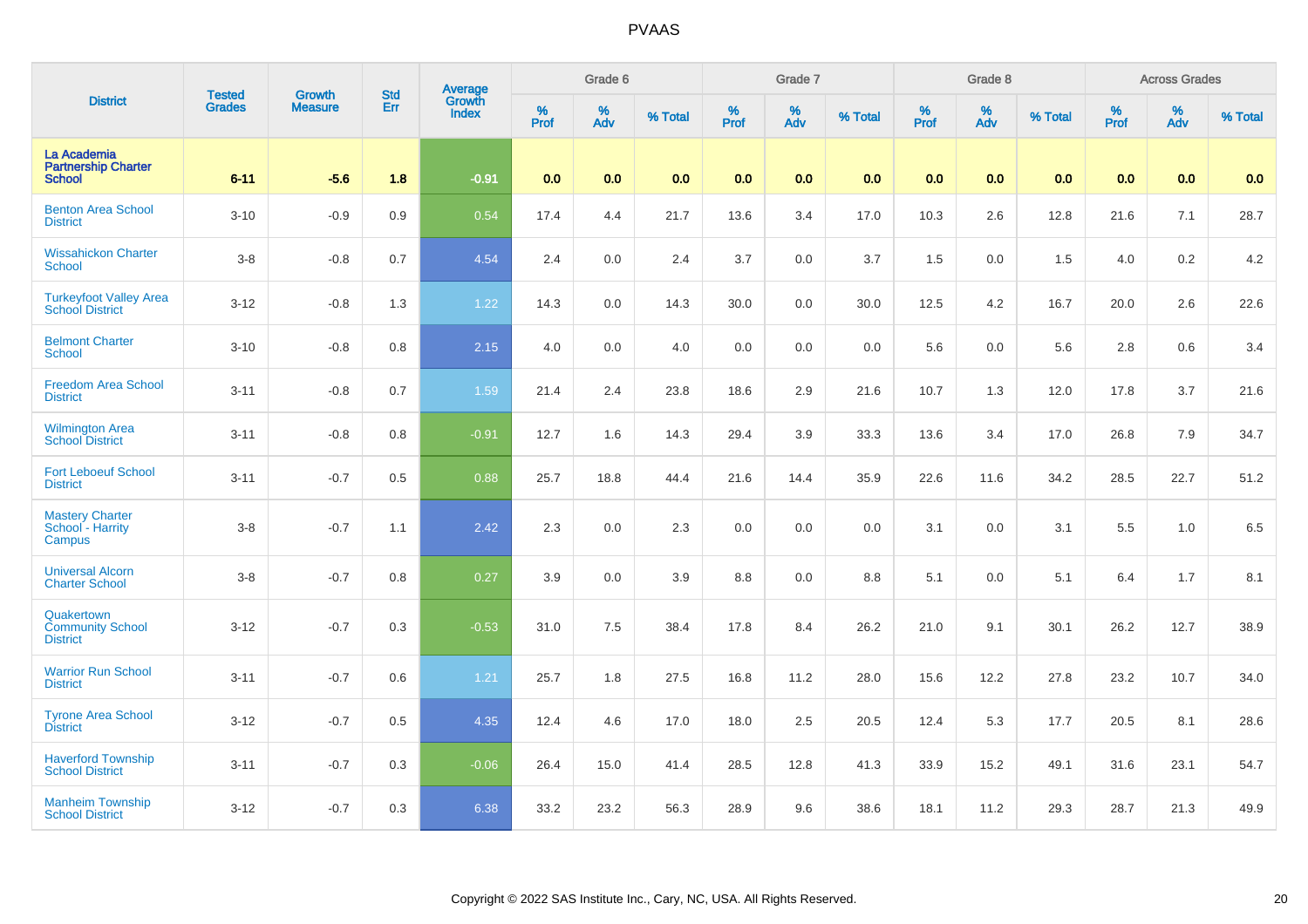| District | Tested Grades | Growth Measure | Std Err | Average Growth Index | Grade 6 | | | Grade 7 | | | Grade 8 | | | Across Grades | | |
|---|---|---|---|---|---|---|---|---|---|---|---|---|---|---|---|---|
| | | | | | % Prof | % Adv | % Total | % Prof | % Adv | % Total | % Prof | % Adv | % Total | % Prof | % Adv | % Total |
| **La Academia Partnership Charter School** | **6-11** | **-5.6** | **1.8** | **-0.91** | **0.0** | **0.0** | **0.0** | **0.0** | **0.0** | **0.0** | **0.0** | **0.0** | **0.0** | **0.0** | **0.0** | **0.0** |
| Benton Area School District | 3-10 | -0.9 | 0.9 | 0.54 | 17.4 | 4.4 | 21.7 | 13.6 | 3.4 | 17.0 | 10.3 | 2.6 | 12.8 | 21.6 | 7.1 | 28.7 |
| Wissahickon Charter School | 3-8 | -0.8 | 0.7 | 4.54 | 2.4 | 0.0 | 2.4 | 3.7 | 0.0 | 3.7 | 1.5 | 0.0 | 1.5 | 4.0 | 0.2 | 4.2 |
| Turkeyfoot Valley Area School District | 3-12 | -0.8 | 1.3 | 1.22 | 14.3 | 0.0 | 14.3 | 30.0 | 0.0 | 30.0 | 12.5 | 4.2 | 16.7 | 20.0 | 2.6 | 22.6 |
| Belmont Charter School | 3-10 | -0.8 | 0.8 | 2.15 | 4.0 | 0.0 | 4.0 | 0.0 | 0.0 | 0.0 | 5.6 | 0.0 | 5.6 | 2.8 | 0.6 | 3.4 |
| Freedom Area School District | 3-11 | -0.8 | 0.7 | 1.59 | 21.4 | 2.4 | 23.8 | 18.6 | 2.9 | 21.6 | 10.7 | 1.3 | 12.0 | 17.8 | 3.7 | 21.6 |
| Wilmington Area School District | 3-11 | -0.8 | 0.8 | -0.91 | 12.7 | 1.6 | 14.3 | 29.4 | 3.9 | 33.3 | 13.6 | 3.4 | 17.0 | 26.8 | 7.9 | 34.7 |
| Fort Leboeuf School District | 3-11 | -0.7 | 0.5 | 0.88 | 25.7 | 18.8 | 44.4 | 21.6 | 14.4 | 35.9 | 22.6 | 11.6 | 34.2 | 28.5 | 22.7 | 51.2 |
| Mastery Charter School - Harrity Campus | 3-8 | -0.7 | 1.1 | 2.42 | 2.3 | 0.0 | 2.3 | 0.0 | 0.0 | 0.0 | 3.1 | 0.0 | 3.1 | 5.5 | 1.0 | 6.5 |
| Universal Alcorn Charter School | 3-8 | -0.7 | 0.8 | 0.27 | 3.9 | 0.0 | 3.9 | 8.8 | 0.0 | 8.8 | 5.1 | 0.0 | 5.1 | 6.4 | 1.7 | 8.1 |
| Quakertown Community School District | 3-12 | -0.7 | 0.3 | -0.53 | 31.0 | 7.5 | 38.4 | 17.8 | 8.4 | 26.2 | 21.0 | 9.1 | 30.1 | 26.2 | 12.7 | 38.9 |
| Warrior Run School District | 3-11 | -0.7 | 0.6 | 1.21 | 25.7 | 1.8 | 27.5 | 16.8 | 11.2 | 28.0 | 15.6 | 12.2 | 27.8 | 23.2 | 10.7 | 34.0 |
| Tyrone Area School District | 3-12 | -0.7 | 0.5 | 4.35 | 12.4 | 4.6 | 17.0 | 18.0 | 2.5 | 20.5 | 12.4 | 5.3 | 17.7 | 20.5 | 8.1 | 28.6 |
| Haverford Township School District | 3-11 | -0.7 | 0.3 | -0.06 | 26.4 | 15.0 | 41.4 | 28.5 | 12.8 | 41.3 | 33.9 | 15.2 | 49.1 | 31.6 | 23.1 | 54.7 |
| Manheim Township School District | 3-12 | -0.7 | 0.3 | 6.38 | 33.2 | 23.2 | 56.3 | 28.9 | 9.6 | 38.6 | 18.1 | 11.2 | 29.3 | 28.7 | 21.3 | 49.9 |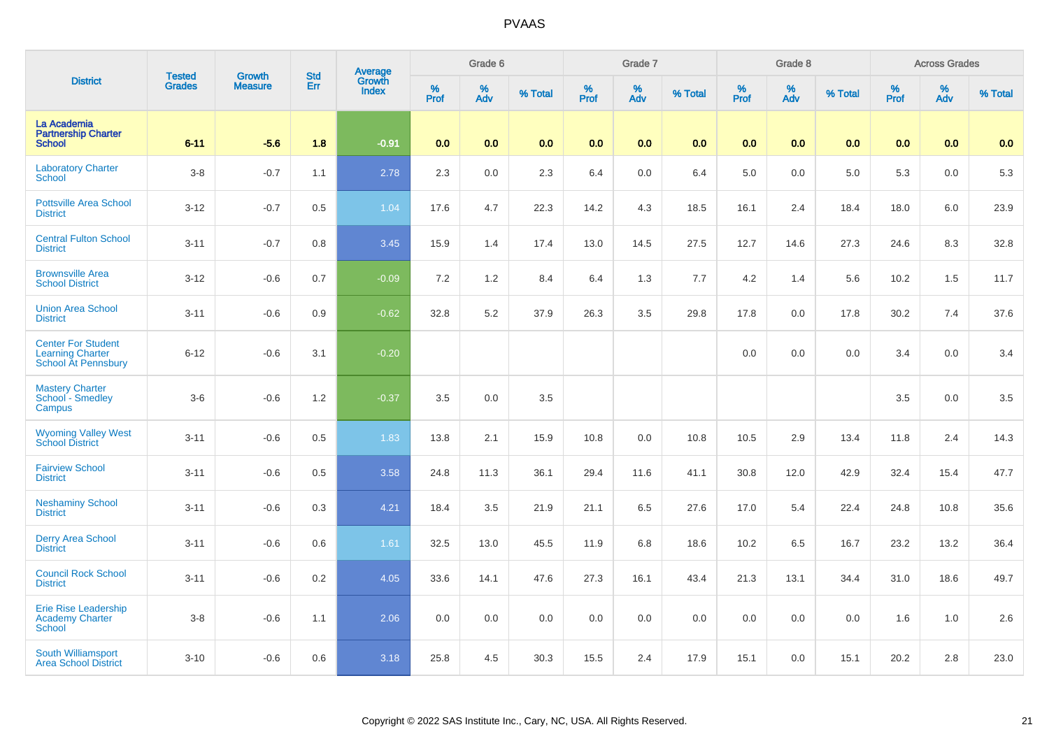| District | Tested Grades | Growth Measure | Std Err | Average Growth Index | Grade 6 | | | Grade 7 | | | Grade 8 | | | Across Grades | | |
|---|---|---|---|---|---|---|---|---|---|---|---|---|---|---|---|---|
| | | | | | % Prof | % Adv | % Total | % Prof | % Adv | % Total | % Prof | % Adv | % Total | % Prof | % Adv | % Total |
| **La Academia Partnership Charter School** | **6-11** | **-5.6** | **1.8** | **-0.91** | **0.0** | **0.0** | **0.0** | **0.0** | **0.0** | **0.0** | **0.0** | **0.0** | **0.0** | **0.0** | **0.0** | **0.0** |
| Laboratory Charter School | 3-8 | -0.7 | 1.1 | 2.78 | 2.3 | 0.0 | 2.3 | 6.4 | 0.0 | 6.4 | 5.0 | 0.0 | 5.0 | 5.3 | 0.0 | 5.3 |
| Pottsville Area School District | 3-12 | -0.7 | 0.5 | 1.04 | 17.6 | 4.7 | 22.3 | 14.2 | 4.3 | 18.5 | 16.1 | 2.4 | 18.4 | 18.0 | 6.0 | 23.9 |
| Central Fulton School District | 3-11 | -0.7 | 0.8 | 3.45 | 15.9 | 1.4 | 17.4 | 13.0 | 14.5 | 27.5 | 12.7 | 14.6 | 27.3 | 24.6 | 8.3 | 32.8 |
| Brownsville Area School District | 3-12 | -0.6 | 0.7 | -0.09 | 7.2 | 1.2 | 8.4 | 6.4 | 1.3 | 7.7 | 4.2 | 1.4 | 5.6 | 10.2 | 1.5 | 11.7 |
| Union Area School District | 3-11 | -0.6 | 0.9 | -0.62 | 32.8 | 5.2 | 37.9 | 26.3 | 3.5 | 29.8 | 17.8 | 0.0 | 17.8 | 30.2 | 7.4 | 37.6 |
| Center For Student Learning Charter School At Pennsbury | 6-12 | -0.6 | 3.1 | -0.20 | | | | | | | 0.0 | 0.0 | 0.0 | 3.4 | 0.0 | 3.4 |
| Mastery Charter School - Smedley Campus | 3-6 | -0.6 | 1.2 | -0.37 | 3.5 | 0.0 | 3.5 | | | | | | | 3.5 | 0.0 | 3.5 |
| Wyoming Valley West School District | 3-11 | -0.6 | 0.5 | 1.83 | 13.8 | 2.1 | 15.9 | 10.8 | 0.0 | 10.8 | 10.5 | 2.9 | 13.4 | 11.8 | 2.4 | 14.3 |
| Fairview School District | 3-11 | -0.6 | 0.5 | 3.58 | 24.8 | 11.3 | 36.1 | 29.4 | 11.6 | 41.1 | 30.8 | 12.0 | 42.9 | 32.4 | 15.4 | 47.7 |
| Neshaminy School District | 3-11 | -0.6 | 0.3 | 4.21 | 18.4 | 3.5 | 21.9 | 21.1 | 6.5 | 27.6 | 17.0 | 5.4 | 22.4 | 24.8 | 10.8 | 35.6 |
| Derry Area School District | 3-11 | -0.6 | 0.6 | 1.61 | 32.5 | 13.0 | 45.5 | 11.9 | 6.8 | 18.6 | 10.2 | 6.5 | 16.7 | 23.2 | 13.2 | 36.4 |
| Council Rock School District | 3-11 | -0.6 | 0.2 | 4.05 | 33.6 | 14.1 | 47.6 | 27.3 | 16.1 | 43.4 | 21.3 | 13.1 | 34.4 | 31.0 | 18.6 | 49.7 |
| Erie Rise Leadership Academy Charter School | 3-8 | -0.6 | 1.1 | 2.06 | 0.0 | 0.0 | 0.0 | 0.0 | 0.0 | 0.0 | 0.0 | 0.0 | 0.0 | 1.6 | 1.0 | 2.6 |
| South Williamsport Area School District | 3-10 | -0.6 | 0.6 | 3.18 | 25.8 | 4.5 | 30.3 | 15.5 | 2.4 | 17.9 | 15.1 | 0.0 | 15.1 | 20.2 | 2.8 | 23.0 |

Copyright © 2022 SAS Institute Inc., Cary, NC, USA. All Rights Reserved.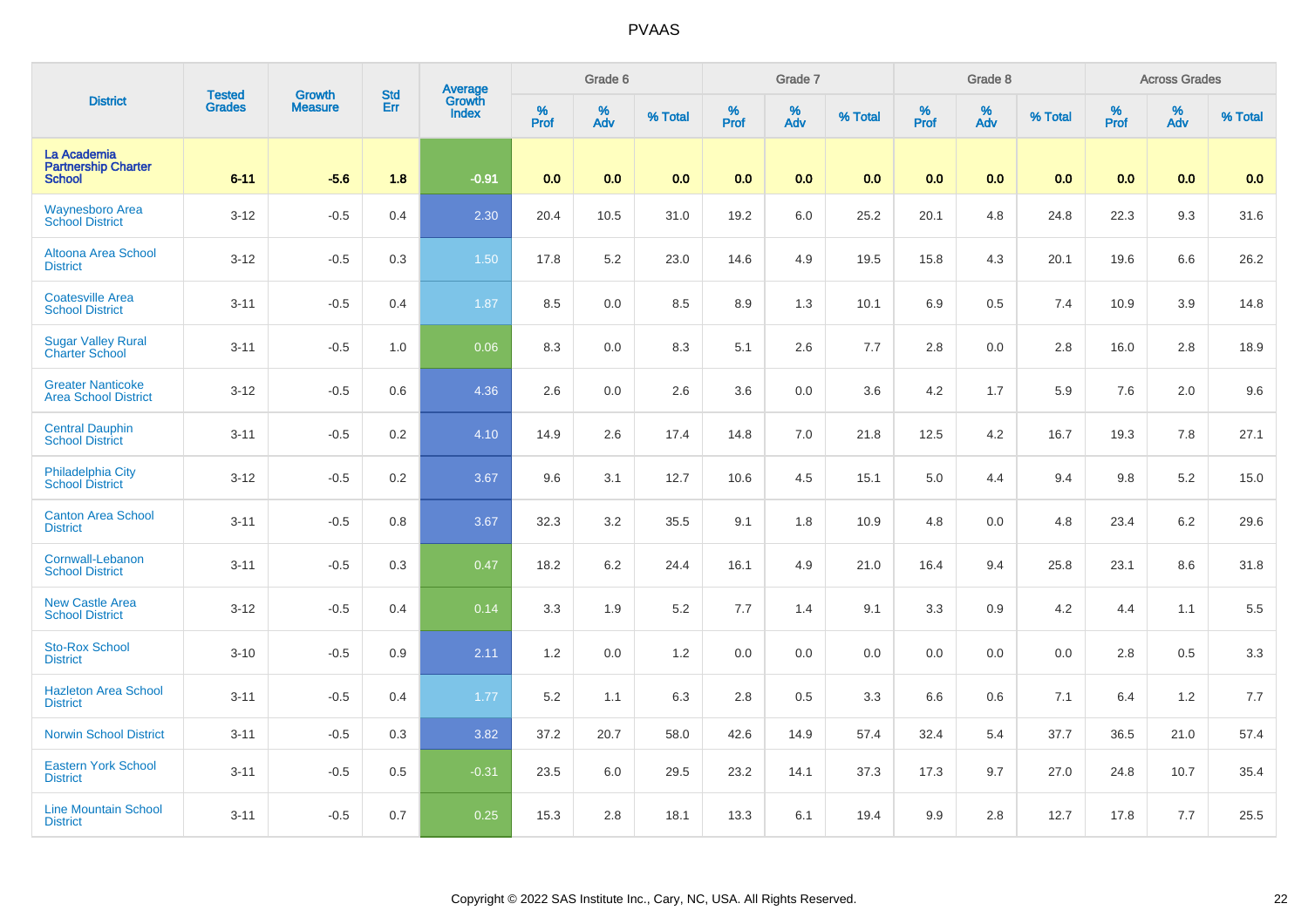| District | Tested Grades | Growth Measure | Std Err | Average Growth Index | Grade 6 | | | Grade 7 | | | Grade 8 | | | Across Grades | | |
|---|---|---|---|---|---|---|---|---|---|---|---|---|---|---|---|---|
| | | | | | % Prof | % Adv | % Total | % Prof | % Adv | % Total | % Prof | % Adv | % Total | % Prof | % Adv | % Total |
| La Academia Partnership Charter School | 6-11 | -5.6 | 1.8 | -0.91 | 0.0 | 0.0 | 0.0 | 0.0 | 0.0 | 0.0 | 0.0 | 0.0 | 0.0 | 0.0 | 0.0 | 0.0 |
| Waynesboro Area School District | 3-12 | -0.5 | 0.4 | 2.30 | 20.4 | 10.5 | 31.0 | 19.2 | 6.0 | 25.2 | 20.1 | 4.8 | 24.8 | 22.3 | 9.3 | 31.6 |
| Altoona Area School District | 3-12 | -0.5 | 0.3 | 1.50 | 17.8 | 5.2 | 23.0 | 14.6 | 4.9 | 19.5 | 15.8 | 4.3 | 20.1 | 19.6 | 6.6 | 26.2 |
| Coatesville Area School District | 3-11 | -0.5 | 0.4 | 1.87 | 8.5 | 0.0 | 8.5 | 8.9 | 1.3 | 10.1 | 6.9 | 0.5 | 7.4 | 10.9 | 3.9 | 14.8 |
| Sugar Valley Rural Charter School | 3-11 | -0.5 | 1.0 | 0.06 | 8.3 | 0.0 | 8.3 | 5.1 | 2.6 | 7.7 | 2.8 | 0.0 | 2.8 | 16.0 | 2.8 | 18.9 |
| Greater Nanticoke Area School District | 3-12 | -0.5 | 0.6 | 4.36 | 2.6 | 0.0 | 2.6 | 3.6 | 0.0 | 3.6 | 4.2 | 1.7 | 5.9 | 7.6 | 2.0 | 9.6 |
| Central Dauphin School District | 3-11 | -0.5 | 0.2 | 4.10 | 14.9 | 2.6 | 17.4 | 14.8 | 7.0 | 21.8 | 12.5 | 4.2 | 16.7 | 19.3 | 7.8 | 27.1 |
| Philadelphia City School District | 3-12 | -0.5 | 0.2 | 3.67 | 9.6 | 3.1 | 12.7 | 10.6 | 4.5 | 15.1 | 5.0 | 4.4 | 9.4 | 9.8 | 5.2 | 15.0 |
| Canton Area School District | 3-11 | -0.5 | 0.8 | 3.67 | 32.3 | 3.2 | 35.5 | 9.1 | 1.8 | 10.9 | 4.8 | 0.0 | 4.8 | 23.4 | 6.2 | 29.6 |
| Cornwall-Lebanon School District | 3-11 | -0.5 | 0.3 | 0.47 | 18.2 | 6.2 | 24.4 | 16.1 | 4.9 | 21.0 | 16.4 | 9.4 | 25.8 | 23.1 | 8.6 | 31.8 |
| New Castle Area School District | 3-12 | -0.5 | 0.4 | 0.14 | 3.3 | 1.9 | 5.2 | 7.7 | 1.4 | 9.1 | 3.3 | 0.9 | 4.2 | 4.4 | 1.1 | 5.5 |
| Sto-Rox School District | 3-10 | -0.5 | 0.9 | 2.11 | 1.2 | 0.0 | 1.2 | 0.0 | 0.0 | 0.0 | 0.0 | 0.0 | 0.0 | 2.8 | 0.5 | 3.3 |
| Hazleton Area School District | 3-11 | -0.5 | 0.4 | 1.77 | 5.2 | 1.1 | 6.3 | 2.8 | 0.5 | 3.3 | 6.6 | 0.6 | 7.1 | 6.4 | 1.2 | 7.7 |
| Norwin School District | 3-11 | -0.5 | 0.3 | 3.82 | 37.2 | 20.7 | 58.0 | 42.6 | 14.9 | 57.4 | 32.4 | 5.4 | 37.7 | 36.5 | 21.0 | 57.4 |
| Eastern York School District | 3-11 | -0.5 | 0.5 | -0.31 | 23.5 | 6.0 | 29.5 | 23.2 | 14.1 | 37.3 | 17.3 | 9.7 | 27.0 | 24.8 | 10.7 | 35.4 |
| Line Mountain School District | 3-11 | -0.5 | 0.7 | 0.25 | 15.3 | 2.8 | 18.1 | 13.3 | 6.1 | 19.4 | 9.9 | 2.8 | 12.7 | 17.8 | 7.7 | 25.5 |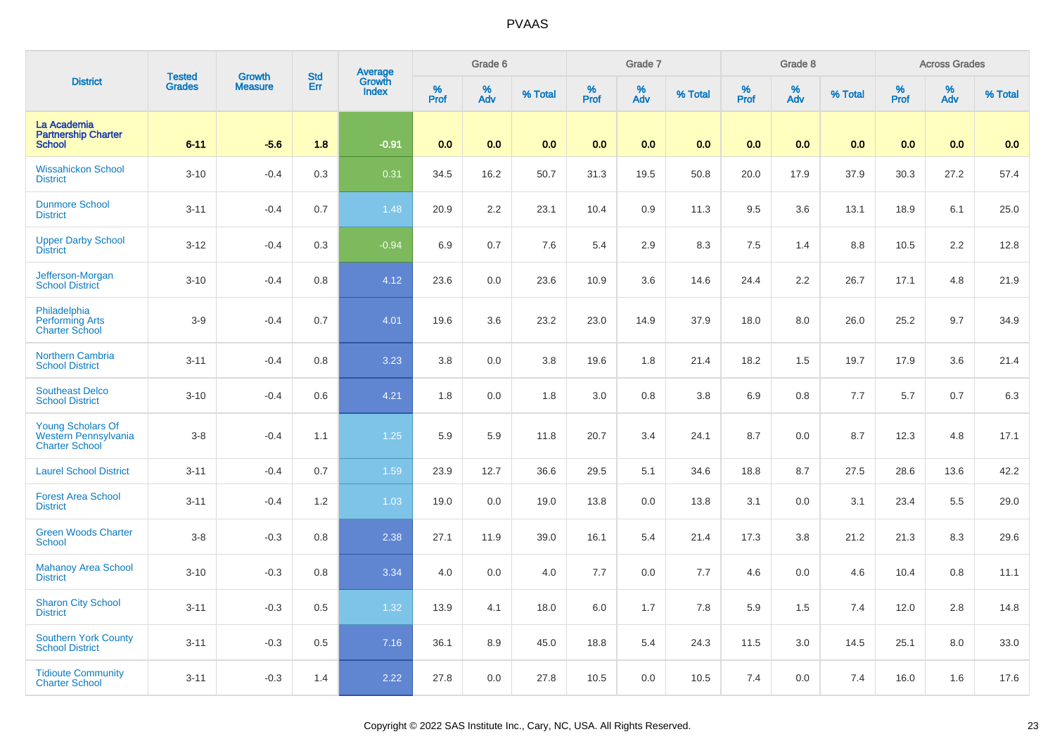| District | Tested Grades | Growth Measure | Std Err | Average Growth Index | Grade 6 | | | Grade 7 | | | Grade 8 | | | Across Grades | | |
|---|---|---|---|---|---|---|---|---|---|---|---|---|---|---|---|---|
| | | | | | % Prof | % Adv | % Total | % Prof | % Adv | % Total | % Prof | % Adv | % Total | % Prof | % Adv | % Total |
| **La Academia Partnership Charter School** | **6-11** | **-5.6** | **1.8** | **-0.91** | **0.0** | **0.0** | **0.0** | **0.0** | **0.0** | **0.0** | **0.0** | **0.0** | **0.0** | **0.0** | **0.0** | **0.0** |
| Wissahickon School District | 3-10 | -0.4 | 0.3 | 0.31 | 34.5 | 16.2 | 50.7 | 31.3 | 19.5 | 50.8 | 20.0 | 17.9 | 37.9 | 30.3 | 27.2 | 57.4 |
| Dunmore School District | 3-11 | -0.4 | 0.7 | 1.48 | 20.9 | 2.2 | 23.1 | 10.4 | 0.9 | 11.3 | 9.5 | 3.6 | 13.1 | 18.9 | 6.1 | 25.0 |
| Upper Darby School District | 3-12 | -0.4 | 0.3 | -0.94 | 6.9 | 0.7 | 7.6 | 5.4 | 2.9 | 8.3 | 7.5 | 1.4 | 8.8 | 10.5 | 2.2 | 12.8 |
| Jefferson-Morgan School District | 3-10 | -0.4 | 0.8 | 4.12 | 23.6 | 0.0 | 23.6 | 10.9 | 3.6 | 14.6 | 24.4 | 2.2 | 26.7 | 17.1 | 4.8 | 21.9 |
| Philadelphia Performing Arts Charter School | 3-9 | -0.4 | 0.7 | 4.01 | 19.6 | 3.6 | 23.2 | 23.0 | 14.9 | 37.9 | 18.0 | 8.0 | 26.0 | 25.2 | 9.7 | 34.9 |
| Northern Cambria School District | 3-11 | -0.4 | 0.8 | 3.23 | 3.8 | 0.0 | 3.8 | 19.6 | 1.8 | 21.4 | 18.2 | 1.5 | 19.7 | 17.9 | 3.6 | 21.4 |
| Southeast Delco School District | 3-10 | -0.4 | 0.6 | 4.21 | 1.8 | 0.0 | 1.8 | 3.0 | 0.8 | 3.8 | 6.9 | 0.8 | 7.7 | 5.7 | 0.7 | 6.3 |
| Young Scholars Of Western Pennsylvania Charter School | 3-8 | -0.4 | 1.1 | 1.25 | 5.9 | 5.9 | 11.8 | 20.7 | 3.4 | 24.1 | 8.7 | 0.0 | 8.7 | 12.3 | 4.8 | 17.1 |
| Laurel School District | 3-11 | -0.4 | 0.7 | 1.59 | 23.9 | 12.7 | 36.6 | 29.5 | 5.1 | 34.6 | 18.8 | 8.7 | 27.5 | 28.6 | 13.6 | 42.2 |
| Forest Area School District | 3-11 | -0.4 | 1.2 | 1.03 | 19.0 | 0.0 | 19.0 | 13.8 | 0.0 | 13.8 | 3.1 | 0.0 | 3.1 | 23.4 | 5.5 | 29.0 |
| Green Woods Charter School | 3-8 | -0.3 | 0.8 | 2.38 | 27.1 | 11.9 | 39.0 | 16.1 | 5.4 | 21.4 | 17.3 | 3.8 | 21.2 | 21.3 | 8.3 | 29.6 |
| Mahanoy Area School District | 3-10 | -0.3 | 0.8 | 3.34 | 4.0 | 0.0 | 4.0 | 7.7 | 0.0 | 7.7 | 4.6 | 0.0 | 4.6 | 10.4 | 0.8 | 11.1 |
| Sharon City School District | 3-11 | -0.3 | 0.5 | 1.32 | 13.9 | 4.1 | 18.0 | 6.0 | 1.7 | 7.8 | 5.9 | 1.5 | 7.4 | 12.0 | 2.8 | 14.8 |
| Southern York County School District | 3-11 | -0.3 | 0.5 | 7.16 | 36.1 | 8.9 | 45.0 | 18.8 | 5.4 | 24.3 | 11.5 | 3.0 | 14.5 | 25.1 | 8.0 | 33.0 |
| Tidioute Community Charter School | 3-11 | -0.3 | 1.4 | 2.22 | 27.8 | 0.0 | 27.8 | 10.5 | 0.0 | 10.5 | 7.4 | 0.0 | 7.4 | 16.0 | 1.6 | 17.6 |

Copyright © 2022 SAS Institute Inc., Cary, NC, USA. All Rights Reserved.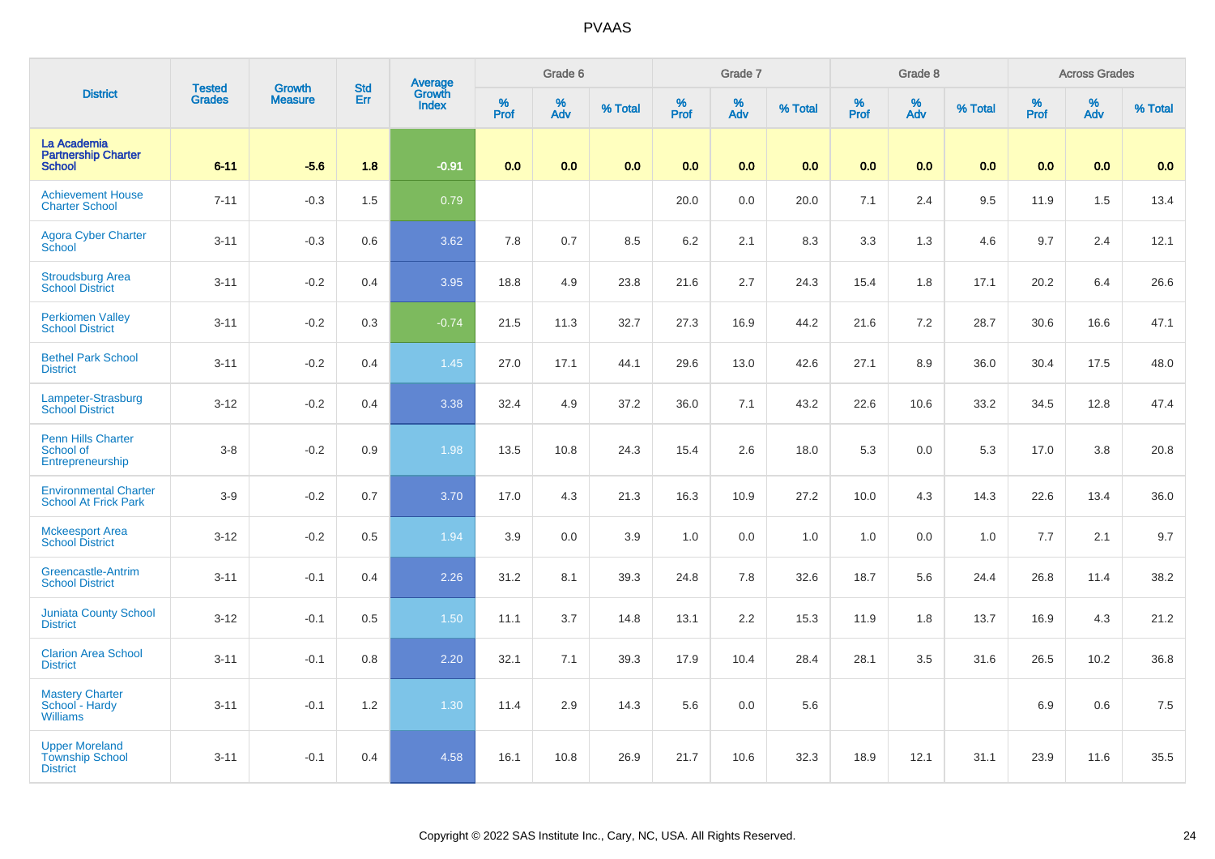| District | Tested Grades | Growth Measure | Std Err | Average Growth Index | Grade 6 | | | Grade 7 | | | Grade 8 | | | Across Grades | | |
|---|---|---|---|---|---|---|---|---|---|---|---|---|---|---|---|---|
| | | | | | % Prof | % Adv | % Total | % Prof | % Adv | % Total | % Prof | % Adv | % Total | % Prof | % Adv | % Total |
| **La Academia Partnership Charter School** | **6-11** | **-5.6** | **1.8** | **-0.91** | **0.0** | **0.0** | **0.0** | **0.0** | **0.0** | **0.0** | **0.0** | **0.0** | **0.0** | **0.0** | **0.0** | **0.0** |
| Achievement House Charter School | 7-11 | -0.3 | 1.5 | 0.79 | | | | 20.0 | 0.0 | 20.0 | 7.1 | 2.4 | 9.5 | 11.9 | 1.5 | 13.4 |
| Agora Cyber Charter School | 3-11 | -0.3 | 0.6 | 3.62 | 7.8 | 0.7 | 8.5 | 6.2 | 2.1 | 8.3 | 3.3 | 1.3 | 4.6 | 9.7 | 2.4 | 12.1 |
| Stroudsburg Area School District | 3-11 | -0.2 | 0.4 | 3.95 | 18.8 | 4.9 | 23.8 | 21.6 | 2.7 | 24.3 | 15.4 | 1.8 | 17.1 | 20.2 | 6.4 | 26.6 |
| Perkiomen Valley School District | 3-11 | -0.2 | 0.3 | -0.74 | 21.5 | 11.3 | 32.7 | 27.3 | 16.9 | 44.2 | 21.6 | 7.2 | 28.7 | 30.6 | 16.6 | 47.1 |
| Bethel Park School District | 3-11 | -0.2 | 0.4 | 1.45 | 27.0 | 17.1 | 44.1 | 29.6 | 13.0 | 42.6 | 27.1 | 8.9 | 36.0 | 30.4 | 17.5 | 48.0 |
| Lampeter-Strasburg School District | 3-12 | -0.2 | 0.4 | 3.38 | 32.4 | 4.9 | 37.2 | 36.0 | 7.1 | 43.2 | 22.6 | 10.6 | 33.2 | 34.5 | 12.8 | 47.4 |
| Penn Hills Charter School of Entrepreneurship | 3-8 | -0.2 | 0.9 | 1.98 | 13.5 | 10.8 | 24.3 | 15.4 | 2.6 | 18.0 | 5.3 | 0.0 | 5.3 | 17.0 | 3.8 | 20.8 |
| Environmental Charter School At Frick Park | 3-9 | -0.2 | 0.7 | 3.70 | 17.0 | 4.3 | 21.3 | 16.3 | 10.9 | 27.2 | 10.0 | 4.3 | 14.3 | 22.6 | 13.4 | 36.0 |
| Mckeesport Area School District | 3-12 | -0.2 | 0.5 | 1.94 | 3.9 | 0.0 | 3.9 | 1.0 | 0.0 | 1.0 | 1.0 | 0.0 | 1.0 | 7.7 | 2.1 | 9.7 |
| Greencastle-Antrim School District | 3-11 | -0.1 | 0.4 | 2.26 | 31.2 | 8.1 | 39.3 | 24.8 | 7.8 | 32.6 | 18.7 | 5.6 | 24.4 | 26.8 | 11.4 | 38.2 |
| Juniata County School District | 3-12 | -0.1 | 0.5 | 1.50 | 11.1 | 3.7 | 14.8 | 13.1 | 2.2 | 15.3 | 11.9 | 1.8 | 13.7 | 16.9 | 4.3 | 21.2 |
| Clarion Area School District | 3-11 | -0.1 | 0.8 | 2.20 | 32.1 | 7.1 | 39.3 | 17.9 | 10.4 | 28.4 | 28.1 | 3.5 | 31.6 | 26.5 | 10.2 | 36.8 |
| Mastery Charter School - Hardy Williams | 3-11 | -0.1 | 1.2 | 1.30 | 11.4 | 2.9 | 14.3 | 5.6 | 0.0 | 5.6 | | | | 6.9 | 0.6 | 7.5 |
| Upper Moreland Township School District | 3-11 | -0.1 | 0.4 | 4.58 | 16.1 | 10.8 | 26.9 | 21.7 | 10.6 | 32.3 | 18.9 | 12.1 | 31.1 | 23.9 | 11.6 | 35.5 |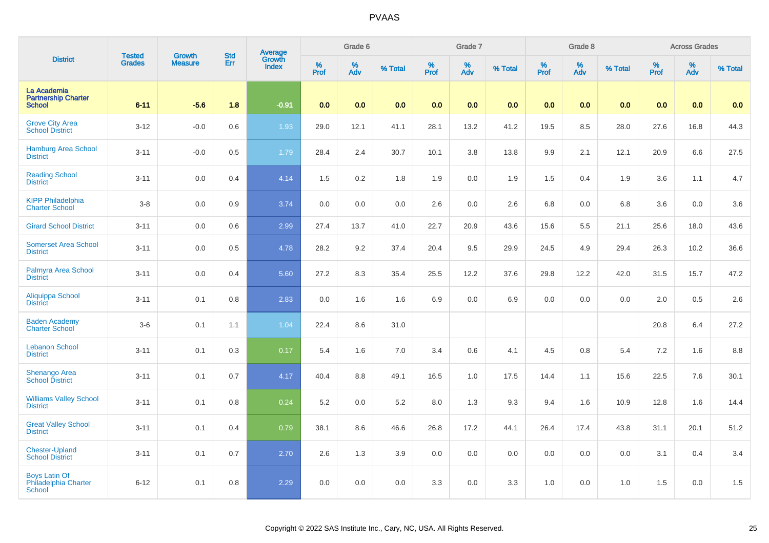| District | Tested Grades | Growth Measure | Std Err | Average Growth Index | Grade 6 | | | Grade 7 | | | Grade 8 | | | Across Grades | | |
|---|---|---|---|---|---|---|---|---|---|---|---|---|---|---|---|---|
| | | | | | % Prof | % Adv | % Total | % Prof | % Adv | % Total | % Prof | % Adv | % Total | % Prof | % Adv | % Total |
| **La Academia Partnership Charter School** | **6-11** | **-5.6** | **1.8** | **-0.91** | **0.0** | **0.0** | **0.0** | **0.0** | **0.0** | **0.0** | **0.0** | **0.0** | **0.0** | **0.0** | **0.0** | **0.0** |
| Grove City Area School District | 3-12 | -0.0 | 0.6 | 1.93 | 29.0 | 12.1 | 41.1 | 28.1 | 13.2 | 41.2 | 19.5 | 8.5 | 28.0 | 27.6 | 16.8 | 44.3 |
| Hamburg Area School District | 3-11 | -0.0 | 0.5 | 1.79 | 28.4 | 2.4 | 30.7 | 10.1 | 3.8 | 13.8 | 9.9 | 2.1 | 12.1 | 20.9 | 6.6 | 27.5 |
| Reading School District | 3-11 | 0.0 | 0.4 | 4.14 | 1.5 | 0.2 | 1.8 | 1.9 | 0.0 | 1.9 | 1.5 | 0.4 | 1.9 | 3.6 | 1.1 | 4.7 |
| KIPP Philadelphia Charter School | 3-8 | 0.0 | 0.9 | 3.74 | 0.0 | 0.0 | 0.0 | 2.6 | 0.0 | 2.6 | 6.8 | 0.0 | 6.8 | 3.6 | 0.0 | 3.6 |
| Girard School District | 3-11 | 0.0 | 0.6 | 2.99 | 27.4 | 13.7 | 41.0 | 22.7 | 20.9 | 43.6 | 15.6 | 5.5 | 21.1 | 25.6 | 18.0 | 43.6 |
| Somerset Area School District | 3-11 | 0.0 | 0.5 | 4.78 | 28.2 | 9.2 | 37.4 | 20.4 | 9.5 | 29.9 | 24.5 | 4.9 | 29.4 | 26.3 | 10.2 | 36.6 |
| Palmyra Area School District | 3-11 | 0.0 | 0.4 | 5.60 | 27.2 | 8.3 | 35.4 | 25.5 | 12.2 | 37.6 | 29.8 | 12.2 | 42.0 | 31.5 | 15.7 | 47.2 |
| Aliquippa School District | 3-11 | 0.1 | 0.8 | 2.83 | 0.0 | 1.6 | 1.6 | 6.9 | 0.0 | 6.9 | 0.0 | 0.0 | 0.0 | 2.0 | 0.5 | 2.6 |
| Baden Academy Charter School | 3-6 | 0.1 | 1.1 | 1.04 | 22.4 | 8.6 | 31.0 | | | | | | | 20.8 | 6.4 | 27.2 |
| Lebanon School District | 3-11 | 0.1 | 0.3 | 0.17 | 5.4 | 1.6 | 7.0 | 3.4 | 0.6 | 4.1 | 4.5 | 0.8 | 5.4 | 7.2 | 1.6 | 8.8 |
| Shenango Area School District | 3-11 | 0.1 | 0.7 | 4.17 | 40.4 | 8.8 | 49.1 | 16.5 | 1.0 | 17.5 | 14.4 | 1.1 | 15.6 | 22.5 | 7.6 | 30.1 |
| Williams Valley School District | 3-11 | 0.1 | 0.8 | 0.24 | 5.2 | 0.0 | 5.2 | 8.0 | 1.3 | 9.3 | 9.4 | 1.6 | 10.9 | 12.8 | 1.6 | 14.4 |
| Great Valley School District | 3-11 | 0.1 | 0.4 | 0.79 | 38.1 | 8.6 | 46.6 | 26.8 | 17.2 | 44.1 | 26.4 | 17.4 | 43.8 | 31.1 | 20.1 | 51.2 |
| Chester-Upland School District | 3-11 | 0.1 | 0.7 | 2.70 | 2.6 | 1.3 | 3.9 | 0.0 | 0.0 | 0.0 | 0.0 | 0.0 | 0.0 | 3.1 | 0.4 | 3.4 |
| Boys Latin Of Philadelphia Charter School | 6-12 | 0.1 | 0.8 | 2.29 | 0.0 | 0.0 | 0.0 | 3.3 | 0.0 | 3.3 | 1.0 | 0.0 | 1.0 | 1.5 | 0.0 | 1.5 |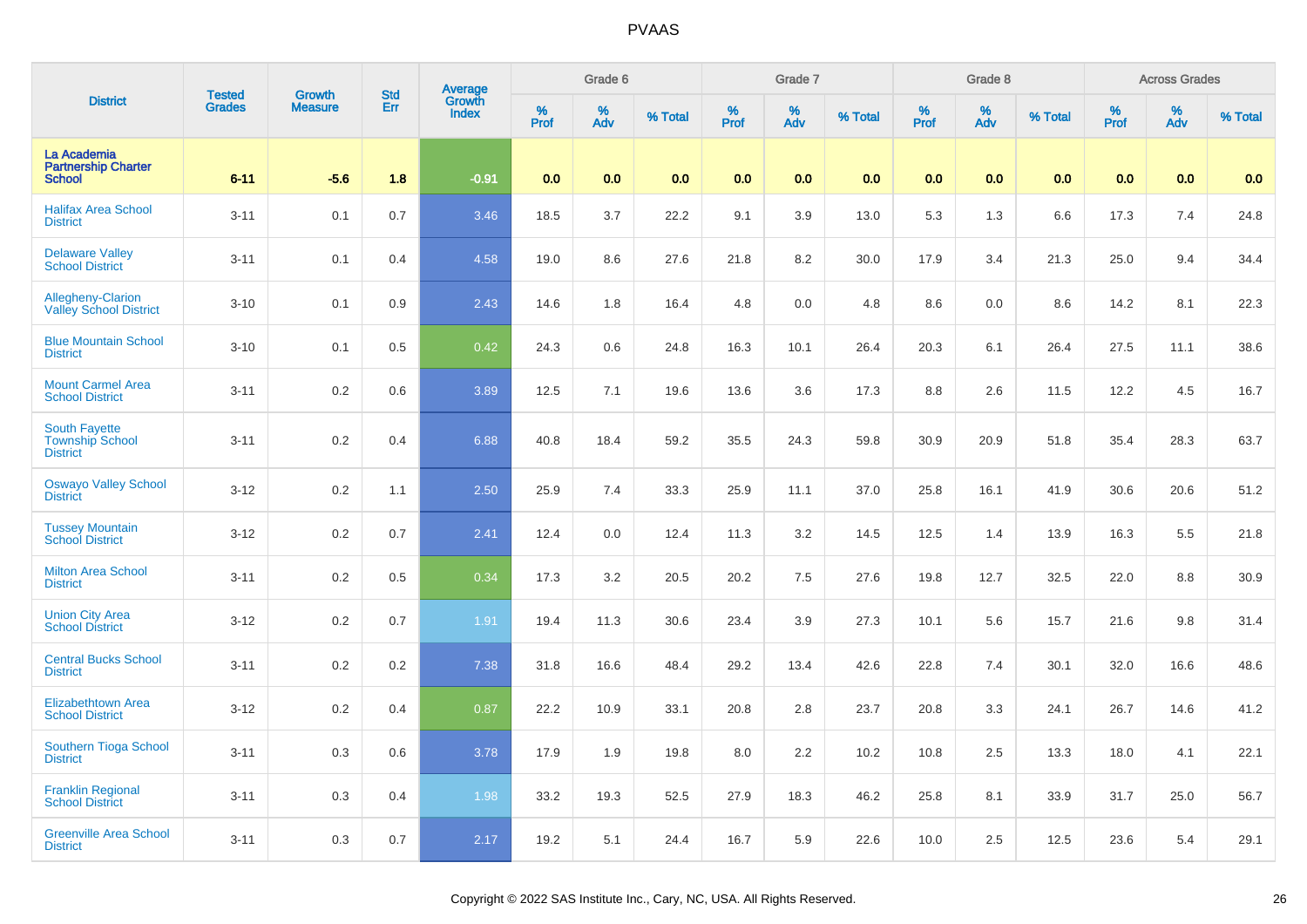# PVAAS

| District | Tested Grades | Growth Measure | Std Err | Average Growth Index | Grade 6 | | | Grade 7 | | | Grade 8 | | | Across Grades | | |
|---|---|---|---|---|---|---|---|---|---|---|---|---|---|---|---|---|
| | | | | | % Prof | % Adv | % Total | % Prof | % Adv | % Total | % Prof | % Adv | % Total | % Prof | % Adv | % Total |
| **La Academia Partnership Charter School** | **6-11** | **-5.6** | **1.8** | **-0.91** | **0.0** | **0.0** | **0.0** | **0.0** | **0.0** | **0.0** | **0.0** | **0.0** | **0.0** | **0.0** | **0.0** | **0.0** |
| Halifax Area School District | 3-11 | 0.1 | 0.7 | 3.46 | 18.5 | 3.7 | 22.2 | 9.1 | 3.9 | 13.0 | 5.3 | 1.3 | 6.6 | 17.3 | 7.4 | 24.8 |
| Delaware Valley School District | 3-11 | 0.1 | 0.4 | 4.58 | 19.0 | 8.6 | 27.6 | 21.8 | 8.2 | 30.0 | 17.9 | 3.4 | 21.3 | 25.0 | 9.4 | 34.4 |
| Allegheny-Clarion Valley School District | 3-10 | 0.1 | 0.9 | 2.43 | 14.6 | 1.8 | 16.4 | 4.8 | 0.0 | 4.8 | 8.6 | 0.0 | 8.6 | 14.2 | 8.1 | 22.3 |
| Blue Mountain School District | 3-10 | 0.1 | 0.5 | 0.42 | 24.3 | 0.6 | 24.8 | 16.3 | 10.1 | 26.4 | 20.3 | 6.1 | 26.4 | 27.5 | 11.1 | 38.6 |
| Mount Carmel Area School District | 3-11 | 0.2 | 0.6 | 3.89 | 12.5 | 7.1 | 19.6 | 13.6 | 3.6 | 17.3 | 8.8 | 2.6 | 11.5 | 12.2 | 4.5 | 16.7 |
| South Fayette Township School District | 3-11 | 0.2 | 0.4 | 6.88 | 40.8 | 18.4 | 59.2 | 35.5 | 24.3 | 59.8 | 30.9 | 20.9 | 51.8 | 35.4 | 28.3 | 63.7 |
| Oswayo Valley School District | 3-12 | 0.2 | 1.1 | 2.50 | 25.9 | 7.4 | 33.3 | 25.9 | 11.1 | 37.0 | 25.8 | 16.1 | 41.9 | 30.6 | 20.6 | 51.2 |
| Tussey Mountain School District | 3-12 | 0.2 | 0.7 | 2.41 | 12.4 | 0.0 | 12.4 | 11.3 | 3.2 | 14.5 | 12.5 | 1.4 | 13.9 | 16.3 | 5.5 | 21.8 |
| Milton Area School District | 3-11 | 0.2 | 0.5 | 0.34 | 17.3 | 3.2 | 20.5 | 20.2 | 7.5 | 27.6 | 19.8 | 12.7 | 32.5 | 22.0 | 8.8 | 30.9 |
| Union City Area School District | 3-12 | 0.2 | 0.7 | 1.91 | 19.4 | 11.3 | 30.6 | 23.4 | 3.9 | 27.3 | 10.1 | 5.6 | 15.7 | 21.6 | 9.8 | 31.4 |
| Central Bucks School District | 3-11 | 0.2 | 0.2 | 7.38 | 31.8 | 16.6 | 48.4 | 29.2 | 13.4 | 42.6 | 22.8 | 7.4 | 30.1 | 32.0 | 16.6 | 48.6 |
| Elizabethtown Area School District | 3-12 | 0.2 | 0.4 | 0.87 | 22.2 | 10.9 | 33.1 | 20.8 | 2.8 | 23.7 | 20.8 | 3.3 | 24.1 | 26.7 | 14.6 | 41.2 |
| Southern Tioga School District | 3-11 | 0.3 | 0.6 | 3.78 | 17.9 | 1.9 | 19.8 | 8.0 | 2.2 | 10.2 | 10.8 | 2.5 | 13.3 | 18.0 | 4.1 | 22.1 |
| Franklin Regional School District | 3-11 | 0.3 | 0.4 | 1.98 | 33.2 | 19.3 | 52.5 | 27.9 | 18.3 | 46.2 | 25.8 | 8.1 | 33.9 | 31.7 | 25.0 | 56.7 |
| Greenville Area School District | 3-11 | 0.3 | 0.7 | 2.17 | 19.2 | 5.1 | 24.4 | 16.7 | 5.9 | 22.6 | 10.0 | 2.5 | 12.5 | 23.6 | 5.4 | 29.1 |

Copyright © 2022 SAS Institute Inc., Cary, NC, USA. All Rights Reserved.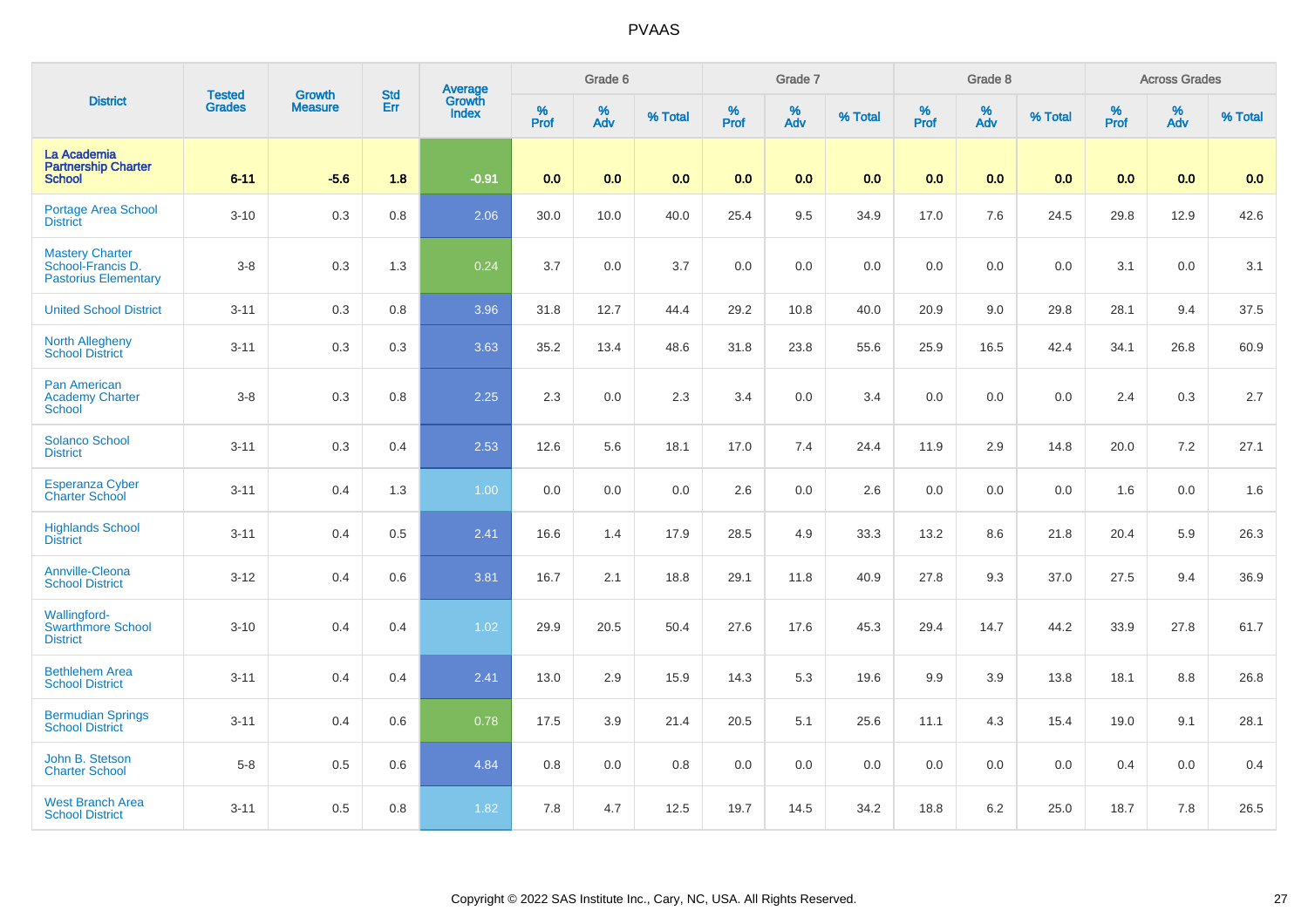# PVAAS

| District | Tested Grades | Growth Measure | Std Err | Average Growth Index | Grade 6 | | | Grade 7 | | | Grade 8 | | | Across Grades | | |
|---|---|---|---|---|---|---|---|---|---|---|---|---|---|---|---|---|
| | | | | | % Prof | % Adv | % Total | % Prof | % Adv | % Total | % Prof | % Adv | % Total | % Prof | % Adv | % Total |
| **La Academia Partnership Charter School** | **6-11** | **-5.6** | **1.8** | **-0.91** | **0.0** | **0.0** | **0.0** | **0.0** | **0.0** | **0.0** | **0.0** | **0.0** | **0.0** | **0.0** | **0.0** | **0.0** |
| Portage Area School District | 3-10 | 0.3 | 0.8 | 2.06 | 30.0 | 10.0 | 40.0 | 25.4 | 9.5 | 34.9 | 17.0 | 7.6 | 24.5 | 29.8 | 12.9 | 42.6 |
| Mastery Charter School-Francis D. Pastorius Elementary | 3-8 | 0.3 | 1.3 | 0.24 | 3.7 | 0.0 | 3.7 | 0.0 | 0.0 | 0.0 | 0.0 | 0.0 | 0.0 | 3.1 | 0.0 | 3.1 |
| United School District | 3-11 | 0.3 | 0.8 | 3.96 | 31.8 | 12.7 | 44.4 | 29.2 | 10.8 | 40.0 | 20.9 | 9.0 | 29.8 | 28.1 | 9.4 | 37.5 |
| North Allegheny School District | 3-11 | 0.3 | 0.3 | 3.63 | 35.2 | 13.4 | 48.6 | 31.8 | 23.8 | 55.6 | 25.9 | 16.5 | 42.4 | 34.1 | 26.8 | 60.9 |
| Pan American Academy Charter School | 3-8 | 0.3 | 0.8 | 2.25 | 2.3 | 0.0 | 2.3 | 3.4 | 0.0 | 3.4 | 0.0 | 0.0 | 0.0 | 2.4 | 0.3 | 2.7 |
| Solanco School District | 3-11 | 0.3 | 0.4 | 2.53 | 12.6 | 5.6 | 18.1 | 17.0 | 7.4 | 24.4 | 11.9 | 2.9 | 14.8 | 20.0 | 7.2 | 27.1 |
| Esperanza Cyber Charter School | 3-11 | 0.4 | 1.3 | 1.00 | 0.0 | 0.0 | 0.0 | 2.6 | 0.0 | 2.6 | 0.0 | 0.0 | 0.0 | 1.6 | 0.0 | 1.6 |
| Highlands School District | 3-11 | 0.4 | 0.5 | 2.41 | 16.6 | 1.4 | 17.9 | 28.5 | 4.9 | 33.3 | 13.2 | 8.6 | 21.8 | 20.4 | 5.9 | 26.3 |
| Annville-Cleona School District | 3-12 | 0.4 | 0.6 | 3.81 | 16.7 | 2.1 | 18.8 | 29.1 | 11.8 | 40.9 | 27.8 | 9.3 | 37.0 | 27.5 | 9.4 | 36.9 |
| Wallingford-Swarthmore School District | 3-10 | 0.4 | 0.4 | 1.02 | 29.9 | 20.5 | 50.4 | 27.6 | 17.6 | 45.3 | 29.4 | 14.7 | 44.2 | 33.9 | 27.8 | 61.7 |
| Bethlehem Area School District | 3-11 | 0.4 | 0.4 | 2.41 | 13.0 | 2.9 | 15.9 | 14.3 | 5.3 | 19.6 | 9.9 | 3.9 | 13.8 | 18.1 | 8.8 | 26.8 |
| Bermudian Springs School District | 3-11 | 0.4 | 0.6 | 0.78 | 17.5 | 3.9 | 21.4 | 20.5 | 5.1 | 25.6 | 11.1 | 4.3 | 15.4 | 19.0 | 9.1 | 28.1 |
| John B. Stetson Charter School | 5-8 | 0.5 | 0.6 | 4.84 | 0.8 | 0.0 | 0.8 | 0.0 | 0.0 | 0.0 | 0.0 | 0.0 | 0.0 | 0.4 | 0.0 | 0.4 |
| West Branch Area School District | 3-11 | 0.5 | 0.8 | 1.82 | 7.8 | 4.7 | 12.5 | 19.7 | 14.5 | 34.2 | 18.8 | 6.2 | 25.0 | 18.7 | 7.8 | 26.5 |

Copyright © 2022 SAS Institute Inc., Cary, NC, USA. All Rights Reserved.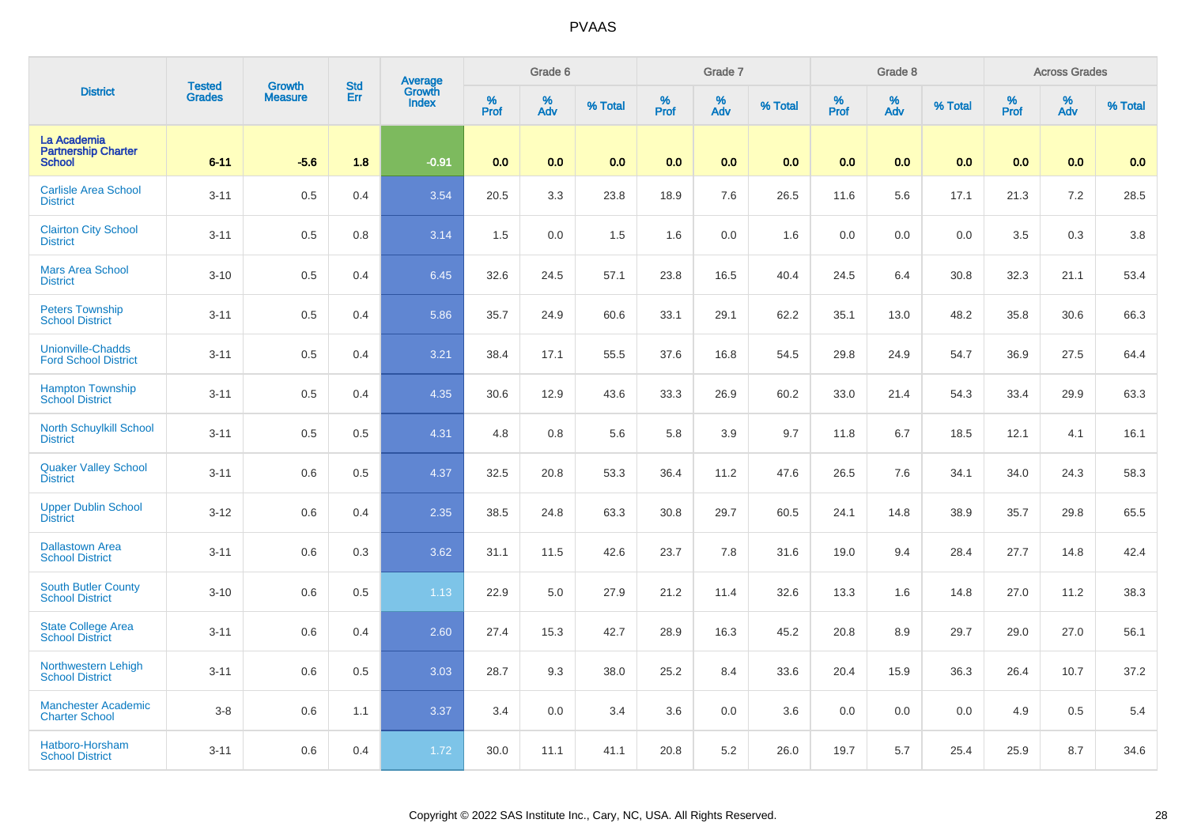| District | Tested Grades | Growth Measure | Std Err | Average Growth Index | Grade 6 | | | Grade 7 | | | Grade 8 | | | Across Grades | | |
|---|---|---|---|---|---|---|---|---|---|---|---|---|---|---|---|---|
| | | | | | % Prof | % Adv | % Total | % Prof | % Adv | % Total | % Prof | % Adv | % Total | % Prof | % Adv | % Total |
| **La Academia Partnership Charter School** | **6-11** | **-5.6** | **1.8** | **-0.91** | **0.0** | **0.0** | **0.0** | **0.0** | **0.0** | **0.0** | **0.0** | **0.0** | **0.0** | **0.0** | **0.0** | **0.0** |
| Carlisle Area School District | 3-11 | 0.5 | 0.4 | 3.54 | 20.5 | 3.3 | 23.8 | 18.9 | 7.6 | 26.5 | 11.6 | 5.6 | 17.1 | 21.3 | 7.2 | 28.5 |
| Clairton City School District | 3-11 | 0.5 | 0.8 | 3.14 | 1.5 | 0.0 | 1.5 | 1.6 | 0.0 | 1.6 | 0.0 | 0.0 | 0.0 | 3.5 | 0.3 | 3.8 |
| Mars Area School District | 3-10 | 0.5 | 0.4 | 6.45 | 32.6 | 24.5 | 57.1 | 23.8 | 16.5 | 40.4 | 24.5 | 6.4 | 30.8 | 32.3 | 21.1 | 53.4 |
| Peters Township School District | 3-11 | 0.5 | 0.4 | 5.86 | 35.7 | 24.9 | 60.6 | 33.1 | 29.1 | 62.2 | 35.1 | 13.0 | 48.2 | 35.8 | 30.6 | 66.3 |
| Unionville-Chadds Ford School District | 3-11 | 0.5 | 0.4 | 3.21 | 38.4 | 17.1 | 55.5 | 37.6 | 16.8 | 54.5 | 29.8 | 24.9 | 54.7 | 36.9 | 27.5 | 64.4 |
| Hampton Township School District | 3-11 | 0.5 | 0.4 | 4.35 | 30.6 | 12.9 | 43.6 | 33.3 | 26.9 | 60.2 | 33.0 | 21.4 | 54.3 | 33.4 | 29.9 | 63.3 |
| North Schuylkill School District | 3-11 | 0.5 | 0.5 | 4.31 | 4.8 | 0.8 | 5.6 | 5.8 | 3.9 | 9.7 | 11.8 | 6.7 | 18.5 | 12.1 | 4.1 | 16.1 |
| Quaker Valley School District | 3-11 | 0.6 | 0.5 | 4.37 | 32.5 | 20.8 | 53.3 | 36.4 | 11.2 | 47.6 | 26.5 | 7.6 | 34.1 | 34.0 | 24.3 | 58.3 |
| Upper Dublin School District | 3-12 | 0.6 | 0.4 | 2.35 | 38.5 | 24.8 | 63.3 | 30.8 | 29.7 | 60.5 | 24.1 | 14.8 | 38.9 | 35.7 | 29.8 | 65.5 |
| Dallastown Area School District | 3-11 | 0.6 | 0.3 | 3.62 | 31.1 | 11.5 | 42.6 | 23.7 | 7.8 | 31.6 | 19.0 | 9.4 | 28.4 | 27.7 | 14.8 | 42.4 |
| South Butler County School District | 3-10 | 0.6 | 0.5 | 1.13 | 22.9 | 5.0 | 27.9 | 21.2 | 11.4 | 32.6 | 13.3 | 1.6 | 14.8 | 27.0 | 11.2 | 38.3 |
| State College Area School District | 3-11 | 0.6 | 0.4 | 2.60 | 27.4 | 15.3 | 42.7 | 28.9 | 16.3 | 45.2 | 20.8 | 8.9 | 29.7 | 29.0 | 27.0 | 56.1 |
| Northwestern Lehigh School District | 3-11 | 0.6 | 0.5 | 3.03 | 28.7 | 9.3 | 38.0 | 25.2 | 8.4 | 33.6 | 20.4 | 15.9 | 36.3 | 26.4 | 10.7 | 37.2 |
| Manchester Academic Charter School | 3-8 | 0.6 | 1.1 | 3.37 | 3.4 | 0.0 | 3.4 | 3.6 | 0.0 | 3.6 | 0.0 | 0.0 | 0.0 | 4.9 | 0.5 | 5.4 |
| Hatboro-Horsham School District | 3-11 | 0.6 | 0.4 | 1.72 | 30.0 | 11.1 | 41.1 | 20.8 | 5.2 | 26.0 | 19.7 | 5.7 | 25.4 | 25.9 | 8.7 | 34.6 |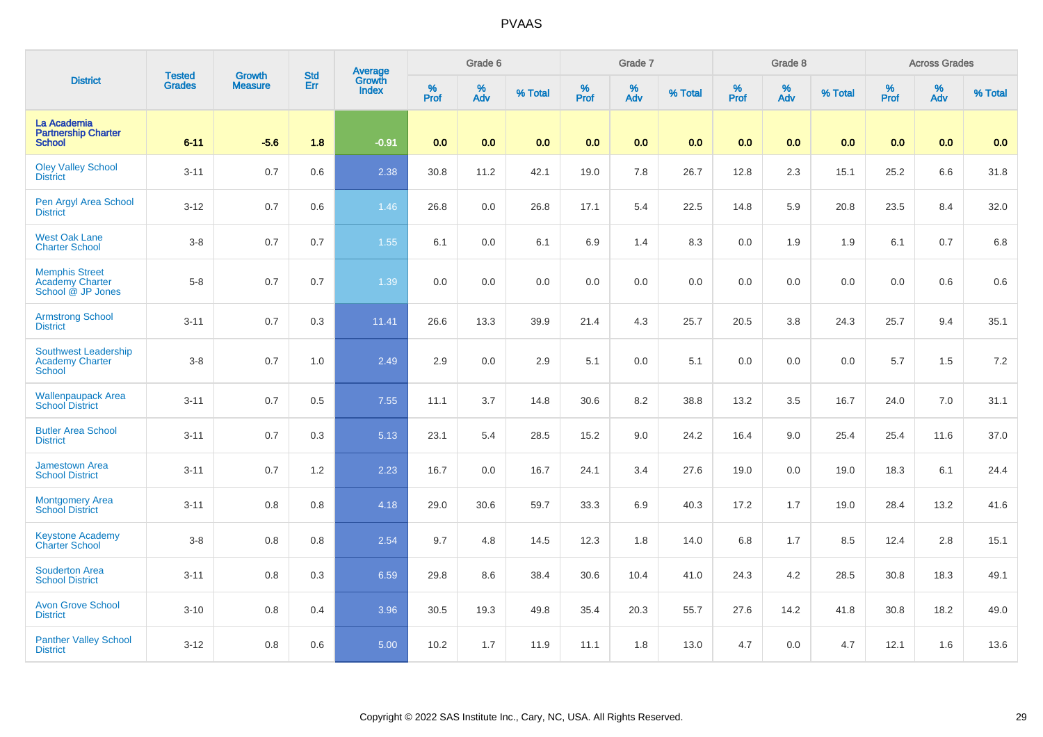# PVAAS

| District | Tested Grades | Growth Measure | Std Err | Average Growth Index | Grade 6 | | | Grade 7 | | | Grade 8 | | | Across Grades | | |
|---|---|---|---|---|---|---|---|---|---|---|---|---|---|---|---|---|
| | | | | | % Prof | % Adv | % Total | % Prof | % Adv | % Total | % Prof | % Adv | % Total | % Prof | % Adv | % Total |
| **La Academia Partnership Charter School** | **6-11** | **-5.6** | **1.8** | **-0.91** | **0.0** | **0.0** | **0.0** | **0.0** | **0.0** | **0.0** | **0.0** | **0.0** | **0.0** | **0.0** | **0.0** | **0.0** |
| Oley Valley School District | 3-11 | 0.7 | 0.6 | 2.38 | 30.8 | 11.2 | 42.1 | 19.0 | 7.8 | 26.7 | 12.8 | 2.3 | 15.1 | 25.2 | 6.6 | 31.8 |
| Pen Argyl Area School District | 3-12 | 0.7 | 0.6 | 1.46 | 26.8 | 0.0 | 26.8 | 17.1 | 5.4 | 22.5 | 14.8 | 5.9 | 20.8 | 23.5 | 8.4 | 32.0 |
| West Oak Lane Charter School | 3-8 | 0.7 | 0.7 | 1.55 | 6.1 | 0.0 | 6.1 | 6.9 | 1.4 | 8.3 | 0.0 | 1.9 | 1.9 | 6.1 | 0.7 | 6.8 |
| Memphis Street Academy Charter School @ JP Jones | 5-8 | 0.7 | 0.7 | 1.39 | 0.0 | 0.0 | 0.0 | 0.0 | 0.0 | 0.0 | 0.0 | 0.0 | 0.0 | 0.0 | 0.6 | 0.6 |
| Armstrong School District | 3-11 | 0.7 | 0.3 | 11.41 | 26.6 | 13.3 | 39.9 | 21.4 | 4.3 | 25.7 | 20.5 | 3.8 | 24.3 | 25.7 | 9.4 | 35.1 |
| Southwest Leadership Academy Charter School | 3-8 | 0.7 | 1.0 | 2.49 | 2.9 | 0.0 | 2.9 | 5.1 | 0.0 | 5.1 | 0.0 | 0.0 | 0.0 | 5.7 | 1.5 | 7.2 |
| Wallenpaupack Area School District | 3-11 | 0.7 | 0.5 | 7.55 | 11.1 | 3.7 | 14.8 | 30.6 | 8.2 | 38.8 | 13.2 | 3.5 | 16.7 | 24.0 | 7.0 | 31.1 |
| Butler Area School District | 3-11 | 0.7 | 0.3 | 5.13 | 23.1 | 5.4 | 28.5 | 15.2 | 9.0 | 24.2 | 16.4 | 9.0 | 25.4 | 25.4 | 11.6 | 37.0 |
| Jamestown Area School District | 3-11 | 0.7 | 1.2 | 2.23 | 16.7 | 0.0 | 16.7 | 24.1 | 3.4 | 27.6 | 19.0 | 0.0 | 19.0 | 18.3 | 6.1 | 24.4 |
| Montgomery Area School District | 3-11 | 0.8 | 0.8 | 4.18 | 29.0 | 30.6 | 59.7 | 33.3 | 6.9 | 40.3 | 17.2 | 1.7 | 19.0 | 28.4 | 13.2 | 41.6 |
| Keystone Academy Charter School | 3-8 | 0.8 | 0.8 | 2.54 | 9.7 | 4.8 | 14.5 | 12.3 | 1.8 | 14.0 | 6.8 | 1.7 | 8.5 | 12.4 | 2.8 | 15.1 |
| Souderton Area School District | 3-11 | 0.8 | 0.3 | 6.59 | 29.8 | 8.6 | 38.4 | 30.6 | 10.4 | 41.0 | 24.3 | 4.2 | 28.5 | 30.8 | 18.3 | 49.1 |
| Avon Grove School District | 3-10 | 0.8 | 0.4 | 3.96 | 30.5 | 19.3 | 49.8 | 35.4 | 20.3 | 55.7 | 27.6 | 14.2 | 41.8 | 30.8 | 18.2 | 49.0 |
| Panther Valley School District | 3-12 | 0.8 | 0.6 | 5.00 | 10.2 | 1.7 | 11.9 | 11.1 | 1.8 | 13.0 | 4.7 | 0.0 | 4.7 | 12.1 | 1.6 | 13.6 |

Copyright © 2022 SAS Institute Inc., Cary, NC, USA. All Rights Reserved.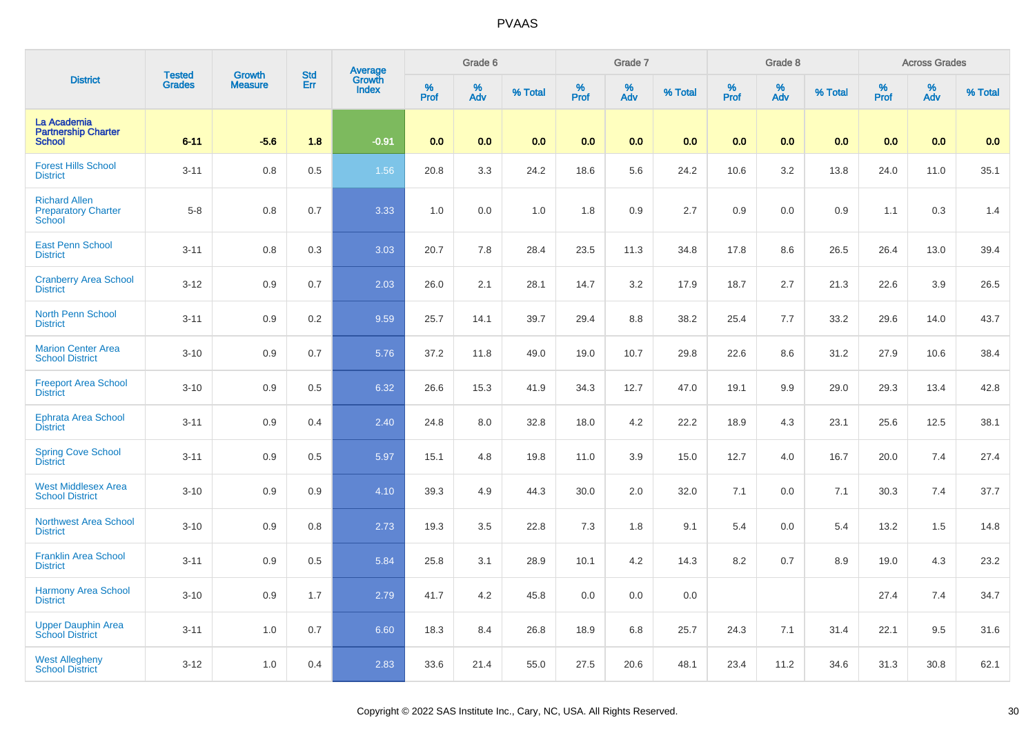# PVAAS

| District | Tested Grades | Growth Measure | Std Err | Average Growth Index | Grade 6 | | | Grade 7 | | | Grade 8 | | | Across Grades | | |
|---|---|---|---|---|---|---|---|---|---|---|---|---|---|---|---|---|
| | | | | | % Prof | % Adv | % Total | % Prof | % Adv | % Total | % Prof | % Adv | % Total | % Prof | % Adv | % Total |
| **La Academia Partnership Charter School** | **6-11** | **-5.6** | **1.8** | **-0.91** | **0.0** | **0.0** | **0.0** | **0.0** | **0.0** | **0.0** | **0.0** | **0.0** | **0.0** | **0.0** | **0.0** | **0.0** |
| Forest Hills School District | 3-11 | 0.8 | 0.5 | 1.56 | 20.8 | 3.3 | 24.2 | 18.6 | 5.6 | 24.2 | 10.6 | 3.2 | 13.8 | 24.0 | 11.0 | 35.1 |
| Richard Allen Preparatory Charter School | 5-8 | 0.8 | 0.7 | 3.33 | 1.0 | 0.0 | 1.0 | 1.8 | 0.9 | 2.7 | 0.9 | 0.0 | 0.9 | 1.1 | 0.3 | 1.4 |
| East Penn School District | 3-11 | 0.8 | 0.3 | 3.03 | 20.7 | 7.8 | 28.4 | 23.5 | 11.3 | 34.8 | 17.8 | 8.6 | 26.5 | 26.4 | 13.0 | 39.4 |
| Cranberry Area School District | 3-12 | 0.9 | 0.7 | 2.03 | 26.0 | 2.1 | 28.1 | 14.7 | 3.2 | 17.9 | 18.7 | 2.7 | 21.3 | 22.6 | 3.9 | 26.5 |
| North Penn School District | 3-11 | 0.9 | 0.2 | 9.59 | 25.7 | 14.1 | 39.7 | 29.4 | 8.8 | 38.2 | 25.4 | 7.7 | 33.2 | 29.6 | 14.0 | 43.7 |
| Marion Center Area School District | 3-10 | 0.9 | 0.7 | 5.76 | 37.2 | 11.8 | 49.0 | 19.0 | 10.7 | 29.8 | 22.6 | 8.6 | 31.2 | 27.9 | 10.6 | 38.4 |
| Freeport Area School District | 3-10 | 0.9 | 0.5 | 6.32 | 26.6 | 15.3 | 41.9 | 34.3 | 12.7 | 47.0 | 19.1 | 9.9 | 29.0 | 29.3 | 13.4 | 42.8 |
| Ephrata Area School District | 3-11 | 0.9 | 0.4 | 2.40 | 24.8 | 8.0 | 32.8 | 18.0 | 4.2 | 22.2 | 18.9 | 4.3 | 23.1 | 25.6 | 12.5 | 38.1 |
| Spring Cove School District | 3-11 | 0.9 | 0.5 | 5.97 | 15.1 | 4.8 | 19.8 | 11.0 | 3.9 | 15.0 | 12.7 | 4.0 | 16.7 | 20.0 | 7.4 | 27.4 |
| West Middlesex Area School District | 3-10 | 0.9 | 0.9 | 4.10 | 39.3 | 4.9 | 44.3 | 30.0 | 2.0 | 32.0 | 7.1 | 0.0 | 7.1 | 30.3 | 7.4 | 37.7 |
| Northwest Area School District | 3-10 | 0.9 | 0.8 | 2.73 | 19.3 | 3.5 | 22.8 | 7.3 | 1.8 | 9.1 | 5.4 | 0.0 | 5.4 | 13.2 | 1.5 | 14.8 |
| Franklin Area School District | 3-11 | 0.9 | 0.5 | 5.84 | 25.8 | 3.1 | 28.9 | 10.1 | 4.2 | 14.3 | 8.2 | 0.7 | 8.9 | 19.0 | 4.3 | 23.2 |
| Harmony Area School District | 3-10 | 0.9 | 1.7 | 2.79 | 41.7 | 4.2 | 45.8 | 0.0 | 0.0 | 0.0 | | | | 27.4 | 7.4 | 34.7 |
| Upper Dauphin Area School District | 3-11 | 1.0 | 0.7 | 6.60 | 18.3 | 8.4 | 26.8 | 18.9 | 6.8 | 25.7 | 24.3 | 7.1 | 31.4 | 22.1 | 9.5 | 31.6 |
| West Allegheny School District | 3-12 | 1.0 | 0.4 | 2.83 | 33.6 | 21.4 | 55.0 | 27.5 | 20.6 | 48.1 | 23.4 | 11.2 | 34.6 | 31.3 | 30.8 | 62.1 |

Copyright © 2022 SAS Institute Inc., Cary, NC, USA. All Rights Reserved.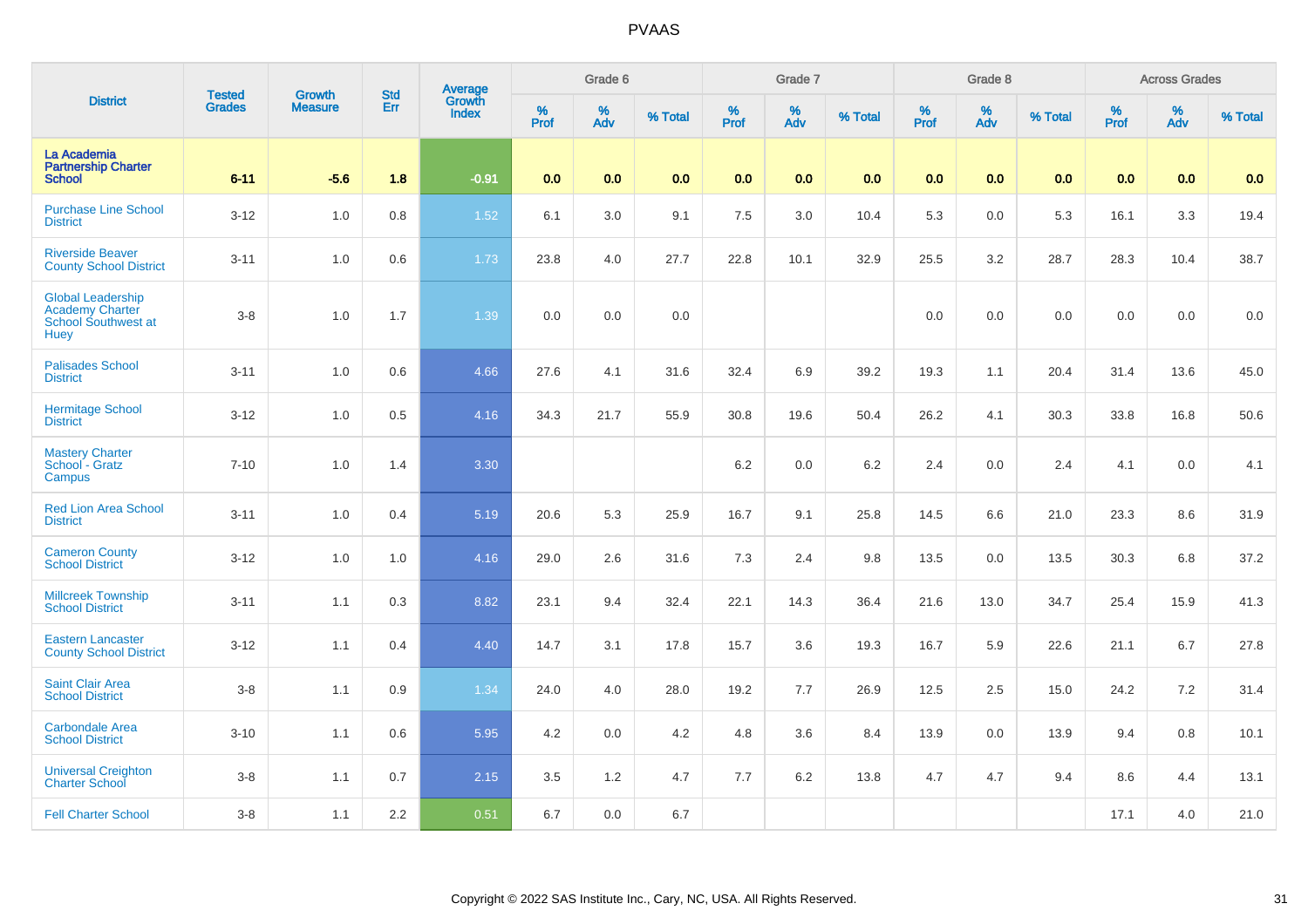# PVAAS

| District | Tested Grades | Growth Measure | Std Err | Average Growth Index | Grade 6 | | | Grade 7 | | | Grade 8 | | | Across Grades | | |
|---|---|---|---|---|---|---|---|---|---|---|---|---|---|---|---|---|
| | | | | | % Prof | % Adv | % Total | % Prof | % Adv | % Total | % Prof | % Adv | % Total | % Prof | % Adv | % Total |
| La Academia Partnership Charter School | 6-11 | -5.6 | 1.8 | -0.91 | 0.0 | 0.0 | 0.0 | 0.0 | 0.0 | 0.0 | 0.0 | 0.0 | 0.0 | 0.0 | 0.0 | 0.0 |
| Purchase Line School District | 3-12 | 1.0 | 0.8 | 1.52 | 6.1 | 3.0 | 9.1 | 7.5 | 3.0 | 10.4 | 5.3 | 0.0 | 5.3 | 16.1 | 3.3 | 19.4 |
| Riverside Beaver County School District | 3-11 | 1.0 | 0.6 | 1.73 | 23.8 | 4.0 | 27.7 | 22.8 | 10.1 | 32.9 | 25.5 | 3.2 | 28.7 | 28.3 | 10.4 | 38.7 |
| Global Leadership Academy Charter School Southwest at Huey | 3-8 | 1.0 | 1.7 | 1.39 | 0.0 | 0.0 | 0.0 | | | | 0.0 | 0.0 | 0.0 | 0.0 | 0.0 | 0.0 |
| Palisades School District | 3-11 | 1.0 | 0.6 | 4.66 | 27.6 | 4.1 | 31.6 | 32.4 | 6.9 | 39.2 | 19.3 | 1.1 | 20.4 | 31.4 | 13.6 | 45.0 |
| Hermitage School District | 3-12 | 1.0 | 0.5 | 4.16 | 34.3 | 21.7 | 55.9 | 30.8 | 19.6 | 50.4 | 26.2 | 4.1 | 30.3 | 33.8 | 16.8 | 50.6 |
| Mastery Charter School - Gratz Campus | 7-10 | 1.0 | 1.4 | 3.30 | | | | 6.2 | 0.0 | 6.2 | 2.4 | 0.0 | 2.4 | 4.1 | 0.0 | 4.1 |
| Red Lion Area School District | 3-11 | 1.0 | 0.4 | 5.19 | 20.6 | 5.3 | 25.9 | 16.7 | 9.1 | 25.8 | 14.5 | 6.6 | 21.0 | 23.3 | 8.6 | 31.9 |
| Cameron County School District | 3-12 | 1.0 | 1.0 | 4.16 | 29.0 | 2.6 | 31.6 | 7.3 | 2.4 | 9.8 | 13.5 | 0.0 | 13.5 | 30.3 | 6.8 | 37.2 |
| Millcreek Township School District | 3-11 | 1.1 | 0.3 | 8.82 | 23.1 | 9.4 | 32.4 | 22.1 | 14.3 | 36.4 | 21.6 | 13.0 | 34.7 | 25.4 | 15.9 | 41.3 |
| Eastern Lancaster County School District | 3-12 | 1.1 | 0.4 | 4.40 | 14.7 | 3.1 | 17.8 | 15.7 | 3.6 | 19.3 | 16.7 | 5.9 | 22.6 | 21.1 | 6.7 | 27.8 |
| Saint Clair Area School District | 3-8 | 1.1 | 0.9 | 1.34 | 24.0 | 4.0 | 28.0 | 19.2 | 7.7 | 26.9 | 12.5 | 2.5 | 15.0 | 24.2 | 7.2 | 31.4 |
| Carbondale Area School District | 3-10 | 1.1 | 0.6 | 5.95 | 4.2 | 0.0 | 4.2 | 4.8 | 3.6 | 8.4 | 13.9 | 0.0 | 13.9 | 9.4 | 0.8 | 10.1 |
| Universal Creighton Charter School | 3-8 | 1.1 | 0.7 | 2.15 | 3.5 | 1.2 | 4.7 | 7.7 | 6.2 | 13.8 | 4.7 | 4.7 | 9.4 | 8.6 | 4.4 | 13.1 |
| Fell Charter School | 3-8 | 1.1 | 2.2 | 0.51 | 6.7 | 0.0 | 6.7 | | | | | | | 17.1 | 4.0 | 21.0 |

Copyright © 2022 SAS Institute Inc., Cary, NC, USA. All Rights Reserved.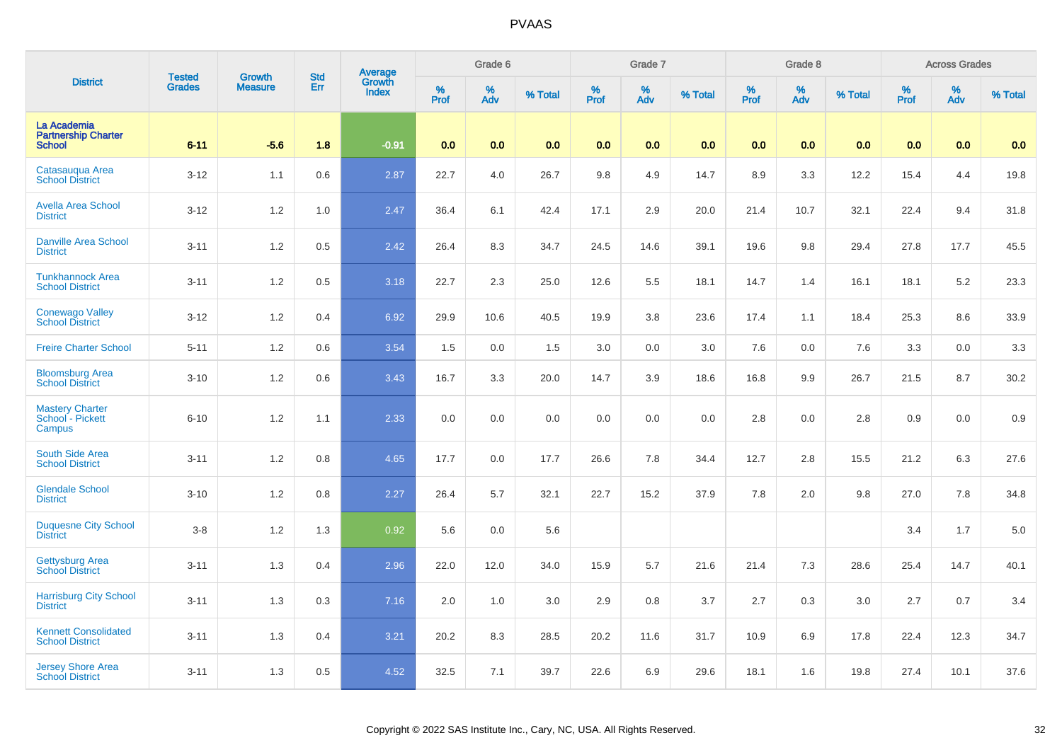# PVAAS

| District | Tested Grades | Growth Measure | Std Err | Average Growth Index | Grade 6 | | | Grade 7 | | | Grade 8 | | | Across Grades | | |
|---|---|---|---|---|---|---|---|---|---|---|---|---|---|---|---|---|
| | | | | | % Prof | % Adv | % Total | % Prof | % Adv | % Total | % Prof | % Adv | % Total | % Prof | % Adv | % Total |
| La Academia Partnership Charter School | 6-11 | -5.6 | 1.8 | -0.91 | 0.0 | 0.0 | 0.0 | 0.0 | 0.0 | 0.0 | 0.0 | 0.0 | 0.0 | 0.0 | 0.0 | 0.0 |
| Catasauqua Area School District | 3-12 | 1.1 | 0.6 | 2.87 | 22.7 | 4.0 | 26.7 | 9.8 | 4.9 | 14.7 | 8.9 | 3.3 | 12.2 | 15.4 | 4.4 | 19.8 |
| Avella Area School District | 3-12 | 1.2 | 1.0 | 2.47 | 36.4 | 6.1 | 42.4 | 17.1 | 2.9 | 20.0 | 21.4 | 10.7 | 32.1 | 22.4 | 9.4 | 31.8 |
| Danville Area School District | 3-11 | 1.2 | 0.5 | 2.42 | 26.4 | 8.3 | 34.7 | 24.5 | 14.6 | 39.1 | 19.6 | 9.8 | 29.4 | 27.8 | 17.7 | 45.5 |
| Tunkhannock Area School District | 3-11 | 1.2 | 0.5 | 3.18 | 22.7 | 2.3 | 25.0 | 12.6 | 5.5 | 18.1 | 14.7 | 1.4 | 16.1 | 18.1 | 5.2 | 23.3 |
| Conewago Valley School District | 3-12 | 1.2 | 0.4 | 6.92 | 29.9 | 10.6 | 40.5 | 19.9 | 3.8 | 23.6 | 17.4 | 1.1 | 18.4 | 25.3 | 8.6 | 33.9 |
| Freire Charter School | 5-11 | 1.2 | 0.6 | 3.54 | 1.5 | 0.0 | 1.5 | 3.0 | 0.0 | 3.0 | 7.6 | 0.0 | 7.6 | 3.3 | 0.0 | 3.3 |
| Bloomsburg Area School District | 3-10 | 1.2 | 0.6 | 3.43 | 16.7 | 3.3 | 20.0 | 14.7 | 3.9 | 18.6 | 16.8 | 9.9 | 26.7 | 21.5 | 8.7 | 30.2 |
| Mastery Charter School - Pickett Campus | 6-10 | 1.2 | 1.1 | 2.33 | 0.0 | 0.0 | 0.0 | 0.0 | 0.0 | 0.0 | 2.8 | 0.0 | 2.8 | 0.9 | 0.0 | 0.9 |
| South Side Area School District | 3-11 | 1.2 | 0.8 | 4.65 | 17.7 | 0.0 | 17.7 | 26.6 | 7.8 | 34.4 | 12.7 | 2.8 | 15.5 | 21.2 | 6.3 | 27.6 |
| Glendale School District | 3-10 | 1.2 | 0.8 | 2.27 | 26.4 | 5.7 | 32.1 | 22.7 | 15.2 | 37.9 | 7.8 | 2.0 | 9.8 | 27.0 | 7.8 | 34.8 |
| Duquesne City School District | 3-8 | 1.2 | 1.3 | 0.92 | 5.6 | 0.0 | 5.6 | | | | | | | 3.4 | 1.7 | 5.0 |
| Gettysburg Area School District | 3-11 | 1.3 | 0.4 | 2.96 | 22.0 | 12.0 | 34.0 | 15.9 | 5.7 | 21.6 | 21.4 | 7.3 | 28.6 | 25.4 | 14.7 | 40.1 |
| Harrisburg City School District | 3-11 | 1.3 | 0.3 | 7.16 | 2.0 | 1.0 | 3.0 | 2.9 | 0.8 | 3.7 | 2.7 | 0.3 | 3.0 | 2.7 | 0.7 | 3.4 |
| Kennett Consolidated School District | 3-11 | 1.3 | 0.4 | 3.21 | 20.2 | 8.3 | 28.5 | 20.2 | 11.6 | 31.7 | 10.9 | 6.9 | 17.8 | 22.4 | 12.3 | 34.7 |
| Jersey Shore Area School District | 3-11 | 1.3 | 0.5 | 4.52 | 32.5 | 7.1 | 39.7 | 22.6 | 6.9 | 29.6 | 18.1 | 1.6 | 19.8 | 27.4 | 10.1 | 37.6 |

Copyright © 2022 SAS Institute Inc., Cary, NC, USA. All Rights Reserved.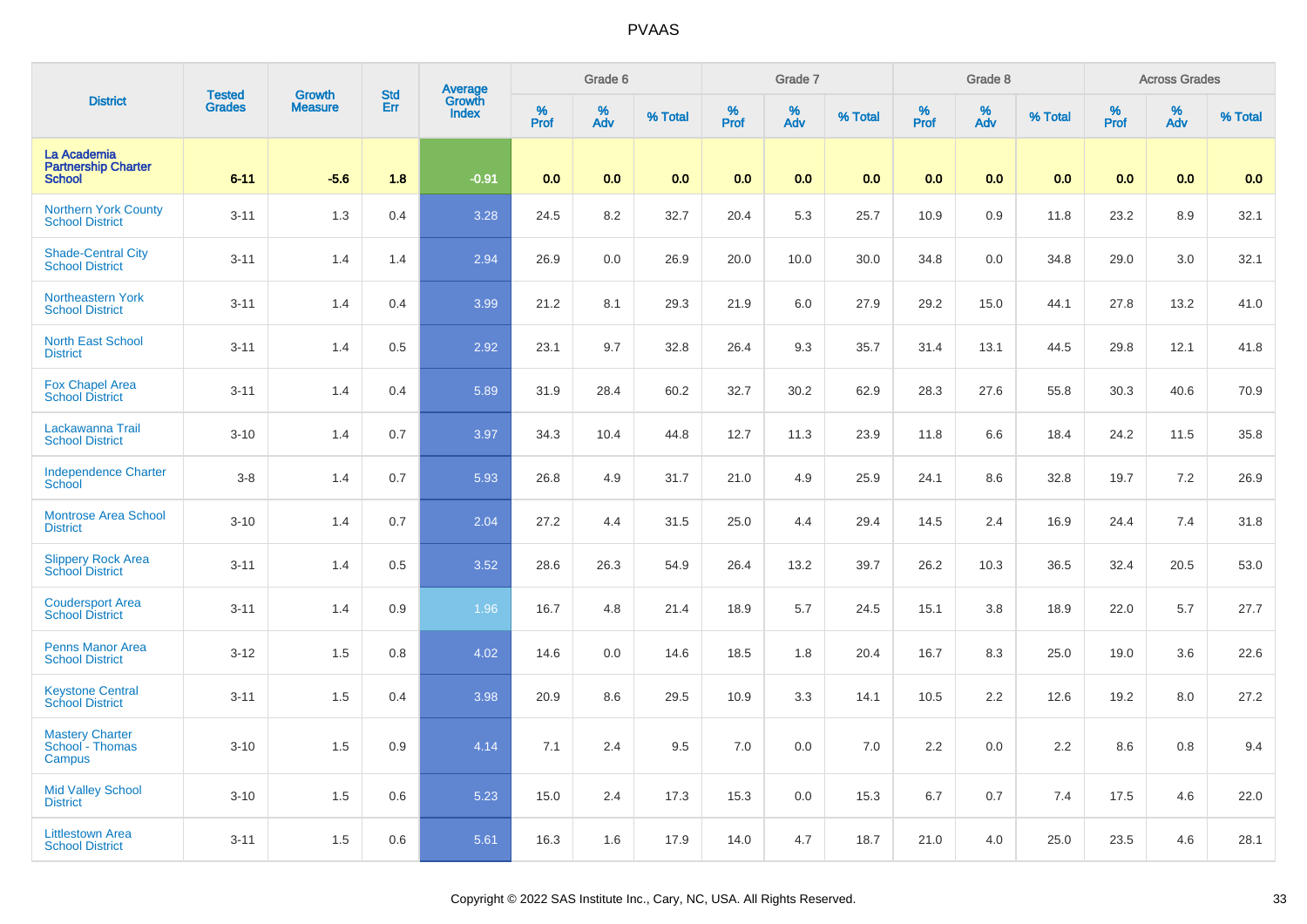# PVAAS

| District | Tested Grades | Growth Measure | Std Err | Average Growth Index | Grade 6 | | | Grade 7 | | | Grade 8 | | | Across Grades | | |
|---|---|---|---|---|---|---|---|---|---|---|---|---|---|---|---|---|
| | | | | | % Prof | % Adv | % Total | % Prof | % Adv | % Total | % Prof | % Adv | % Total | % Prof | % Adv | % Total |
| La Academia Partnership Charter School | 6-11 | -5.6 | 1.8 | -0.91 | 0.0 | 0.0 | 0.0 | 0.0 | 0.0 | 0.0 | 0.0 | 0.0 | 0.0 | 0.0 | 0.0 | 0.0 |
| Northern York County School District | 3-11 | 1.3 | 0.4 | 3.28 | 24.5 | 8.2 | 32.7 | 20.4 | 5.3 | 25.7 | 10.9 | 0.9 | 11.8 | 23.2 | 8.9 | 32.1 |
| Shade-Central City School District | 3-11 | 1.4 | 1.4 | 2.94 | 26.9 | 0.0 | 26.9 | 20.0 | 10.0 | 30.0 | 34.8 | 0.0 | 34.8 | 29.0 | 3.0 | 32.1 |
| Northeastern York School District | 3-11 | 1.4 | 0.4 | 3.99 | 21.2 | 8.1 | 29.3 | 21.9 | 6.0 | 27.9 | 29.2 | 15.0 | 44.1 | 27.8 | 13.2 | 41.0 |
| North East School District | 3-11 | 1.4 | 0.5 | 2.92 | 23.1 | 9.7 | 32.8 | 26.4 | 9.3 | 35.7 | 31.4 | 13.1 | 44.5 | 29.8 | 12.1 | 41.8 |
| Fox Chapel Area School District | 3-11 | 1.4 | 0.4 | 5.89 | 31.9 | 28.4 | 60.2 | 32.7 | 30.2 | 62.9 | 28.3 | 27.6 | 55.8 | 30.3 | 40.6 | 70.9 |
| Lackawanna Trail School District | 3-10 | 1.4 | 0.7 | 3.97 | 34.3 | 10.4 | 44.8 | 12.7 | 11.3 | 23.9 | 11.8 | 6.6 | 18.4 | 24.2 | 11.5 | 35.8 |
| Independence Charter School | 3-8 | 1.4 | 0.7 | 5.93 | 26.8 | 4.9 | 31.7 | 21.0 | 4.9 | 25.9 | 24.1 | 8.6 | 32.8 | 19.7 | 7.2 | 26.9 |
| Montrose Area School District | 3-10 | 1.4 | 0.7 | 2.04 | 27.2 | 4.4 | 31.5 | 25.0 | 4.4 | 29.4 | 14.5 | 2.4 | 16.9 | 24.4 | 7.4 | 31.8 |
| Slippery Rock Area School District | 3-11 | 1.4 | 0.5 | 3.52 | 28.6 | 26.3 | 54.9 | 26.4 | 13.2 | 39.7 | 26.2 | 10.3 | 36.5 | 32.4 | 20.5 | 53.0 |
| Coudersport Area School District | 3-11 | 1.4 | 0.9 | 1.96 | 16.7 | 4.8 | 21.4 | 18.9 | 5.7 | 24.5 | 15.1 | 3.8 | 18.9 | 22.0 | 5.7 | 27.7 |
| Penns Manor Area School District | 3-12 | 1.5 | 0.8 | 4.02 | 14.6 | 0.0 | 14.6 | 18.5 | 1.8 | 20.4 | 16.7 | 8.3 | 25.0 | 19.0 | 3.6 | 22.6 |
| Keystone Central School District | 3-11 | 1.5 | 0.4 | 3.98 | 20.9 | 8.6 | 29.5 | 10.9 | 3.3 | 14.1 | 10.5 | 2.2 | 12.6 | 19.2 | 8.0 | 27.2 |
| Mastery Charter School - Thomas Campus | 3-10 | 1.5 | 0.9 | 4.14 | 7.1 | 2.4 | 9.5 | 7.0 | 0.0 | 7.0 | 2.2 | 0.0 | 2.2 | 8.6 | 0.8 | 9.4 |
| Mid Valley School District | 3-10 | 1.5 | 0.6 | 5.23 | 15.0 | 2.4 | 17.3 | 15.3 | 0.0 | 15.3 | 6.7 | 0.7 | 7.4 | 17.5 | 4.6 | 22.0 |
| Littlestown Area School District | 3-11 | 1.5 | 0.6 | 5.61 | 16.3 | 1.6 | 17.9 | 14.0 | 4.7 | 18.7 | 21.0 | 4.0 | 25.0 | 23.5 | 4.6 | 28.1 |

Copyright © 2022 SAS Institute Inc., Cary, NC, USA. All Rights Reserved.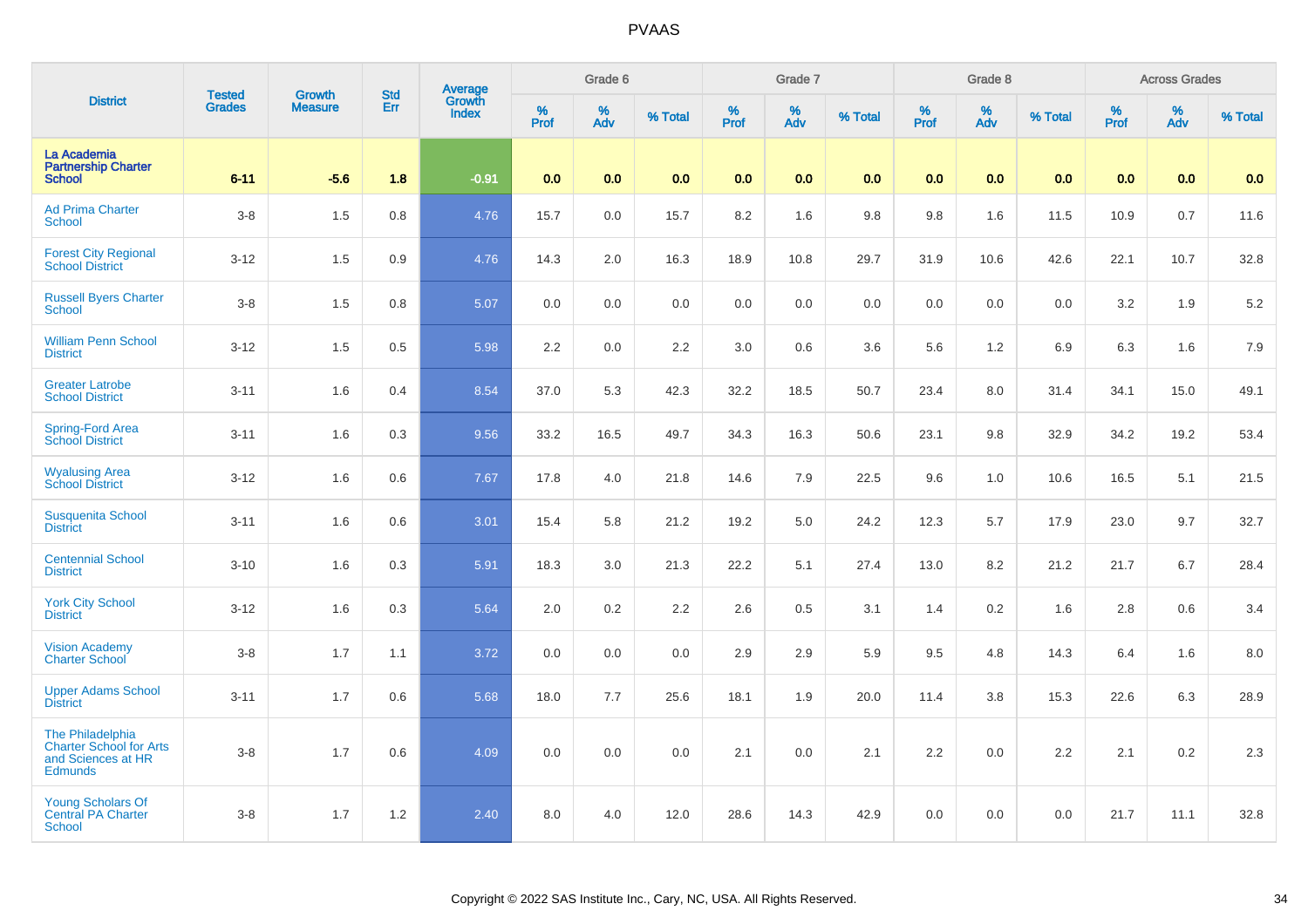# PVAAS

| District | Tested Grades | Growth Measure | Std Err | Average Growth Index | Grade 6 | | | Grade 7 | | | Grade 8 | | | Across Grades | | |
|---|---|---|---|---|---|---|---|---|---|---|---|---|---|---|---|---|
| | | | | | % Prof | % Adv | % Total | % Prof | % Adv | % Total | % Prof | % Adv | % Total | % Prof | % Adv | % Total |
| La Academia Partnership Charter School | 6-11 | -5.6 | 1.8 | -0.91 | 0.0 | 0.0 | 0.0 | 0.0 | 0.0 | 0.0 | 0.0 | 0.0 | 0.0 | 0.0 | 0.0 | 0.0 |
| Ad Prima Charter School | 3-8 | 1.5 | 0.8 | 4.76 | 15.7 | 0.0 | 15.7 | 8.2 | 1.6 | 9.8 | 9.8 | 1.6 | 11.5 | 10.9 | 0.7 | 11.6 |
| Forest City Regional School District | 3-12 | 1.5 | 0.9 | 4.76 | 14.3 | 2.0 | 16.3 | 18.9 | 10.8 | 29.7 | 31.9 | 10.6 | 42.6 | 22.1 | 10.7 | 32.8 |
| Russell Byers Charter School | 3-8 | 1.5 | 0.8 | 5.07 | 0.0 | 0.0 | 0.0 | 0.0 | 0.0 | 0.0 | 0.0 | 0.0 | 0.0 | 3.2 | 1.9 | 5.2 |
| William Penn School District | 3-12 | 1.5 | 0.5 | 5.98 | 2.2 | 0.0 | 2.2 | 3.0 | 0.6 | 3.6 | 5.6 | 1.2 | 6.9 | 6.3 | 1.6 | 7.9 |
| Greater Latrobe School District | 3-11 | 1.6 | 0.4 | 8.54 | 37.0 | 5.3 | 42.3 | 32.2 | 18.5 | 50.7 | 23.4 | 8.0 | 31.4 | 34.1 | 15.0 | 49.1 |
| Spring-Ford Area School District | 3-11 | 1.6 | 0.3 | 9.56 | 33.2 | 16.5 | 49.7 | 34.3 | 16.3 | 50.6 | 23.1 | 9.8 | 32.9 | 34.2 | 19.2 | 53.4 |
| Wyalusing Area School District | 3-12 | 1.6 | 0.6 | 7.67 | 17.8 | 4.0 | 21.8 | 14.6 | 7.9 | 22.5 | 9.6 | 1.0 | 10.6 | 16.5 | 5.1 | 21.5 |
| Susquenita School District | 3-11 | 1.6 | 0.6 | 3.01 | 15.4 | 5.8 | 21.2 | 19.2 | 5.0 | 24.2 | 12.3 | 5.7 | 17.9 | 23.0 | 9.7 | 32.7 |
| Centennial School District | 3-10 | 1.6 | 0.3 | 5.91 | 18.3 | 3.0 | 21.3 | 22.2 | 5.1 | 27.4 | 13.0 | 8.2 | 21.2 | 21.7 | 6.7 | 28.4 |
| York City School District | 3-12 | 1.6 | 0.3 | 5.64 | 2.0 | 0.2 | 2.2 | 2.6 | 0.5 | 3.1 | 1.4 | 0.2 | 1.6 | 2.8 | 0.6 | 3.4 |
| Vision Academy Charter School | 3-8 | 1.7 | 1.1 | 3.72 | 0.0 | 0.0 | 0.0 | 2.9 | 2.9 | 5.9 | 9.5 | 4.8 | 14.3 | 6.4 | 1.6 | 8.0 |
| Upper Adams School District | 3-11 | 1.7 | 0.6 | 5.68 | 18.0 | 7.7 | 25.6 | 18.1 | 1.9 | 20.0 | 11.4 | 3.8 | 15.3 | 22.6 | 6.3 | 28.9 |
| The Philadelphia Charter School for Arts and Sciences at HR Edmunds | 3-8 | 1.7 | 0.6 | 4.09 | 0.0 | 0.0 | 0.0 | 2.1 | 0.0 | 2.1 | 2.2 | 0.0 | 2.2 | 2.1 | 0.2 | 2.3 |
| Young Scholars Of Central PA Charter School | 3-8 | 1.7 | 1.2 | 2.40 | 8.0 | 4.0 | 12.0 | 28.6 | 14.3 | 42.9 | 0.0 | 0.0 | 0.0 | 21.7 | 11.1 | 32.8 |

Copyright © 2022 SAS Institute Inc., Cary, NC, USA. All Rights Reserved.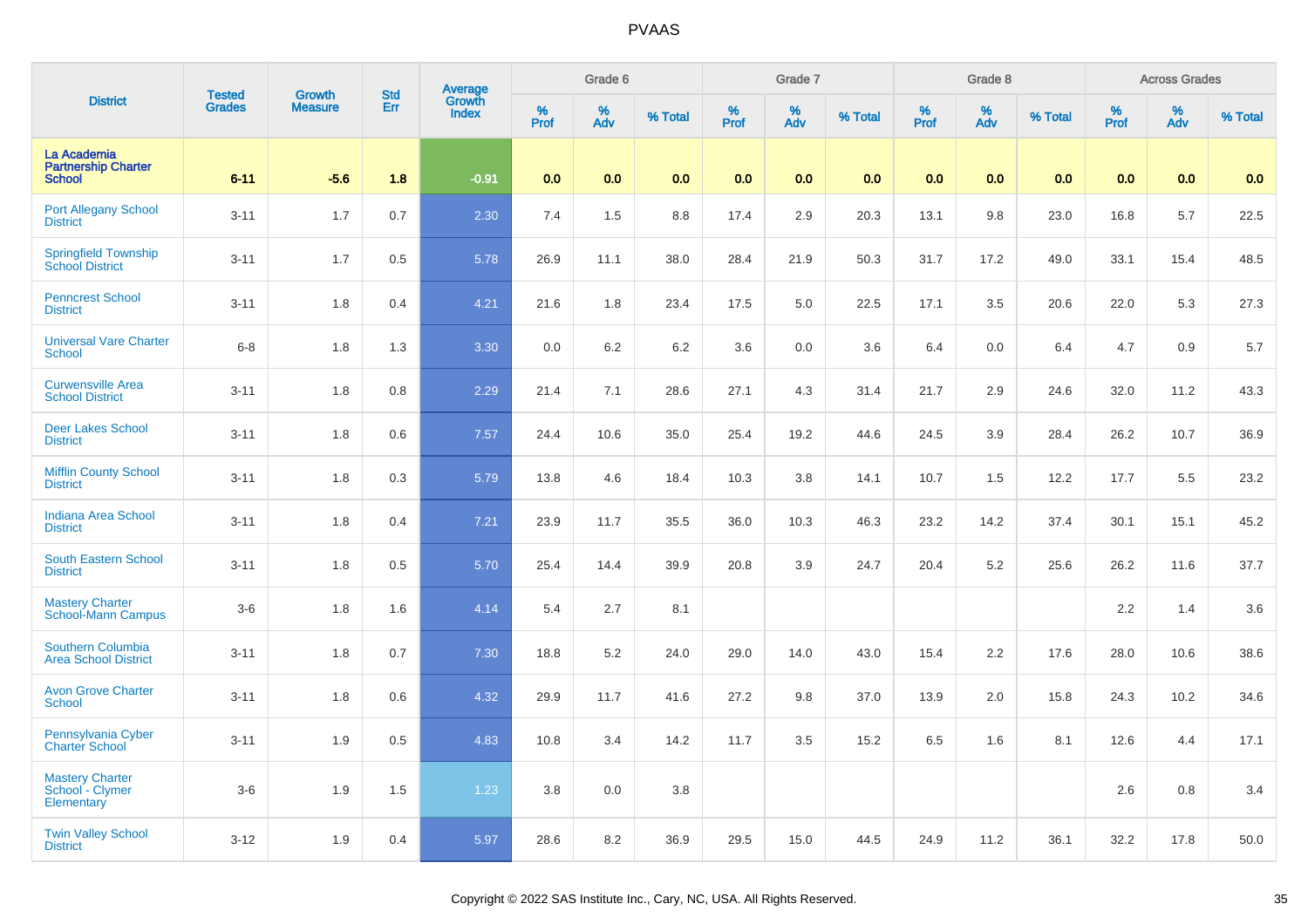| District | Tested Grades | Growth Measure | Std Err | Average Growth Index | Grade 6 | | | Grade 7 | | | Grade 8 | | | Across Grades | | |
|---|---|---|---|---|---|---|---|---|---|---|---|---|---|---|---|---|
| | | | | | % Prof | % Adv | % Total | % Prof | % Adv | % Total | % Prof | % Adv | % Total | % Prof | % Adv | % Total |
| **La Academia Partnership Charter School** | **6-11** | **-5.6** | **1.8** | **-0.91** | **0.0** | **0.0** | **0.0** | **0.0** | **0.0** | **0.0** | **0.0** | **0.0** | **0.0** | **0.0** | **0.0** | **0.0** |
| Port Allegany School District | 3-11 | 1.7 | 0.7 | 2.30 | 7.4 | 1.5 | 8.8 | 17.4 | 2.9 | 20.3 | 13.1 | 9.8 | 23.0 | 16.8 | 5.7 | 22.5 |
| Springfield Township School District | 3-11 | 1.7 | 0.5 | 5.78 | 26.9 | 11.1 | 38.0 | 28.4 | 21.9 | 50.3 | 31.7 | 17.2 | 49.0 | 33.1 | 15.4 | 48.5 |
| Penncrest School District | 3-11 | 1.8 | 0.4 | 4.21 | 21.6 | 1.8 | 23.4 | 17.5 | 5.0 | 22.5 | 17.1 | 3.5 | 20.6 | 22.0 | 5.3 | 27.3 |
| Universal Vare Charter School | 6-8 | 1.8 | 1.3 | 3.30 | 0.0 | 6.2 | 6.2 | 3.6 | 0.0 | 3.6 | 6.4 | 0.0 | 6.4 | 4.7 | 0.9 | 5.7 |
| Curwensville Area School District | 3-11 | 1.8 | 0.8 | 2.29 | 21.4 | 7.1 | 28.6 | 27.1 | 4.3 | 31.4 | 21.7 | 2.9 | 24.6 | 32.0 | 11.2 | 43.3 |
| Deer Lakes School District | 3-11 | 1.8 | 0.6 | 7.57 | 24.4 | 10.6 | 35.0 | 25.4 | 19.2 | 44.6 | 24.5 | 3.9 | 28.4 | 26.2 | 10.7 | 36.9 |
| Mifflin County School District | 3-11 | 1.8 | 0.3 | 5.79 | 13.8 | 4.6 | 18.4 | 10.3 | 3.8 | 14.1 | 10.7 | 1.5 | 12.2 | 17.7 | 5.5 | 23.2 |
| Indiana Area School District | 3-11 | 1.8 | 0.4 | 7.21 | 23.9 | 11.7 | 35.5 | 36.0 | 10.3 | 46.3 | 23.2 | 14.2 | 37.4 | 30.1 | 15.1 | 45.2 |
| South Eastern School District | 3-11 | 1.8 | 0.5 | 5.70 | 25.4 | 14.4 | 39.9 | 20.8 | 3.9 | 24.7 | 20.4 | 5.2 | 25.6 | 26.2 | 11.6 | 37.7 |
| Mastery Charter School-Mann Campus | 3-6 | 1.8 | 1.6 | 4.14 | 5.4 | 2.7 | 8.1 | | | | | | | 2.2 | 1.4 | 3.6 |
| Southern Columbia Area School District | 3-11 | 1.8 | 0.7 | 7.30 | 18.8 | 5.2 | 24.0 | 29.0 | 14.0 | 43.0 | 15.4 | 2.2 | 17.6 | 28.0 | 10.6 | 38.6 |
| Avon Grove Charter School | 3-11 | 1.8 | 0.6 | 4.32 | 29.9 | 11.7 | 41.6 | 27.2 | 9.8 | 37.0 | 13.9 | 2.0 | 15.8 | 24.3 | 10.2 | 34.6 |
| Pennsylvania Cyber Charter School | 3-11 | 1.9 | 0.5 | 4.83 | 10.8 | 3.4 | 14.2 | 11.7 | 3.5 | 15.2 | 6.5 | 1.6 | 8.1 | 12.6 | 4.4 | 17.1 |
| Mastery Charter School - Clymer Elementary | 3-6 | 1.9 | 1.5 | 1.23 | 3.8 | 0.0 | 3.8 | | | | | | | 2.6 | 0.8 | 3.4 |
| Twin Valley School District | 3-12 | 1.9 | 0.4 | 5.97 | 28.6 | 8.2 | 36.9 | 29.5 | 15.0 | 44.5 | 24.9 | 11.2 | 36.1 | 32.2 | 17.8 | 50.0 |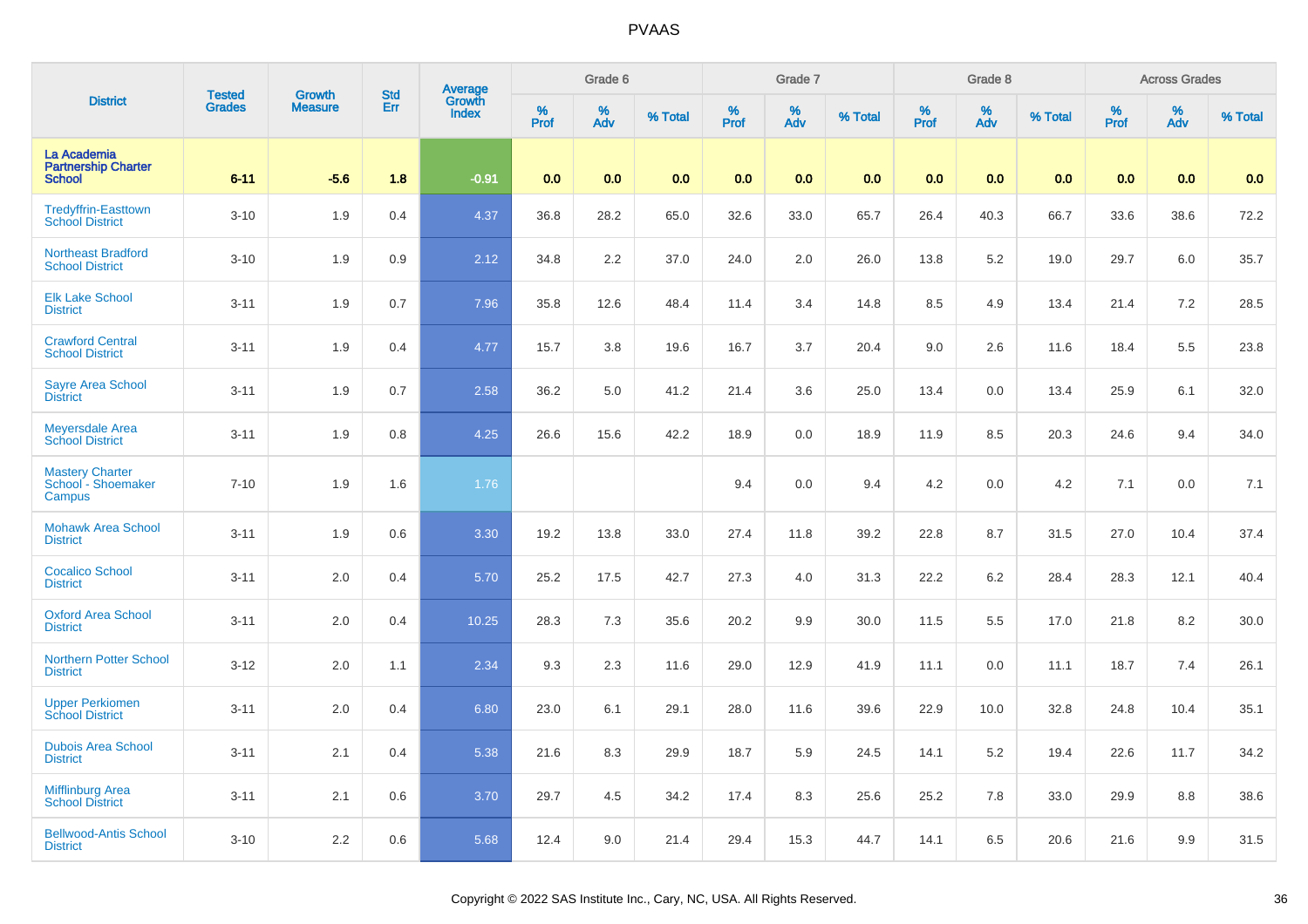| District | Tested Grades | Growth Measure | Std Err | Average Growth Index | Grade 6 | | | Grade 7 | | | Grade 8 | | | Across Grades | | |
|---|---|---|---|---|---|---|---|---|---|---|---|---|---|---|---|---|
| | | | | | % Prof | % Adv | % Total | % Prof | % Adv | % Total | % Prof | % Adv | % Total | % Prof | % Adv | % Total |
| La Academia Partnership Charter School | 6-11 | -5.6 | 1.8 | -0.91 | 0.0 | 0.0 | 0.0 | 0.0 | 0.0 | 0.0 | 0.0 | 0.0 | 0.0 | 0.0 | 0.0 | 0.0 |
| Tredyffrin-Easttown School District | 3-10 | 1.9 | 0.4 | 4.37 | 36.8 | 28.2 | 65.0 | 32.6 | 33.0 | 65.7 | 26.4 | 40.3 | 66.7 | 33.6 | 38.6 | 72.2 |
| Northeast Bradford School District | 3-10 | 1.9 | 0.9 | 2.12 | 34.8 | 2.2 | 37.0 | 24.0 | 2.0 | 26.0 | 13.8 | 5.2 | 19.0 | 29.7 | 6.0 | 35.7 |
| Elk Lake School District | 3-11 | 1.9 | 0.7 | 7.96 | 35.8 | 12.6 | 48.4 | 11.4 | 3.4 | 14.8 | 8.5 | 4.9 | 13.4 | 21.4 | 7.2 | 28.5 |
| Crawford Central School District | 3-11 | 1.9 | 0.4 | 4.77 | 15.7 | 3.8 | 19.6 | 16.7 | 3.7 | 20.4 | 9.0 | 2.6 | 11.6 | 18.4 | 5.5 | 23.8 |
| Sayre Area School District | 3-11 | 1.9 | 0.7 | 2.58 | 36.2 | 5.0 | 41.2 | 21.4 | 3.6 | 25.0 | 13.4 | 0.0 | 13.4 | 25.9 | 6.1 | 32.0 |
| Meyersdale Area School District | 3-11 | 1.9 | 0.8 | 4.25 | 26.6 | 15.6 | 42.2 | 18.9 | 0.0 | 18.9 | 11.9 | 8.5 | 20.3 | 24.6 | 9.4 | 34.0 |
| Mastery Charter School - Shoemaker Campus | 7-10 | 1.9 | 1.6 | 1.76 | | | | 9.4 | 0.0 | 9.4 | 4.2 | 0.0 | 4.2 | 7.1 | 0.0 | 7.1 |
| Mohawk Area School District | 3-11 | 1.9 | 0.6 | 3.30 | 19.2 | 13.8 | 33.0 | 27.4 | 11.8 | 39.2 | 22.8 | 8.7 | 31.5 | 27.0 | 10.4 | 37.4 |
| Cocalico School District | 3-11 | 2.0 | 0.4 | 5.70 | 25.2 | 17.5 | 42.7 | 27.3 | 4.0 | 31.3 | 22.2 | 6.2 | 28.4 | 28.3 | 12.1 | 40.4 |
| Oxford Area School District | 3-11 | 2.0 | 0.4 | 10.25 | 28.3 | 7.3 | 35.6 | 20.2 | 9.9 | 30.0 | 11.5 | 5.5 | 17.0 | 21.8 | 8.2 | 30.0 |
| Northern Potter School District | 3-12 | 2.0 | 1.1 | 2.34 | 9.3 | 2.3 | 11.6 | 29.0 | 12.9 | 41.9 | 11.1 | 0.0 | 11.1 | 18.7 | 7.4 | 26.1 |
| Upper Perkiomen School District | 3-11 | 2.0 | 0.4 | 6.80 | 23.0 | 6.1 | 29.1 | 28.0 | 11.6 | 39.6 | 22.9 | 10.0 | 32.8 | 24.8 | 10.4 | 35.1 |
| Dubois Area School District | 3-11 | 2.1 | 0.4 | 5.38 | 21.6 | 8.3 | 29.9 | 18.7 | 5.9 | 24.5 | 14.1 | 5.2 | 19.4 | 22.6 | 11.7 | 34.2 |
| Mifflinburg Area School District | 3-11 | 2.1 | 0.6 | 3.70 | 29.7 | 4.5 | 34.2 | 17.4 | 8.3 | 25.6 | 25.2 | 7.8 | 33.0 | 29.9 | 8.8 | 38.6 |
| Bellwood-Antis School District | 3-10 | 2.2 | 0.6 | 5.68 | 12.4 | 9.0 | 21.4 | 29.4 | 15.3 | 44.7 | 14.1 | 6.5 | 20.6 | 21.6 | 9.9 | 31.5 |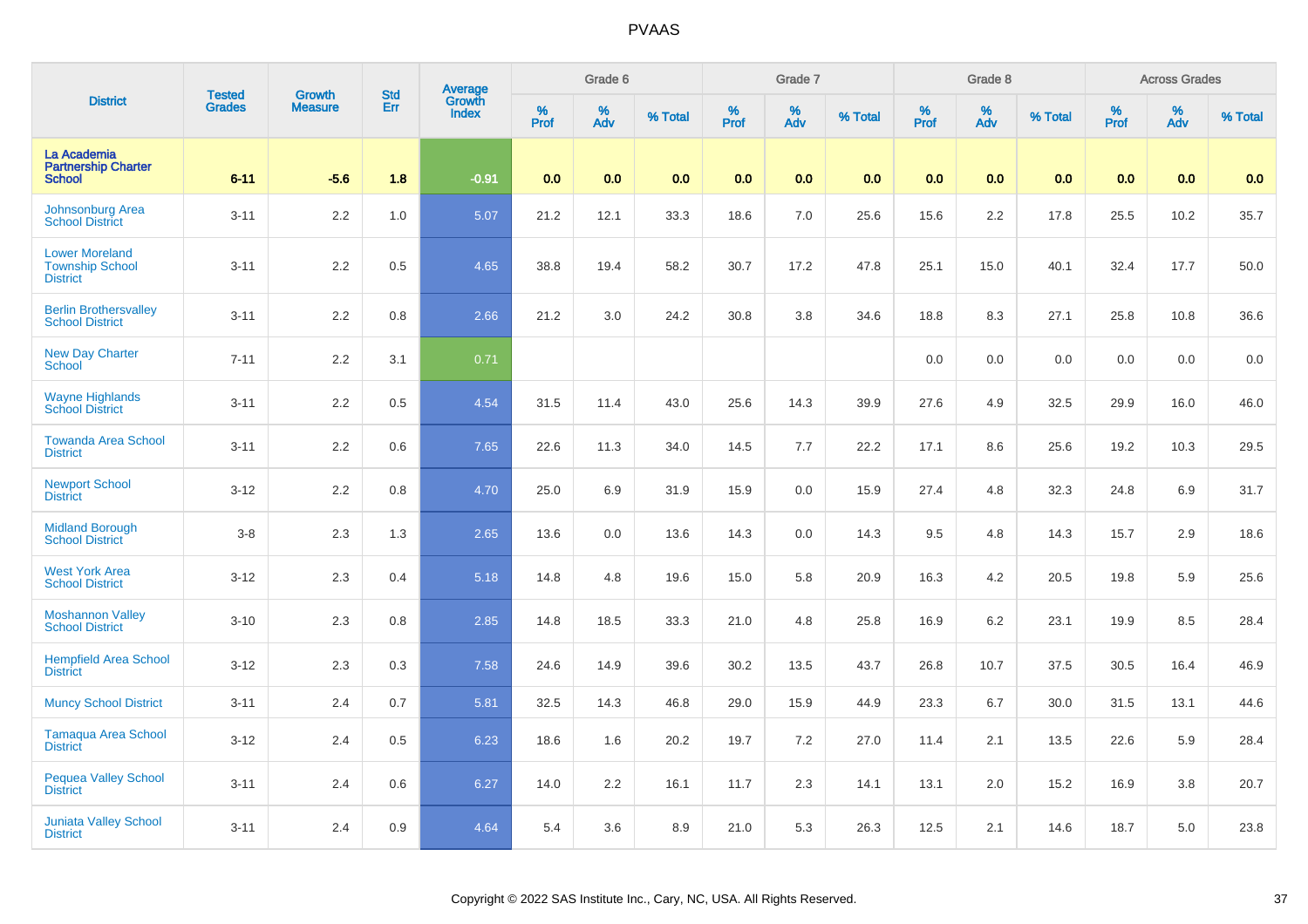# PVAAS

| District | Tested Grades | Growth Measure | Std Err | Average Growth Index | Grade 6 | | | Grade 7 | | | Grade 8 | | | Across Grades | | |
|---|---|---|---|---|---|---|---|---|---|---|---|---|---|---|---|---|
| | | | | | % Prof | % Adv | % Total | % Prof | % Adv | % Total | % Prof | % Adv | % Total | % Prof | % Adv | % Total |
| La Academia Partnership Charter School | 6-11 | -5.6 | 1.8 | -0.91 | 0.0 | 0.0 | 0.0 | 0.0 | 0.0 | 0.0 | 0.0 | 0.0 | 0.0 | 0.0 | 0.0 | 0.0 |
| Johnsonburg Area School District | 3-11 | 2.2 | 1.0 | 5.07 | 21.2 | 12.1 | 33.3 | 18.6 | 7.0 | 25.6 | 15.6 | 2.2 | 17.8 | 25.5 | 10.2 | 35.7 |
| Lower Moreland Township School District | 3-11 | 2.2 | 0.5 | 4.65 | 38.8 | 19.4 | 58.2 | 30.7 | 17.2 | 47.8 | 25.1 | 15.0 | 40.1 | 32.4 | 17.7 | 50.0 |
| Berlin Brothersvalley School District | 3-11 | 2.2 | 0.8 | 2.66 | 21.2 | 3.0 | 24.2 | 30.8 | 3.8 | 34.6 | 18.8 | 8.3 | 27.1 | 25.8 | 10.8 | 36.6 |
| New Day Charter School | 7-11 | 2.2 | 3.1 | 0.71 | | | | | | | 0.0 | 0.0 | 0.0 | 0.0 | 0.0 | 0.0 |
| Wayne Highlands School District | 3-11 | 2.2 | 0.5 | 4.54 | 31.5 | 11.4 | 43.0 | 25.6 | 14.3 | 39.9 | 27.6 | 4.9 | 32.5 | 29.9 | 16.0 | 46.0 |
| Towanda Area School District | 3-11 | 2.2 | 0.6 | 7.65 | 22.6 | 11.3 | 34.0 | 14.5 | 7.7 | 22.2 | 17.1 | 8.6 | 25.6 | 19.2 | 10.3 | 29.5 |
| Newport School District | 3-12 | 2.2 | 0.8 | 4.70 | 25.0 | 6.9 | 31.9 | 15.9 | 0.0 | 15.9 | 27.4 | 4.8 | 32.3 | 24.8 | 6.9 | 31.7 |
| Midland Borough School District | 3-8 | 2.3 | 1.3 | 2.65 | 13.6 | 0.0 | 13.6 | 14.3 | 0.0 | 14.3 | 9.5 | 4.8 | 14.3 | 15.7 | 2.9 | 18.6 |
| West York Area School District | 3-12 | 2.3 | 0.4 | 5.18 | 14.8 | 4.8 | 19.6 | 15.0 | 5.8 | 20.9 | 16.3 | 4.2 | 20.5 | 19.8 | 5.9 | 25.6 |
| Moshannon Valley School District | 3-10 | 2.3 | 0.8 | 2.85 | 14.8 | 18.5 | 33.3 | 21.0 | 4.8 | 25.8 | 16.9 | 6.2 | 23.1 | 19.9 | 8.5 | 28.4 |
| Hempfield Area School District | 3-12 | 2.3 | 0.3 | 7.58 | 24.6 | 14.9 | 39.6 | 30.2 | 13.5 | 43.7 | 26.8 | 10.7 | 37.5 | 30.5 | 16.4 | 46.9 |
| Muncy School District | 3-11 | 2.4 | 0.7 | 5.81 | 32.5 | 14.3 | 46.8 | 29.0 | 15.9 | 44.9 | 23.3 | 6.7 | 30.0 | 31.5 | 13.1 | 44.6 |
| Tamaqua Area School District | 3-12 | 2.4 | 0.5 | 6.23 | 18.6 | 1.6 | 20.2 | 19.7 | 7.2 | 27.0 | 11.4 | 2.1 | 13.5 | 22.6 | 5.9 | 28.4 |
| Pequea Valley School District | 3-11 | 2.4 | 0.6 | 6.27 | 14.0 | 2.2 | 16.1 | 11.7 | 2.3 | 14.1 | 13.1 | 2.0 | 15.2 | 16.9 | 3.8 | 20.7 |
| Juniata Valley School District | 3-11 | 2.4 | 0.9 | 4.64 | 5.4 | 3.6 | 8.9 | 21.0 | 5.3 | 26.3 | 12.5 | 2.1 | 14.6 | 18.7 | 5.0 | 23.8 |

Copyright © 2022 SAS Institute Inc., Cary, NC, USA. All Rights Reserved.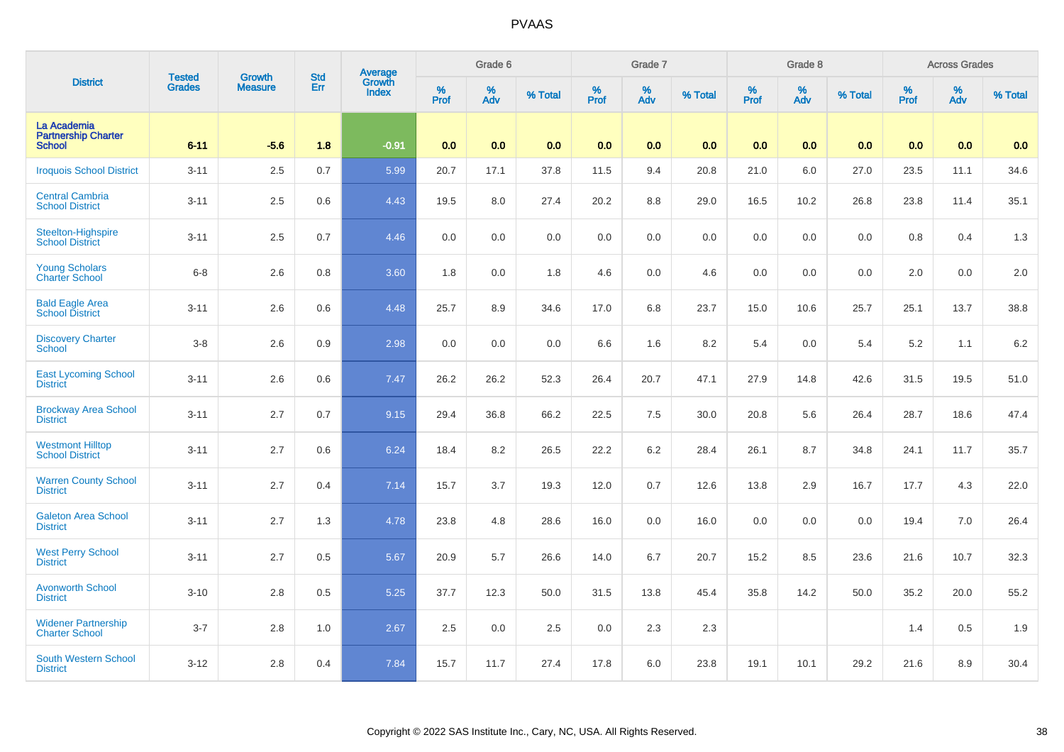# PVAAS

| District | Tested Grades | Growth Measure | Std Err | Average Growth Index | Grade 6 | | | Grade 7 | | | Grade 8 | | | Across Grades | | |
|---|---|---|---|---|---|---|---|---|---|---|---|---|---|---|---|---|
| | | | | | % Prof | % Adv | % Total | % Prof | % Adv | % Total | % Prof | % Adv | % Total | % Prof | % Adv | % Total |
| La Academia Partnership Charter School | 6-11 | -5.6 | 1.8 | -0.91 | 0.0 | 0.0 | 0.0 | 0.0 | 0.0 | 0.0 | 0.0 | 0.0 | 0.0 | 0.0 | 0.0 | 0.0 |
| Iroquois School District | 3-11 | 2.5 | 0.7 | 5.99 | 20.7 | 17.1 | 37.8 | 11.5 | 9.4 | 20.8 | 21.0 | 6.0 | 27.0 | 23.5 | 11.1 | 34.6 |
| Central Cambria School District | 3-11 | 2.5 | 0.6 | 4.43 | 19.5 | 8.0 | 27.4 | 20.2 | 8.8 | 29.0 | 16.5 | 10.2 | 26.8 | 23.8 | 11.4 | 35.1 |
| Steelton-Highspire School District | 3-11 | 2.5 | 0.7 | 4.46 | 0.0 | 0.0 | 0.0 | 0.0 | 0.0 | 0.0 | 0.0 | 0.0 | 0.0 | 0.8 | 0.4 | 1.3 |
| Young Scholars Charter School | 6-8 | 2.6 | 0.8 | 3.60 | 1.8 | 0.0 | 1.8 | 4.6 | 0.0 | 4.6 | 0.0 | 0.0 | 0.0 | 2.0 | 0.0 | 2.0 |
| Bald Eagle Area School District | 3-11 | 2.6 | 0.6 | 4.48 | 25.7 | 8.9 | 34.6 | 17.0 | 6.8 | 23.7 | 15.0 | 10.6 | 25.7 | 25.1 | 13.7 | 38.8 |
| Discovery Charter School | 3-8 | 2.6 | 0.9 | 2.98 | 0.0 | 0.0 | 0.0 | 6.6 | 1.6 | 8.2 | 5.4 | 0.0 | 5.4 | 5.2 | 1.1 | 6.2 |
| East Lycoming School District | 3-11 | 2.6 | 0.6 | 7.47 | 26.2 | 26.2 | 52.3 | 26.4 | 20.7 | 47.1 | 27.9 | 14.8 | 42.6 | 31.5 | 19.5 | 51.0 |
| Brockway Area School District | 3-11 | 2.7 | 0.7 | 9.15 | 29.4 | 36.8 | 66.2 | 22.5 | 7.5 | 30.0 | 20.8 | 5.6 | 26.4 | 28.7 | 18.6 | 47.4 |
| Westmont Hilltop School District | 3-11 | 2.7 | 0.6 | 6.24 | 18.4 | 8.2 | 26.5 | 22.2 | 6.2 | 28.4 | 26.1 | 8.7 | 34.8 | 24.1 | 11.7 | 35.7 |
| Warren County School District | 3-11 | 2.7 | 0.4 | 7.14 | 15.7 | 3.7 | 19.3 | 12.0 | 0.7 | 12.6 | 13.8 | 2.9 | 16.7 | 17.7 | 4.3 | 22.0 |
| Galeton Area School District | 3-11 | 2.7 | 1.3 | 4.78 | 23.8 | 4.8 | 28.6 | 16.0 | 0.0 | 16.0 | 0.0 | 0.0 | 0.0 | 19.4 | 7.0 | 26.4 |
| West Perry School District | 3-11 | 2.7 | 0.5 | 5.67 | 20.9 | 5.7 | 26.6 | 14.0 | 6.7 | 20.7 | 15.2 | 8.5 | 23.6 | 21.6 | 10.7 | 32.3 |
| Avonworth School District | 3-10 | 2.8 | 0.5 | 5.25 | 37.7 | 12.3 | 50.0 | 31.5 | 13.8 | 45.4 | 35.8 | 14.2 | 50.0 | 35.2 | 20.0 | 55.2 |
| Widener Partnership Charter School | 3-7 | 2.8 | 1.0 | 2.67 | 2.5 | 0.0 | 2.5 | 0.0 | 2.3 | 2.3 | | | | 1.4 | 0.5 | 1.9 |
| South Western School District | 3-12 | 2.8 | 0.4 | 7.84 | 15.7 | 11.7 | 27.4 | 17.8 | 6.0 | 23.8 | 19.1 | 10.1 | 29.2 | 21.6 | 8.9 | 30.4 |

Copyright © 2022 SAS Institute Inc., Cary, NC, USA. All Rights Reserved.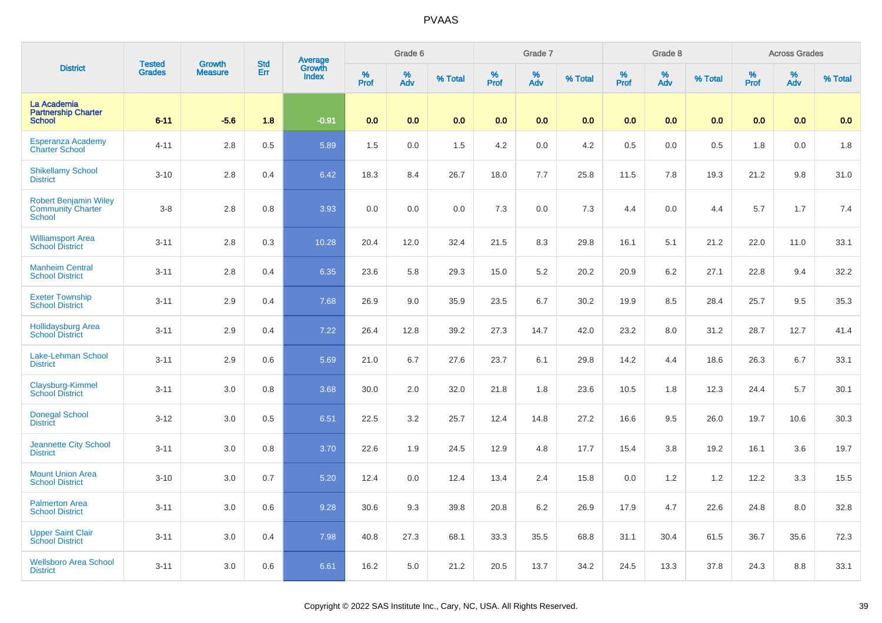| District | Tested Grades | Growth Measure | Std Err | Average Growth Index | Grade 6 | | | Grade 7 | | | Grade 8 | | | Across Grades | | |
|---|---|---|---|---|---|---|---|---|---|---|---|---|---|---|---|---|
| | | | | | % Prof | % Adv | % Total | % Prof | % Adv | % Total | % Prof | % Adv | % Total | % Prof | % Adv | % Total |
| La Academia Partnership Charter School | 6-11 | -5.6 | 1.8 | -0.91 | 0.0 | 0.0 | 0.0 | 0.0 | 0.0 | 0.0 | 0.0 | 0.0 | 0.0 | 0.0 | 0.0 | 0.0 |
| Esperanza Academy Charter School | 4-11 | 2.8 | 0.5 | 5.89 | 1.5 | 0.0 | 1.5 | 4.2 | 0.0 | 4.2 | 0.5 | 0.0 | 0.5 | 1.8 | 0.0 | 1.8 |
| Shikellamy School District | 3-10 | 2.8 | 0.4 | 6.42 | 18.3 | 8.4 | 26.7 | 18.0 | 7.7 | 25.8 | 11.5 | 7.8 | 19.3 | 21.2 | 9.8 | 31.0 |
| Robert Benjamin Wiley Community Charter School | 3-8 | 2.8 | 0.8 | 3.93 | 0.0 | 0.0 | 0.0 | 7.3 | 0.0 | 7.3 | 4.4 | 0.0 | 4.4 | 5.7 | 1.7 | 7.4 |
| Williamsport Area School District | 3-11 | 2.8 | 0.3 | 10.28 | 20.4 | 12.0 | 32.4 | 21.5 | 8.3 | 29.8 | 16.1 | 5.1 | 21.2 | 22.0 | 11.0 | 33.1 |
| Manheim Central School District | 3-11 | 2.8 | 0.4 | 6.35 | 23.6 | 5.8 | 29.3 | 15.0 | 5.2 | 20.2 | 20.9 | 6.2 | 27.1 | 22.8 | 9.4 | 32.2 |
| Exeter Township School District | 3-11 | 2.9 | 0.4 | 7.68 | 26.9 | 9.0 | 35.9 | 23.5 | 6.7 | 30.2 | 19.9 | 8.5 | 28.4 | 25.7 | 9.5 | 35.3 |
| Hollidaysburg Area School District | 3-11 | 2.9 | 0.4 | 7.22 | 26.4 | 12.8 | 39.2 | 27.3 | 14.7 | 42.0 | 23.2 | 8.0 | 31.2 | 28.7 | 12.7 | 41.4 |
| Lake-Lehman School District | 3-11 | 2.9 | 0.6 | 5.69 | 21.0 | 6.7 | 27.6 | 23.7 | 6.1 | 29.8 | 14.2 | 4.4 | 18.6 | 26.3 | 6.7 | 33.1 |
| Claysburg-Kimmel School District | 3-11 | 3.0 | 0.8 | 3.68 | 30.0 | 2.0 | 32.0 | 21.8 | 1.8 | 23.6 | 10.5 | 1.8 | 12.3 | 24.4 | 5.7 | 30.1 |
| Donegal School District | 3-12 | 3.0 | 0.5 | 6.51 | 22.5 | 3.2 | 25.7 | 12.4 | 14.8 | 27.2 | 16.6 | 9.5 | 26.0 | 19.7 | 10.6 | 30.3 |
| Jeannette City School District | 3-11 | 3.0 | 0.8 | 3.70 | 22.6 | 1.9 | 24.5 | 12.9 | 4.8 | 17.7 | 15.4 | 3.8 | 19.2 | 16.1 | 3.6 | 19.7 |
| Mount Union Area School District | 3-10 | 3.0 | 0.7 | 5.20 | 12.4 | 0.0 | 12.4 | 13.4 | 2.4 | 15.8 | 0.0 | 1.2 | 1.2 | 12.2 | 3.3 | 15.5 |
| Palmerton Area School District | 3-11 | 3.0 | 0.6 | 9.28 | 30.6 | 9.3 | 39.8 | 20.8 | 6.2 | 26.9 | 17.9 | 4.7 | 22.6 | 24.8 | 8.0 | 32.8 |
| Upper Saint Clair School District | 3-11 | 3.0 | 0.4 | 7.98 | 40.8 | 27.3 | 68.1 | 33.3 | 35.5 | 68.8 | 31.1 | 30.4 | 61.5 | 36.7 | 35.6 | 72.3 |
| Wellsboro Area School District | 3-11 | 3.0 | 0.6 | 6.61 | 16.2 | 5.0 | 21.2 | 20.5 | 13.7 | 34.2 | 24.5 | 13.3 | 37.8 | 24.3 | 8.8 | 33.1 |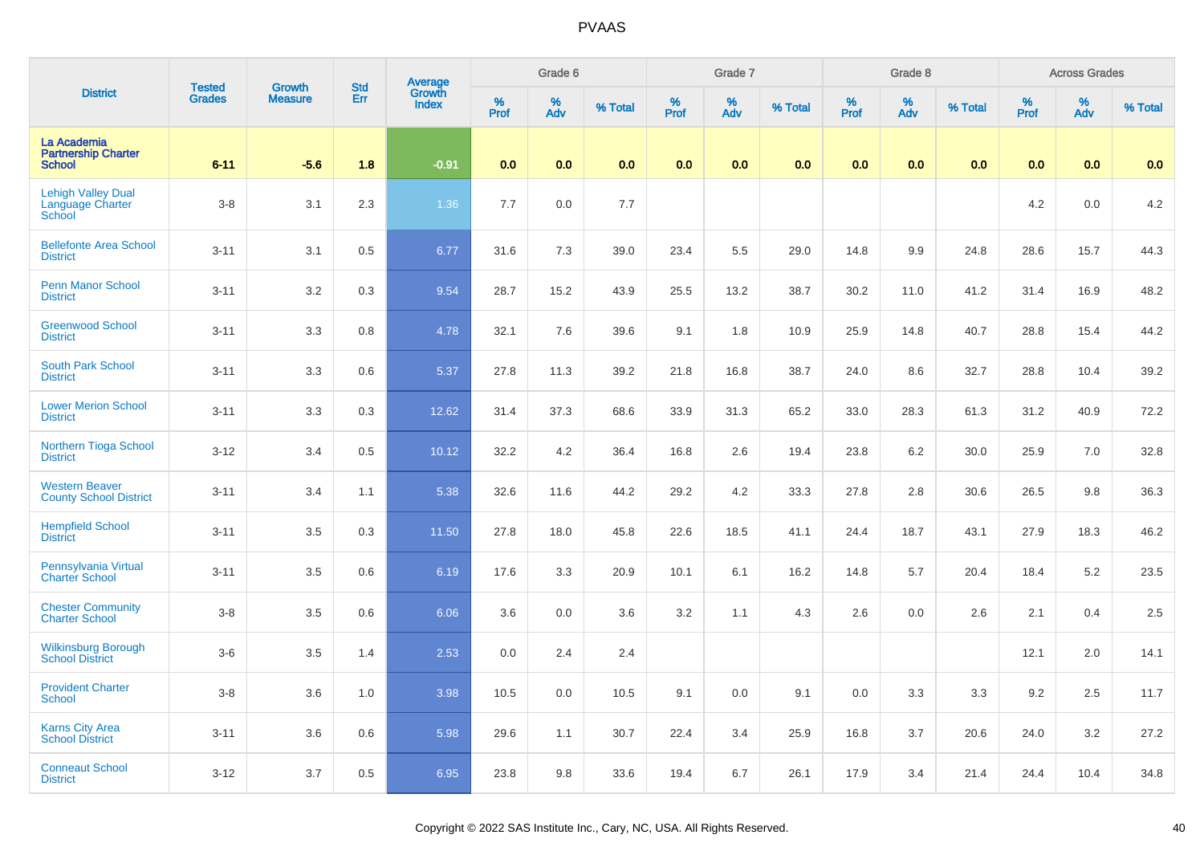# PVAAS

| District | Tested Grades | Growth Measure | Std Err | Average Growth Index | Grade 6 | | | Grade 7 | | | Grade 8 | | | Across Grades | | |
|---|---|---|---|---|---|---|---|---|---|---|---|---|---|---|---|---|
| | | | | | % Prof | % Adv | % Total | % Prof | % Adv | % Total | % Prof | % Adv | % Total | % Prof | % Adv | % Total |
| **La Academia Partnership Charter School** | **6-11** | **-5.6** | **1.8** | **-0.91** | **0.0** | **0.0** | **0.0** | **0.0** | **0.0** | **0.0** | **0.0** | **0.0** | **0.0** | **0.0** | **0.0** | **0.0** |
| Lehigh Valley Dual Language Charter School | 3-8 | 3.1 | 2.3 | 1.36 | 7.7 | 0.0 | 7.7 | | | | | | | 4.2 | 0.0 | 4.2 |
| Bellefonte Area School District | 3-11 | 3.1 | 0.5 | 6.77 | 31.6 | 7.3 | 39.0 | 23.4 | 5.5 | 29.0 | 14.8 | 9.9 | 24.8 | 28.6 | 15.7 | 44.3 |
| Penn Manor School District | 3-11 | 3.2 | 0.3 | 9.54 | 28.7 | 15.2 | 43.9 | 25.5 | 13.2 | 38.7 | 30.2 | 11.0 | 41.2 | 31.4 | 16.9 | 48.2 |
| Greenwood School District | 3-11 | 3.3 | 0.8 | 4.78 | 32.1 | 7.6 | 39.6 | 9.1 | 1.8 | 10.9 | 25.9 | 14.8 | 40.7 | 28.8 | 15.4 | 44.2 |
| South Park School District | 3-11 | 3.3 | 0.6 | 5.37 | 27.8 | 11.3 | 39.2 | 21.8 | 16.8 | 38.7 | 24.0 | 8.6 | 32.7 | 28.8 | 10.4 | 39.2 |
| Lower Merion School District | 3-11 | 3.3 | 0.3 | 12.62 | 31.4 | 37.3 | 68.6 | 33.9 | 31.3 | 65.2 | 33.0 | 28.3 | 61.3 | 31.2 | 40.9 | 72.2 |
| Northern Tioga School District | 3-12 | 3.4 | 0.5 | 10.12 | 32.2 | 4.2 | 36.4 | 16.8 | 2.6 | 19.4 | 23.8 | 6.2 | 30.0 | 25.9 | 7.0 | 32.8 |
| Western Beaver County School District | 3-11 | 3.4 | 1.1 | 5.38 | 32.6 | 11.6 | 44.2 | 29.2 | 4.2 | 33.3 | 27.8 | 2.8 | 30.6 | 26.5 | 9.8 | 36.3 |
| Hempfield School District | 3-11 | 3.5 | 0.3 | 11.50 | 27.8 | 18.0 | 45.8 | 22.6 | 18.5 | 41.1 | 24.4 | 18.7 | 43.1 | 27.9 | 18.3 | 46.2 |
| Pennsylvania Virtual Charter School | 3-11 | 3.5 | 0.6 | 6.19 | 17.6 | 3.3 | 20.9 | 10.1 | 6.1 | 16.2 | 14.8 | 5.7 | 20.4 | 18.4 | 5.2 | 23.5 |
| Chester Community Charter School | 3-8 | 3.5 | 0.6 | 6.06 | 3.6 | 0.0 | 3.6 | 3.2 | 1.1 | 4.3 | 2.6 | 0.0 | 2.6 | 2.1 | 0.4 | 2.5 |
| Wilkinsburg Borough School District | 3-6 | 3.5 | 1.4 | 2.53 | 0.0 | 2.4 | 2.4 | | | | | | | 12.1 | 2.0 | 14.1 |
| Provident Charter School | 3-8 | 3.6 | 1.0 | 3.98 | 10.5 | 0.0 | 10.5 | 9.1 | 0.0 | 9.1 | 0.0 | 3.3 | 3.3 | 9.2 | 2.5 | 11.7 |
| Karns City Area School District | 3-11 | 3.6 | 0.6 | 5.98 | 29.6 | 1.1 | 30.7 | 22.4 | 3.4 | 25.9 | 16.8 | 3.7 | 20.6 | 24.0 | 3.2 | 27.2 |
| Conneaut School District | 3-12 | 3.7 | 0.5 | 6.95 | 23.8 | 9.8 | 33.6 | 19.4 | 6.7 | 26.1 | 17.9 | 3.4 | 21.4 | 24.4 | 10.4 | 34.8 |

Copyright © 2022 SAS Institute Inc., Cary, NC, USA. All Rights Reserved.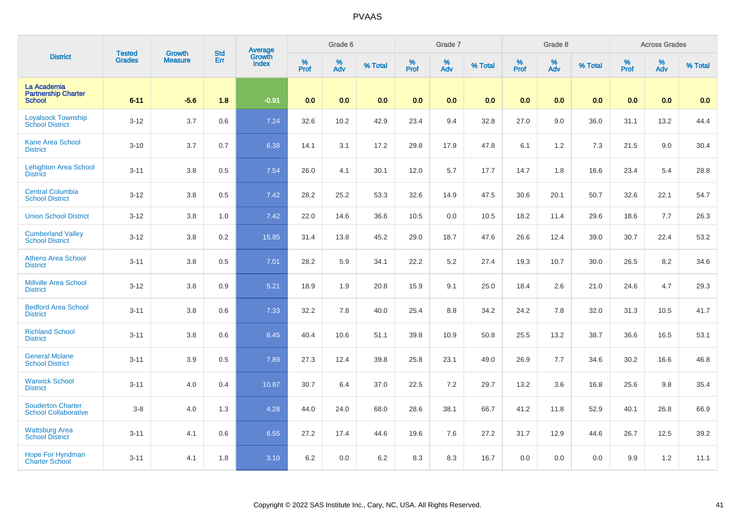| District | Tested Grades | Growth Measure | Std Err | Average Growth Index | Grade 6 | | | Grade 7 | | | Grade 8 | | | Across Grades | | |
|---|---|---|---|---|---|---|---|---|---|---|---|---|---|---|---|---|
| | | | | | % Prof | % Adv | % Total | % Prof | % Adv | % Total | % Prof | % Adv | % Total | % Prof | % Adv | % Total |
| La Academia Partnership Charter School | 6-11 | -5.6 | 1.8 | -0.91 | 0.0 | 0.0 | 0.0 | 0.0 | 0.0 | 0.0 | 0.0 | 0.0 | 0.0 | 0.0 | 0.0 | 0.0 |
| Loyalsock Township School District | 3-12 | 3.7 | 0.6 | 7.24 | 32.6 | 10.2 | 42.9 | 23.4 | 9.4 | 32.8 | 27.0 | 9.0 | 36.0 | 31.1 | 13.2 | 44.4 |
| Kane Area School District | 3-10 | 3.7 | 0.7 | 6.38 | 14.1 | 3.1 | 17.2 | 29.8 | 17.9 | 47.8 | 6.1 | 1.2 | 7.3 | 21.5 | 9.0 | 30.4 |
| Lehighton Area School District | 3-11 | 3.8 | 0.5 | 7.54 | 26.0 | 4.1 | 30.1 | 12.0 | 5.7 | 17.7 | 14.7 | 1.8 | 16.6 | 23.4 | 5.4 | 28.8 |
| Central Columbia School District | 3-12 | 3.8 | 0.5 | 7.42 | 28.2 | 25.2 | 53.3 | 32.6 | 14.9 | 47.5 | 30.6 | 20.1 | 50.7 | 32.6 | 22.1 | 54.7 |
| Union School District | 3-12 | 3.8 | 1.0 | 7.42 | 22.0 | 14.6 | 36.6 | 10.5 | 0.0 | 10.5 | 18.2 | 11.4 | 29.6 | 18.6 | 7.7 | 26.3 |
| Cumberland Valley School District | 3-12 | 3.8 | 0.2 | 15.85 | 31.4 | 13.8 | 45.2 | 29.0 | 18.7 | 47.6 | 26.6 | 12.4 | 39.0 | 30.7 | 22.4 | 53.2 |
| Athens Area School District | 3-11 | 3.8 | 0.5 | 7.01 | 28.2 | 5.9 | 34.1 | 22.2 | 5.2 | 27.4 | 19.3 | 10.7 | 30.0 | 26.5 | 8.2 | 34.6 |
| Millville Area School District | 3-12 | 3.8 | 0.9 | 5.21 | 18.9 | 1.9 | 20.8 | 15.9 | 9.1 | 25.0 | 18.4 | 2.6 | 21.0 | 24.6 | 4.7 | 29.3 |
| Bedford Area School District | 3-11 | 3.8 | 0.6 | 7.33 | 32.2 | 7.8 | 40.0 | 25.4 | 8.8 | 34.2 | 24.2 | 7.8 | 32.0 | 31.3 | 10.5 | 41.7 |
| Richland School District | 3-11 | 3.8 | 0.6 | 6.45 | 40.4 | 10.6 | 51.1 | 39.8 | 10.9 | 50.8 | 25.5 | 13.2 | 38.7 | 36.6 | 16.5 | 53.1 |
| General Mclane School District | 3-11 | 3.9 | 0.5 | 7.89 | 27.3 | 12.4 | 39.8 | 25.8 | 23.1 | 49.0 | 26.9 | 7.7 | 34.6 | 30.2 | 16.6 | 46.8 |
| Warwick School District | 3-11 | 4.0 | 0.4 | 10.87 | 30.7 | 6.4 | 37.0 | 22.5 | 7.2 | 29.7 | 13.2 | 3.6 | 16.8 | 25.6 | 9.8 | 35.4 |
| Souderton Charter School Collaborative | 3-8 | 4.0 | 1.3 | 4.28 | 44.0 | 24.0 | 68.0 | 28.6 | 38.1 | 66.7 | 41.2 | 11.8 | 52.9 | 40.1 | 26.8 | 66.9 |
| Wattsburg Area School District | 3-11 | 4.1 | 0.6 | 6.55 | 27.2 | 17.4 | 44.6 | 19.6 | 7.6 | 27.2 | 31.7 | 12.9 | 44.6 | 26.7 | 12.5 | 39.2 |
| Hope For Hyndman Charter School | 3-11 | 4.1 | 1.8 | 3.10 | 6.2 | 0.0 | 6.2 | 8.3 | 8.3 | 16.7 | 0.0 | 0.0 | 0.0 | 9.9 | 1.2 | 11.1 |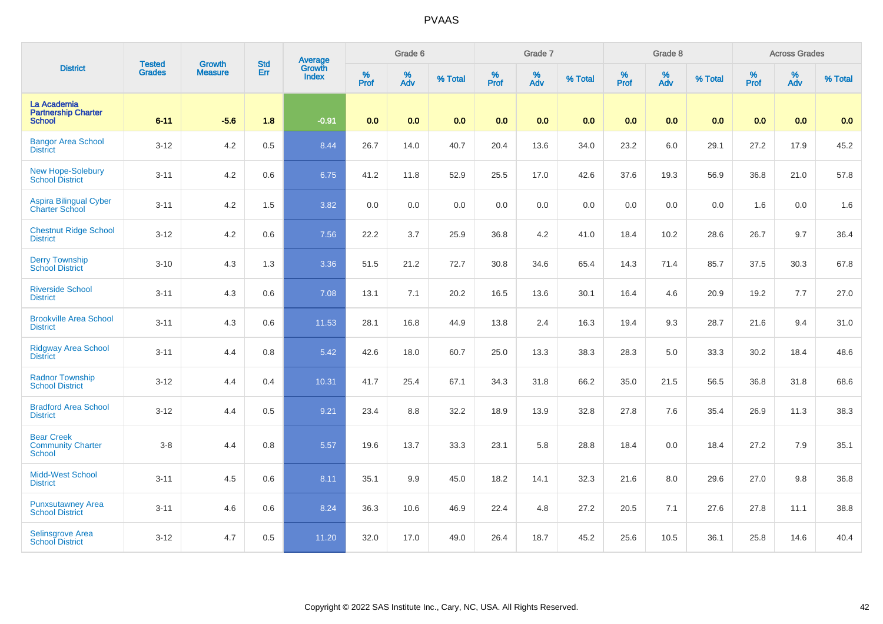# PVAAS

| District | Tested Grades | Growth Measure | Std Err | Average Growth Index | Grade 6 | | | Grade 7 | | | Grade 8 | | | Across Grades | | |
|---|---|---|---|---|---|---|---|---|---|---|---|---|---|---|---|---|
| | | | | | % Prof | % Adv | % Total | % Prof | % Adv | % Total | % Prof | % Adv | % Total | % Prof | % Adv | % Total |
| **La Academia Partnership Charter School** | **6-11** | **-5.6** | **1.8** | **-0.91** | **0.0** | **0.0** | **0.0** | **0.0** | **0.0** | **0.0** | **0.0** | **0.0** | **0.0** | **0.0** | **0.0** | **0.0** |
| Bangor Area School District | 3-12 | 4.2 | 0.5 | 8.44 | 26.7 | 14.0 | 40.7 | 20.4 | 13.6 | 34.0 | 23.2 | 6.0 | 29.1 | 27.2 | 17.9 | 45.2 |
| New Hope-Solebury School District | 3-11 | 4.2 | 0.6 | 6.75 | 41.2 | 11.8 | 52.9 | 25.5 | 17.0 | 42.6 | 37.6 | 19.3 | 56.9 | 36.8 | 21.0 | 57.8 |
| Aspira Bilingual Cyber Charter School | 3-11 | 4.2 | 1.5 | 3.82 | 0.0 | 0.0 | 0.0 | 0.0 | 0.0 | 0.0 | 0.0 | 0.0 | 0.0 | 1.6 | 0.0 | 1.6 |
| Chestnut Ridge School District | 3-12 | 4.2 | 0.6 | 7.56 | 22.2 | 3.7 | 25.9 | 36.8 | 4.2 | 41.0 | 18.4 | 10.2 | 28.6 | 26.7 | 9.7 | 36.4 |
| Derry Township School District | 3-10 | 4.3 | 1.3 | 3.36 | 51.5 | 21.2 | 72.7 | 30.8 | 34.6 | 65.4 | 14.3 | 71.4 | 85.7 | 37.5 | 30.3 | 67.8 |
| Riverside School District | 3-11 | 4.3 | 0.6 | 7.08 | 13.1 | 7.1 | 20.2 | 16.5 | 13.6 | 30.1 | 16.4 | 4.6 | 20.9 | 19.2 | 7.7 | 27.0 |
| Brookville Area School District | 3-11 | 4.3 | 0.6 | 11.53 | 28.1 | 16.8 | 44.9 | 13.8 | 2.4 | 16.3 | 19.4 | 9.3 | 28.7 | 21.6 | 9.4 | 31.0 |
| Ridgway Area School District | 3-11 | 4.4 | 0.8 | 5.42 | 42.6 | 18.0 | 60.7 | 25.0 | 13.3 | 38.3 | 28.3 | 5.0 | 33.3 | 30.2 | 18.4 | 48.6 |
| Radnor Township School District | 3-12 | 4.4 | 0.4 | 10.31 | 41.7 | 25.4 | 67.1 | 34.3 | 31.8 | 66.2 | 35.0 | 21.5 | 56.5 | 36.8 | 31.8 | 68.6 |
| Bradford Area School District | 3-12 | 4.4 | 0.5 | 9.21 | 23.4 | 8.8 | 32.2 | 18.9 | 13.9 | 32.8 | 27.8 | 7.6 | 35.4 | 26.9 | 11.3 | 38.3 |
| Bear Creek Community Charter School | 3-8 | 4.4 | 0.8 | 5.57 | 19.6 | 13.7 | 33.3 | 23.1 | 5.8 | 28.8 | 18.4 | 0.0 | 18.4 | 27.2 | 7.9 | 35.1 |
| Midd-West School District | 3-11 | 4.5 | 0.6 | 8.11 | 35.1 | 9.9 | 45.0 | 18.2 | 14.1 | 32.3 | 21.6 | 8.0 | 29.6 | 27.0 | 9.8 | 36.8 |
| Punxsutawney Area School District | 3-11 | 4.6 | 0.6 | 8.24 | 36.3 | 10.6 | 46.9 | 22.4 | 4.8 | 27.2 | 20.5 | 7.1 | 27.6 | 27.8 | 11.1 | 38.8 |
| Selinsgrove Area School District | 3-12 | 4.7 | 0.5 | 11.20 | 32.0 | 17.0 | 49.0 | 26.4 | 18.7 | 45.2 | 25.6 | 10.5 | 36.1 | 25.8 | 14.6 | 40.4 |

Copyright © 2022 SAS Institute Inc., Cary, NC, USA. All Rights Reserved.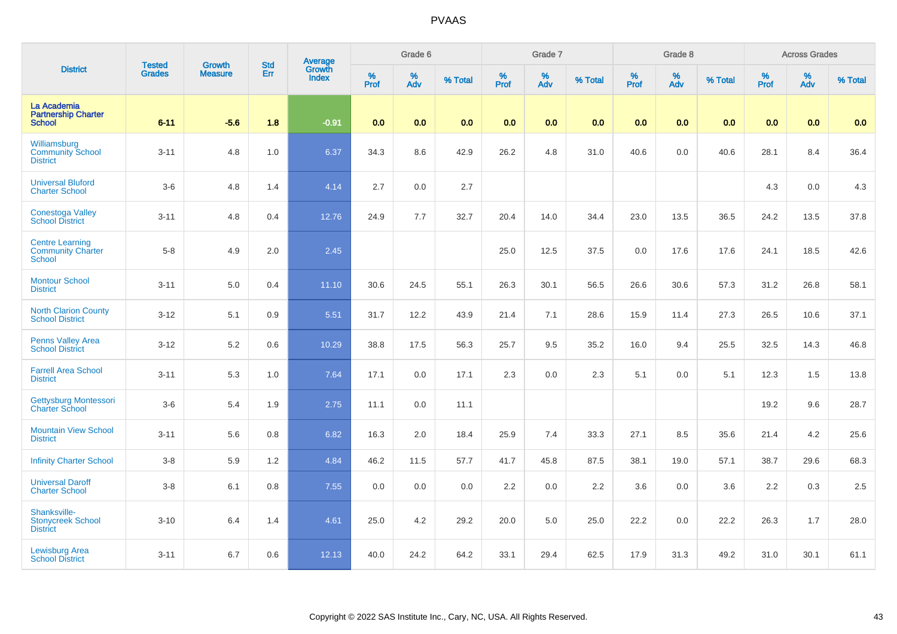# PVAAS

| District | Tested Grades | Growth Measure | Std Err | Average Growth Index | Grade 6 | | | Grade 7 | | | Grade 8 | | | Across Grades | | |
|---|---|---|---|---|---|---|---|---|---|---|---|---|---|---|---|---|
| | | | | | % Prof | % Adv | % Total | % Prof | % Adv | % Total | % Prof | % Adv | % Total | % Prof | % Adv | % Total |
| La Academia Partnership Charter School | 6-11 | -5.6 | 1.8 | -0.91 | 0.0 | 0.0 | 0.0 | 0.0 | 0.0 | 0.0 | 0.0 | 0.0 | 0.0 | 0.0 | 0.0 | 0.0 |
| Williamsburg Community School District | 3-11 | 4.8 | 1.0 | 6.37 | 34.3 | 8.6 | 42.9 | 26.2 | 4.8 | 31.0 | 40.6 | 0.0 | 40.6 | 28.1 | 8.4 | 36.4 |
| Universal Bluford Charter School | 3-6 | 4.8 | 1.4 | 4.14 | 2.7 | 0.0 | 2.7 | | | | | | | 4.3 | 0.0 | 4.3 |
| Conestoga Valley School District | 3-11 | 4.8 | 0.4 | 12.76 | 24.9 | 7.7 | 32.7 | 20.4 | 14.0 | 34.4 | 23.0 | 13.5 | 36.5 | 24.2 | 13.5 | 37.8 |
| Centre Learning Community Charter School | 5-8 | 4.9 | 2.0 | 2.45 | | | | 25.0 | 12.5 | 37.5 | 0.0 | 17.6 | 17.6 | 24.1 | 18.5 | 42.6 |
| Montour School District | 3-11 | 5.0 | 0.4 | 11.10 | 30.6 | 24.5 | 55.1 | 26.3 | 30.1 | 56.5 | 26.6 | 30.6 | 57.3 | 31.2 | 26.8 | 58.1 |
| North Clarion County School District | 3-12 | 5.1 | 0.9 | 5.51 | 31.7 | 12.2 | 43.9 | 21.4 | 7.1 | 28.6 | 15.9 | 11.4 | 27.3 | 26.5 | 10.6 | 37.1 |
| Penns Valley Area School District | 3-12 | 5.2 | 0.6 | 10.29 | 38.8 | 17.5 | 56.3 | 25.7 | 9.5 | 35.2 | 16.0 | 9.4 | 25.5 | 32.5 | 14.3 | 46.8 |
| Farrell Area School District | 3-11 | 5.3 | 1.0 | 7.64 | 17.1 | 0.0 | 17.1 | 2.3 | 0.0 | 2.3 | 5.1 | 0.0 | 5.1 | 12.3 | 1.5 | 13.8 |
| Gettysburg Montessori Charter School | 3-6 | 5.4 | 1.9 | 2.75 | 11.1 | 0.0 | 11.1 | | | | | | | 19.2 | 9.6 | 28.7 |
| Mountain View School District | 3-11 | 5.6 | 0.8 | 6.82 | 16.3 | 2.0 | 18.4 | 25.9 | 7.4 | 33.3 | 27.1 | 8.5 | 35.6 | 21.4 | 4.2 | 25.6 |
| Infinity Charter School | 3-8 | 5.9 | 1.2 | 4.84 | 46.2 | 11.5 | 57.7 | 41.7 | 45.8 | 87.5 | 38.1 | 19.0 | 57.1 | 38.7 | 29.6 | 68.3 |
| Universal Daroff Charter School | 3-8 | 6.1 | 0.8 | 7.55 | 0.0 | 0.0 | 0.0 | 2.2 | 0.0 | 2.2 | 3.6 | 0.0 | 3.6 | 2.2 | 0.3 | 2.5 |
| Shanksville-Stonycreek School District | 3-10 | 6.4 | 1.4 | 4.61 | 25.0 | 4.2 | 29.2 | 20.0 | 5.0 | 25.0 | 22.2 | 0.0 | 22.2 | 26.3 | 1.7 | 28.0 |
| Lewisburg Area School District | 3-11 | 6.7 | 0.6 | 12.13 | 40.0 | 24.2 | 64.2 | 33.1 | 29.4 | 62.5 | 17.9 | 31.3 | 49.2 | 31.0 | 30.1 | 61.1 |

Copyright © 2022 SAS Institute Inc., Cary, NC, USA. All Rights Reserved.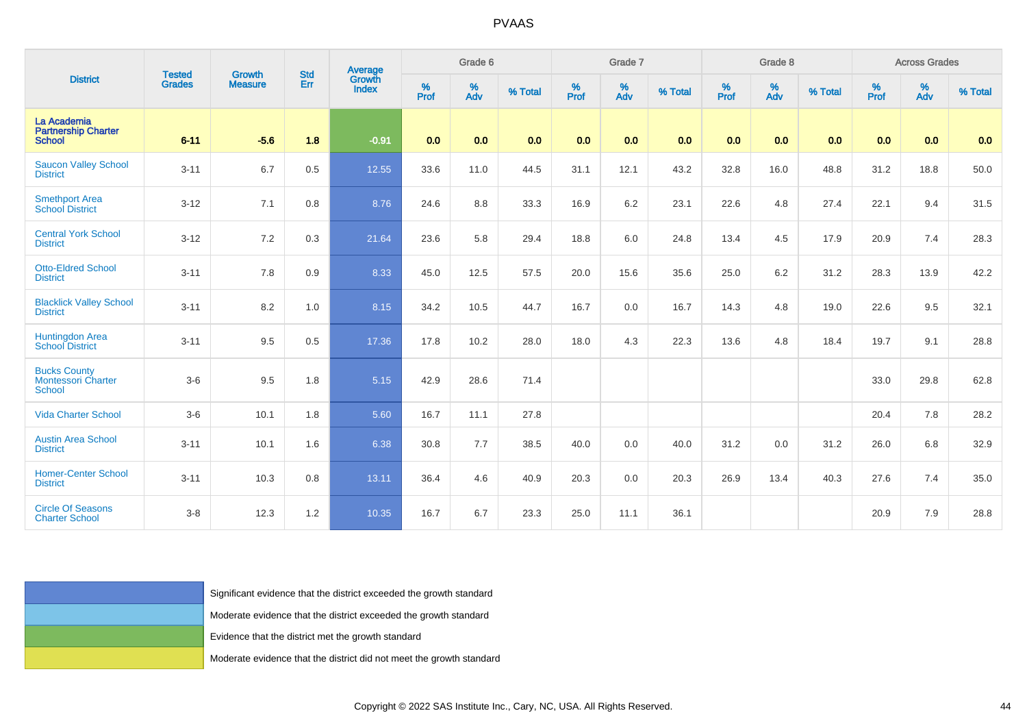# PVAAS

| District | Tested Grades | Growth Measure | Std Err | Average Growth Index | Grade 6 | | | Grade 7 | | | Grade 8 | | | Across Grades | | |
|---|---|---|---|---|---|---|---|---|---|---|---|---|---|---|---|---|
| | | | | | % Prof | % Adv | % Total | % Prof | % Adv | % Total | % Prof | % Adv | % Total | % Prof | % Adv | % Total |
| La Academia Partnership Charter School | 6-11 | -5.6 | 1.8 | -0.91 | 0.0 | 0.0 | 0.0 | 0.0 | 0.0 | 0.0 | 0.0 | 0.0 | 0.0 | 0.0 | 0.0 | 0.0 |
| Saucon Valley School District | 3-11 | 6.7 | 0.5 | 12.55 | 33.6 | 11.0 | 44.5 | 31.1 | 12.1 | 43.2 | 32.8 | 16.0 | 48.8 | 31.2 | 18.8 | 50.0 |
| Smethport Area School District | 3-12 | 7.1 | 0.8 | 8.76 | 24.6 | 8.8 | 33.3 | 16.9 | 6.2 | 23.1 | 22.6 | 4.8 | 27.4 | 22.1 | 9.4 | 31.5 |
| Central York School District | 3-12 | 7.2 | 0.3 | 21.64 | 23.6 | 5.8 | 29.4 | 18.8 | 6.0 | 24.8 | 13.4 | 4.5 | 17.9 | 20.9 | 7.4 | 28.3 |
| Otto-Eldred School District | 3-11 | 7.8 | 0.9 | 8.33 | 45.0 | 12.5 | 57.5 | 20.0 | 15.6 | 35.6 | 25.0 | 6.2 | 31.2 | 28.3 | 13.9 | 42.2 |
| Blacklick Valley School District | 3-11 | 8.2 | 1.0 | 8.15 | 34.2 | 10.5 | 44.7 | 16.7 | 0.0 | 16.7 | 14.3 | 4.8 | 19.0 | 22.6 | 9.5 | 32.1 |
| Huntingdon Area School District | 3-11 | 9.5 | 0.5 | 17.36 | 17.8 | 10.2 | 28.0 | 18.0 | 4.3 | 22.3 | 13.6 | 4.8 | 18.4 | 19.7 | 9.1 | 28.8 |
| Bucks County Montessori Charter School | 3-6 | 9.5 | 1.8 | 5.15 | 42.9 | 28.6 | 71.4 | | | | | | | 33.0 | 29.8 | 62.8 |
| Vida Charter School | 3-6 | 10.1 | 1.8 | 5.60 | 16.7 | 11.1 | 27.8 | | | | | | | 20.4 | 7.8 | 28.2 |
| Austin Area School District | 3-11 | 10.1 | 1.6 | 6.38 | 30.8 | 7.7 | 38.5 | 40.0 | 0.0 | 40.0 | 31.2 | 0.0 | 31.2 | 26.0 | 6.8 | 32.9 |
| Homer-Center School District | 3-11 | 10.3 | 0.8 | 13.11 | 36.4 | 4.6 | 40.9 | 20.3 | 0.0 | 20.3 | 26.9 | 13.4 | 40.3 | 27.6 | 7.4 | 35.0 |
| Circle Of Seasons Charter School | 3-8 | 12.3 | 1.2 | 10.35 | 16.7 | 6.7 | 23.3 | 25.0 | 11.1 | 36.1 | | | | 20.9 | 7.9 | 28.8 |

- Significant evidence that the district exceeded the growth standard
- Moderate evidence that the district exceeded the growth standard
- Evidence that the district met the growth standard
- Moderate evidence that the district did not meet the growth standard

Copyright © 2022 SAS Institute Inc., Cary, NC, USA. All Rights Reserved.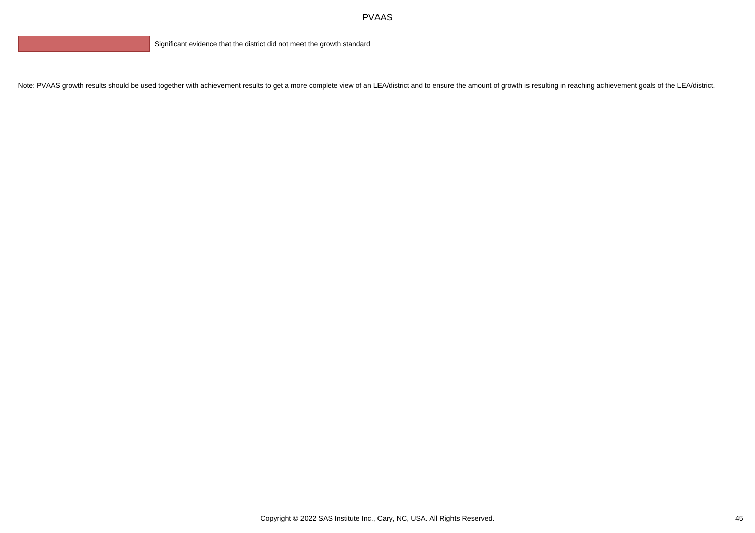Significant evidence that the district did not meet the growth standard

Note: PVAAS growth results should be used together with achievement results to get a more complete view of an LEA/district and to ensure the amount of growth is resulting in reaching achievement goals of the LEA/district.

Copyright © 2022 SAS Institute Inc., Cary, NC, USA. All Rights Reserved.